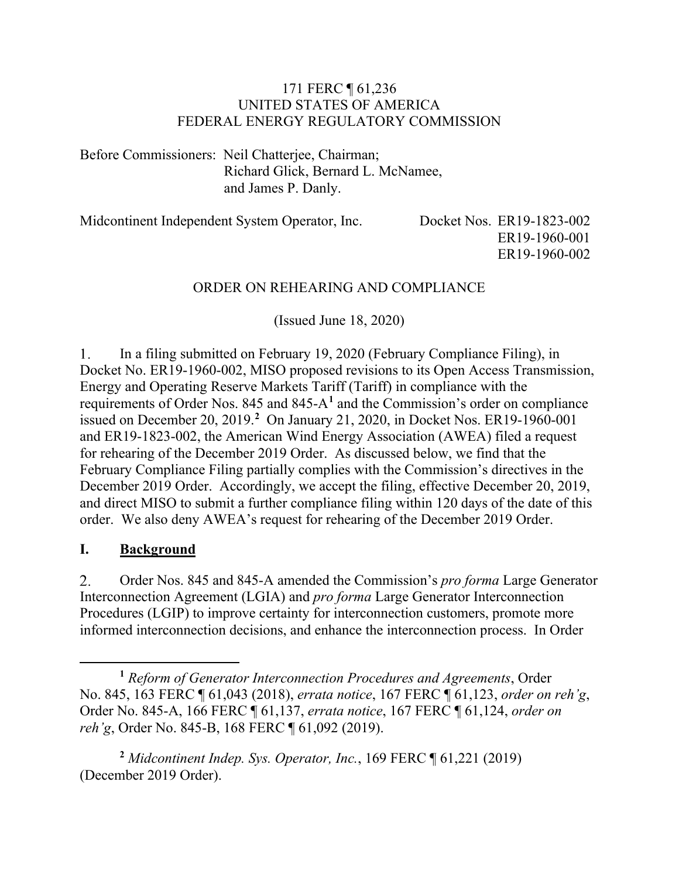171 FERC ¶ 61,236
UNITED STATES OF AMERICA
FEDERAL ENERGY REGULATORY COMMISSION

Before Commissioners: Neil Chatterjee, Chairman;
Richard Glick, Bernard L. McNamee,
and James P. Danly.

Midcontinent Independent System Operator, Inc. Docket Nos. ER19-1823-002
ER19-1960-001
ER19-1960-002

ORDER ON REHEARING AND COMPLIANCE

(Issued June 18, 2020)

1. In a filing submitted on February 19, 2020 (February Compliance Filing), in Docket No. ER19-1960-002, MISO proposed revisions to its Open Access Transmission, Energy and Operating Reserve Markets Tariff (Tariff) in compliance with the requirements of Order Nos. 845 and 845-A[1] and the Commission's order on compliance issued on December 20, 2019.[2] On January 21, 2020, in Docket Nos. ER19-1960-001 and ER19-1823-002, the American Wind Energy Association (AWEA) filed a request for rehearing of the December 2019 Order. As discussed below, we find that the February Compliance Filing partially complies with the Commission's directives in the December 2019 Order. Accordingly, we accept the filing, effective December 20, 2019, and direct MISO to submit a further compliance filing within 120 days of the date of this order. We also deny AWEA's request for rehearing of the December 2019 Order.

## I. Background

2. Order Nos. 845 and 845-A amended the Commission's *pro forma* Large Generator Interconnection Agreement (LGIA) and *pro forma* Large Generator Interconnection Procedures (LGIP) to improve certainty for interconnection customers, promote more informed interconnection decisions, and enhance the interconnection process. In Order

[1] *Reform of Generator Interconnection Procedures and Agreements*, Order No. 845, 163 FERC ¶ 61,043 (2018), *errata notice*, 167 FERC ¶ 61,123, *order on reh'g*, Order No. 845-A, 166 FERC ¶ 61,137, *errata notice*, 167 FERC ¶ 61,124, *order on reh'g*, Order No. 845-B, 168 FERC ¶ 61,092 (2019).

[2] *Midcontinent Indep. Sys. Operator, Inc.*, 169 FERC ¶ 61,221 (2019) (December 2019 Order).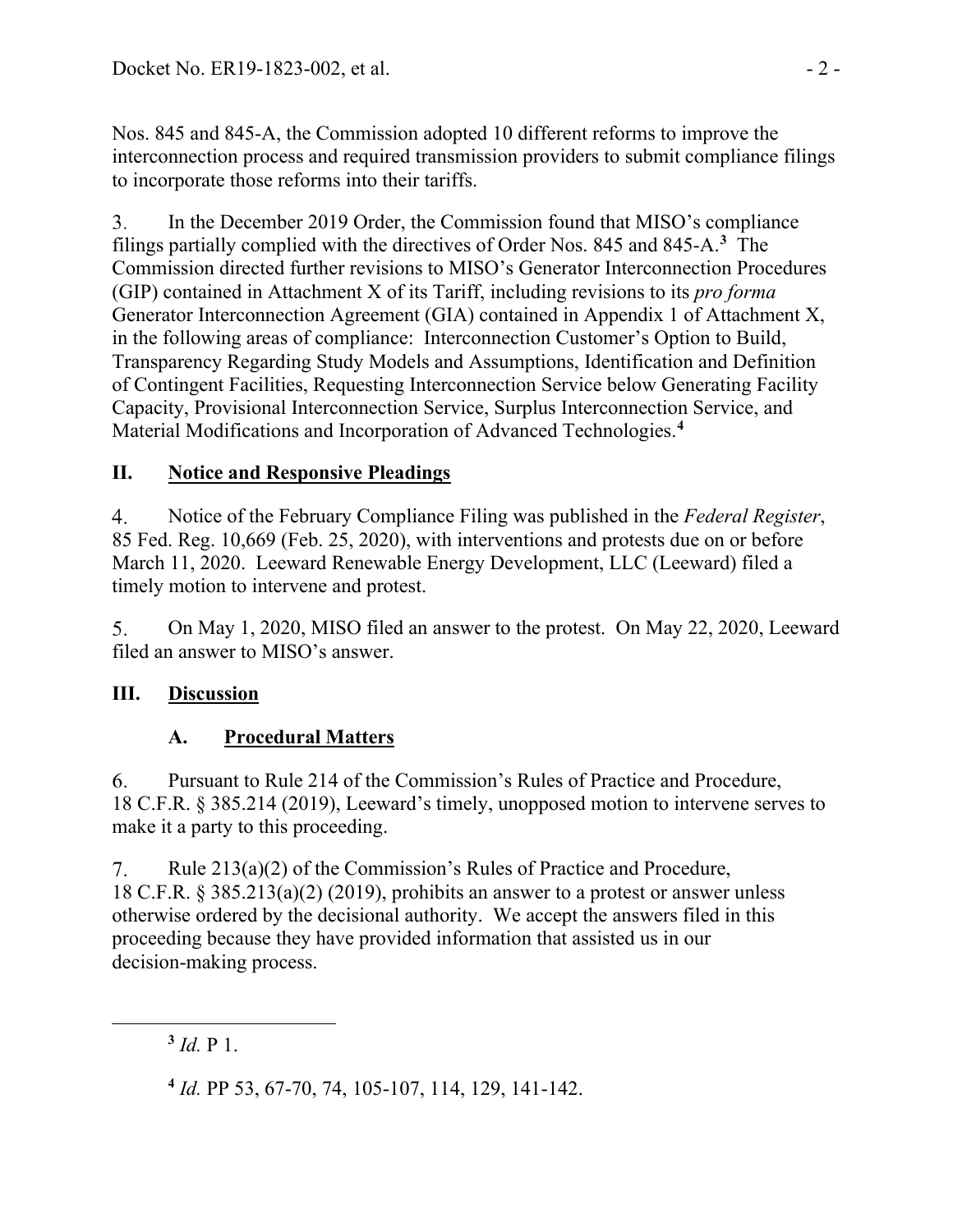Nos. 845 and 845-A, the Commission adopted 10 different reforms to improve the interconnection process and required transmission providers to submit compliance filings to incorporate those reforms into their tariffs.

3. In the December 2019 Order, the Commission found that MISO's compliance filings partially complied with the directives of Order Nos. 845 and 845-A.[3] The Commission directed further revisions to MISO's Generator Interconnection Procedures (GIP) contained in Attachment X of its Tariff, including revisions to its *pro forma* Generator Interconnection Agreement (GIA) contained in Appendix 1 of Attachment X, in the following areas of compliance: Interconnection Customer's Option to Build, Transparency Regarding Study Models and Assumptions, Identification and Definition of Contingent Facilities, Requesting Interconnection Service below Generating Facility Capacity, Provisional Interconnection Service, Surplus Interconnection Service, and Material Modifications and Incorporation of Advanced Technologies.[4]

## II. Notice and Responsive Pleadings

4. Notice of the February Compliance Filing was published in the *Federal Register*, 85 Fed. Reg. 10,669 (Feb. 25, 2020), with interventions and protests due on or before March 11, 2020. Leeward Renewable Energy Development, LLC (Leeward) filed a timely motion to intervene and protest.

5. On May 1, 2020, MISO filed an answer to the protest. On May 22, 2020, Leeward filed an answer to MISO's answer.

## III. Discussion

### A. Procedural Matters

6. Pursuant to Rule 214 of the Commission's Rules of Practice and Procedure, 18 C.F.R. § 385.214 (2019), Leeward's timely, unopposed motion to intervene serves to make it a party to this proceeding.

7. Rule 213(a)(2) of the Commission's Rules of Practice and Procedure, 18 C.F.R. § 385.213(a)(2) (2019), prohibits an answer to a protest or answer unless otherwise ordered by the decisional authority. We accept the answers filed in this proceeding because they have provided information that assisted us in our decision-making process.

---

[3] *Id.* P 1.

[4] *Id.* PP 53, 67-70, 74, 105-107, 114, 129, 141-142.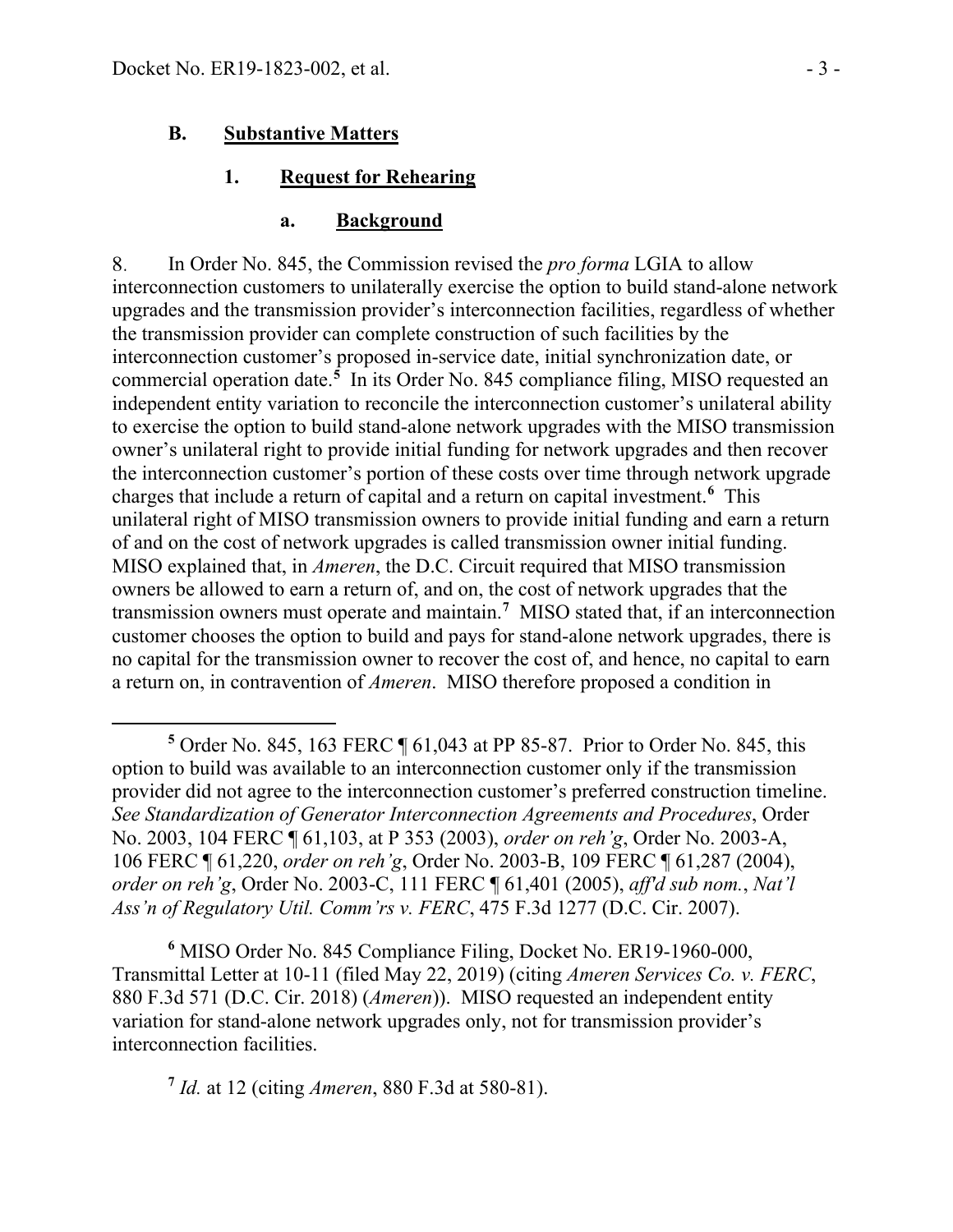### B. Substantive Matters

#### 1. Request for Rehearing

##### a. Background

8. In Order No. 845, the Commission revised the *pro forma* LGIA to allow interconnection customers to unilaterally exercise the option to build stand-alone network upgrades and the transmission provider's interconnection facilities, regardless of whether the transmission provider can complete construction of such facilities by the interconnection customer's proposed in-service date, initial synchronization date, or commercial operation date.[5] In its Order No. 845 compliance filing, MISO requested an independent entity variation to reconcile the interconnection customer's unilateral ability to exercise the option to build stand-alone network upgrades with the MISO transmission owner's unilateral right to provide initial funding for network upgrades and then recover the interconnection customer's portion of these costs over time through network upgrade charges that include a return of capital and a return on capital investment.[6] This unilateral right of MISO transmission owners to provide initial funding and earn a return of and on the cost of network upgrades is called transmission owner initial funding. MISO explained that, in *Ameren*, the D.C. Circuit required that MISO transmission owners be allowed to earn a return of, and on, the cost of network upgrades that the transmission owners must operate and maintain.[7] MISO stated that, if an interconnection customer chooses the option to build and pays for stand-alone network upgrades, there is no capital for the transmission owner to recover the cost of, and hence, no capital to earn a return on, in contravention of *Ameren*. MISO therefore proposed a condition in

---

[5] Order No. 845, 163 FERC ¶ 61,043 at PP 85-87. Prior to Order No. 845, this option to build was available to an interconnection customer only if the transmission provider did not agree to the interconnection customer's preferred construction timeline. *See Standardization of Generator Interconnection Agreements and Procedures*, Order No. 2003, 104 FERC ¶ 61,103, at P 353 (2003), *order on reh'g*, Order No. 2003-A, 106 FERC ¶ 61,220, *order on reh'g*, Order No. 2003-B, 109 FERC ¶ 61,287 (2004), *order on reh'g*, Order No. 2003-C, 111 FERC ¶ 61,401 (2005), *aff'd sub nom.*, *Nat'l Ass'n of Regulatory Util. Comm'rs v. FERC*, 475 F.3d 1277 (D.C. Cir. 2007).

[6] MISO Order No. 845 Compliance Filing, Docket No. ER19-1960-000, Transmittal Letter at 10-11 (filed May 22, 2019) (citing *Ameren Services Co. v. FERC*, 880 F.3d 571 (D.C. Cir. 2018) (*Ameren*)). MISO requested an independent entity variation for stand-alone network upgrades only, not for transmission provider's interconnection facilities.

[7] *Id.* at 12 (citing *Ameren*, 880 F.3d at 580-81).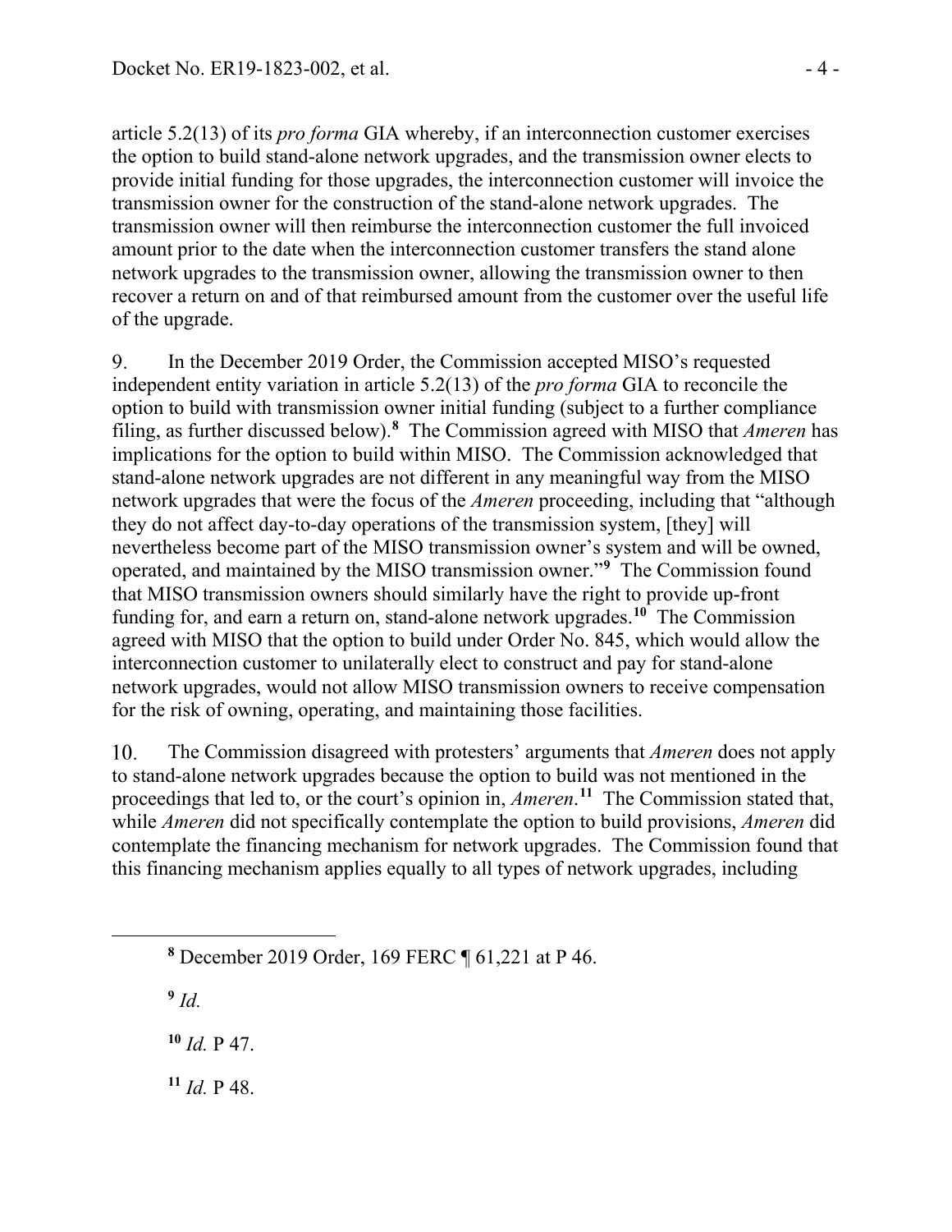article 5.2(13) of its *pro forma* GIA whereby, if an interconnection customer exercises the option to build stand-alone network upgrades, and the transmission owner elects to provide initial funding for those upgrades, the interconnection customer will invoice the transmission owner for the construction of the stand-alone network upgrades. The transmission owner will then reimburse the interconnection customer the full invoiced amount prior to the date when the interconnection customer transfers the stand alone network upgrades to the transmission owner, allowing the transmission owner to then recover a return on and of that reimbursed amount from the customer over the useful life of the upgrade.

9. In the December 2019 Order, the Commission accepted MISO's requested independent entity variation in article 5.2(13) of the *pro forma* GIA to reconcile the option to build with transmission owner initial funding (subject to a further compliance filing, as further discussed below).[8] The Commission agreed with MISO that *Ameren* has implications for the option to build within MISO. The Commission acknowledged that stand-alone network upgrades are not different in any meaningful way from the MISO network upgrades that were the focus of the *Ameren* proceeding, including that "although they do not affect day-to-day operations of the transmission system, [they] will nevertheless become part of the MISO transmission owner's system and will be owned, operated, and maintained by the MISO transmission owner."[9] The Commission found that MISO transmission owners should similarly have the right to provide up-front funding for, and earn a return on, stand-alone network upgrades.[10] The Commission agreed with MISO that the option to build under Order No. 845, which would allow the interconnection customer to unilaterally elect to construct and pay for stand-alone network upgrades, would not allow MISO transmission owners to receive compensation for the risk of owning, operating, and maintaining those facilities.

10. The Commission disagreed with protesters' arguments that *Ameren* does not apply to stand-alone network upgrades because the option to build was not mentioned in the proceedings that led to, or the court's opinion in, *Ameren*.[11] The Commission stated that, while *Ameren* did not specifically contemplate the option to build provisions, *Ameren* did contemplate the financing mechanism for network upgrades. The Commission found that this financing mechanism applies equally to all types of network upgrades, including

---

[8] December 2019 Order, 169 FERC ¶ 61,221 at P 46.

[9] *Id.*

[10] *Id.* P 47.

[11] *Id.* P 48.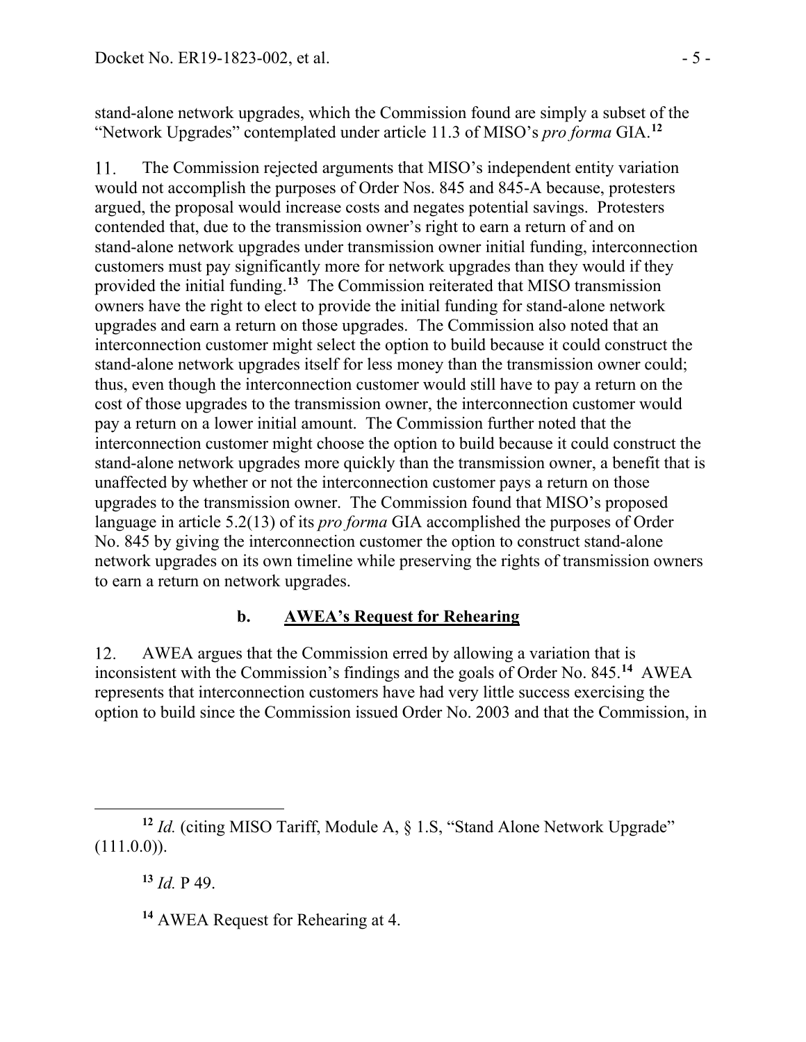stand-alone network upgrades, which the Commission found are simply a subset of the "Network Upgrades" contemplated under article 11.3 of MISO's *pro forma* GIA.[12]

11. The Commission rejected arguments that MISO's independent entity variation would not accomplish the purposes of Order Nos. 845 and 845-A because, protesters argued, the proposal would increase costs and negates potential savings. Protesters contended that, due to the transmission owner's right to earn a return of and on stand-alone network upgrades under transmission owner initial funding, interconnection customers must pay significantly more for network upgrades than they would if they provided the initial funding.[13] The Commission reiterated that MISO transmission owners have the right to elect to provide the initial funding for stand-alone network upgrades and earn a return on those upgrades. The Commission also noted that an interconnection customer might select the option to build because it could construct the stand-alone network upgrades itself for less money than the transmission owner could; thus, even though the interconnection customer would still have to pay a return on the cost of those upgrades to the transmission owner, the interconnection customer would pay a return on a lower initial amount. The Commission further noted that the interconnection customer might choose the option to build because it could construct the stand-alone network upgrades more quickly than the transmission owner, a benefit that is unaffected by whether or not the interconnection customer pays a return on those upgrades to the transmission owner. The Commission found that MISO's proposed language in article 5.2(13) of its *pro forma* GIA accomplished the purposes of Order No. 845 by giving the interconnection customer the option to construct stand-alone network upgrades on its own timeline while preserving the rights of transmission owners to earn a return on network upgrades.

### b. AWEA's Request for Rehearing

12. AWEA argues that the Commission erred by allowing a variation that is inconsistent with the Commission's findings and the goals of Order No. 845.[14] AWEA represents that interconnection customers have had very little success exercising the option to build since the Commission issued Order No. 2003 and that the Commission, in

---

[12] *Id.* (citing MISO Tariff, Module A, § 1.S, "Stand Alone Network Upgrade" (111.0.0)).

[13] *Id.* P 49.

[14] AWEA Request for Rehearing at 4.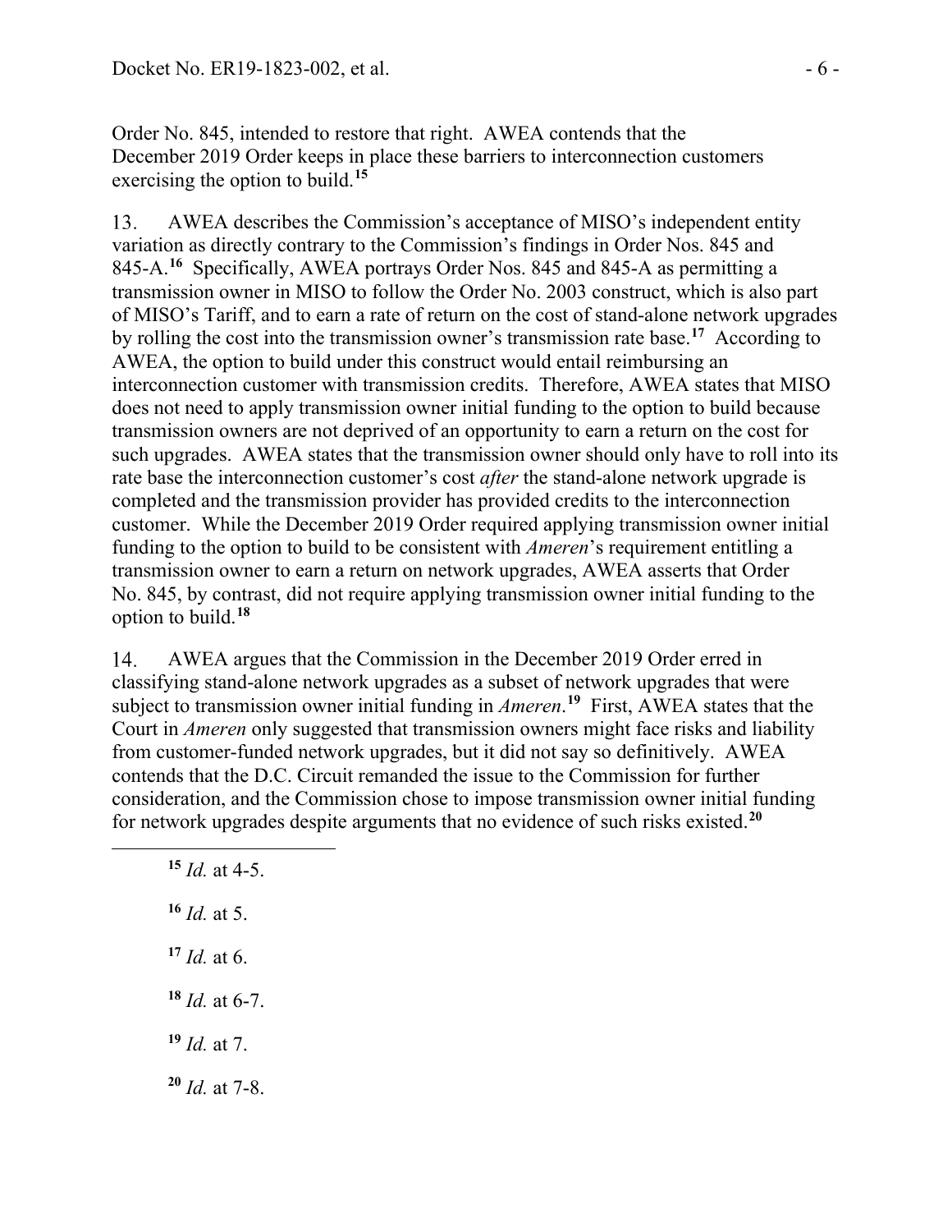Order No. 845, intended to restore that right. AWEA contends that the December 2019 Order keeps in place these barriers to interconnection customers exercising the option to build.[15]

13. AWEA describes the Commission's acceptance of MISO's independent entity variation as directly contrary to the Commission's findings in Order Nos. 845 and 845-A.[16] Specifically, AWEA portrays Order Nos. 845 and 845-A as permitting a transmission owner in MISO to follow the Order No. 2003 construct, which is also part of MISO's Tariff, and to earn a rate of return on the cost of stand-alone network upgrades by rolling the cost into the transmission owner's transmission rate base.[17] According to AWEA, the option to build under this construct would entail reimbursing an interconnection customer with transmission credits. Therefore, AWEA states that MISO does not need to apply transmission owner initial funding to the option to build because transmission owners are not deprived of an opportunity to earn a return on the cost for such upgrades. AWEA states that the transmission owner should only have to roll into its rate base the interconnection customer's cost *after* the stand-alone network upgrade is completed and the transmission provider has provided credits to the interconnection customer. While the December 2019 Order required applying transmission owner initial funding to the option to build to be consistent with *Ameren*'s requirement entitling a transmission owner to earn a return on network upgrades, AWEA asserts that Order No. 845, by contrast, did not require applying transmission owner initial funding to the option to build.[18]

14. AWEA argues that the Commission in the December 2019 Order erred in classifying stand-alone network upgrades as a subset of network upgrades that were subject to transmission owner initial funding in *Ameren*.[19] First, AWEA states that the Court in *Ameren* only suggested that transmission owners might face risks and liability from customer-funded network upgrades, but it did not say so definitively. AWEA contends that the D.C. Circuit remanded the issue to the Commission for further consideration, and the Commission chose to impose transmission owner initial funding for network upgrades despite arguments that no evidence of such risks existed.[20]

---

[15] *Id.* at 4-5.

[16] *Id.* at 5.

[17] *Id.* at 6.

[18] *Id.* at 6-7.

[19] *Id.* at 7.

[20] *Id.* at 7-8.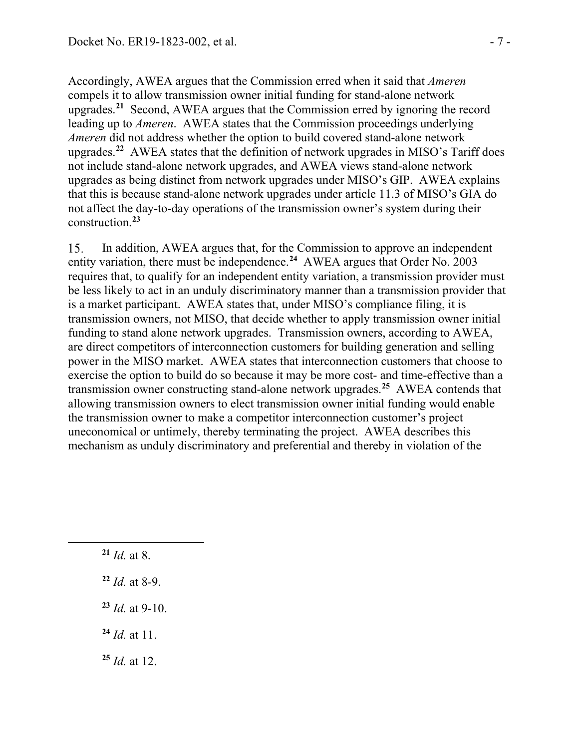Accordingly, AWEA argues that the Commission erred when it said that *Ameren* compels it to allow transmission owner initial funding for stand-alone network upgrades.[21] Second, AWEA argues that the Commission erred by ignoring the record leading up to *Ameren*. AWEA states that the Commission proceedings underlying *Ameren* did not address whether the option to build covered stand-alone network upgrades.[22] AWEA states that the definition of network upgrades in MISO's Tariff does not include stand-alone network upgrades, and AWEA views stand-alone network upgrades as being distinct from network upgrades under MISO's GIP. AWEA explains that this is because stand-alone network upgrades under article 11.3 of MISO's GIA do not affect the day-to-day operations of the transmission owner's system during their construction.[23]

15. In addition, AWEA argues that, for the Commission to approve an independent entity variation, there must be independence.[24] AWEA argues that Order No. 2003 requires that, to qualify for an independent entity variation, a transmission provider must be less likely to act in an unduly discriminatory manner than a transmission provider that is a market participant. AWEA states that, under MISO's compliance filing, it is transmission owners, not MISO, that decide whether to apply transmission owner initial funding to stand alone network upgrades. Transmission owners, according to AWEA, are direct competitors of interconnection customers for building generation and selling power in the MISO market. AWEA states that interconnection customers that choose to exercise the option to build do so because it may be more cost- and time-effective than a transmission owner constructing stand-alone network upgrades.[25] AWEA contends that allowing transmission owners to elect transmission owner initial funding would enable the transmission owner to make a competitor interconnection customer's project uneconomical or untimely, thereby terminating the project. AWEA describes this mechanism as unduly discriminatory and preferential and thereby in violation of the

---

[21] *Id.* at 8.

[22] *Id.* at 8-9.

[23] *Id.* at 9-10.

[24] *Id.* at 11.

[25] *Id.* at 12.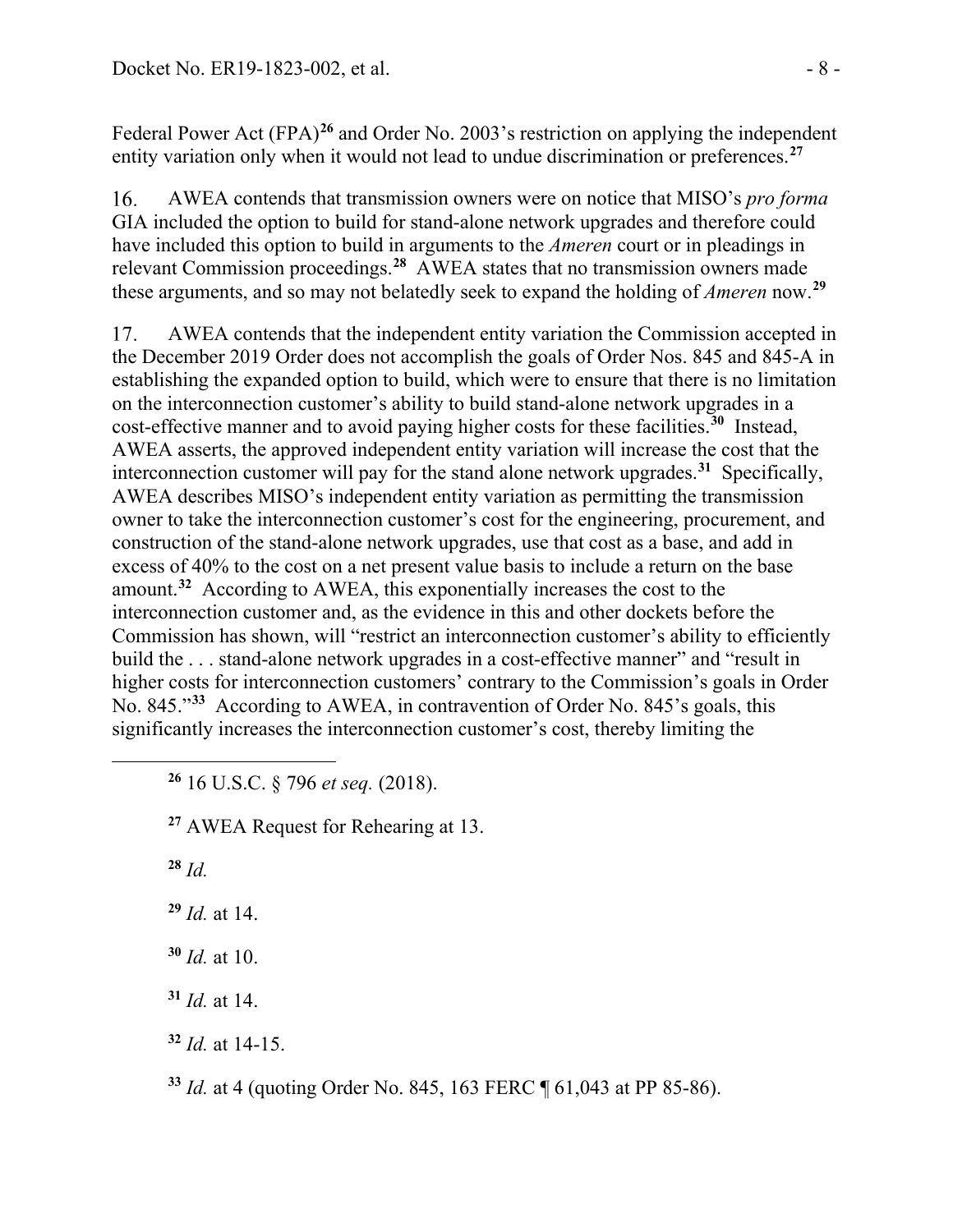Federal Power Act (FPA)[26] and Order No. 2003's restriction on applying the independent entity variation only when it would not lead to undue discrimination or preferences.[27]

16. AWEA contends that transmission owners were on notice that MISO's *pro forma* GIA included the option to build for stand-alone network upgrades and therefore could have included this option to build in arguments to the *Ameren* court or in pleadings in relevant Commission proceedings.[28] AWEA states that no transmission owners made these arguments, and so may not belatedly seek to expand the holding of *Ameren* now.[29]

17. AWEA contends that the independent entity variation the Commission accepted in the December 2019 Order does not accomplish the goals of Order Nos. 845 and 845-A in establishing the expanded option to build, which were to ensure that there is no limitation on the interconnection customer's ability to build stand-alone network upgrades in a cost-effective manner and to avoid paying higher costs for these facilities.[30] Instead, AWEA asserts, the approved independent entity variation will increase the cost that the interconnection customer will pay for the stand alone network upgrades.[31] Specifically, AWEA describes MISO's independent entity variation as permitting the transmission owner to take the interconnection customer's cost for the engineering, procurement, and construction of the stand-alone network upgrades, use that cost as a base, and add in excess of 40% to the cost on a net present value basis to include a return on the base amount.[32] According to AWEA, this exponentially increases the cost to the interconnection customer and, as the evidence in this and other dockets before the Commission has shown, will "restrict an interconnection customer's ability to efficiently build the . . . stand-alone network upgrades in a cost-effective manner" and "result in higher costs for interconnection customers' contrary to the Commission's goals in Order No. 845."[33] According to AWEA, in contravention of Order No. 845's goals, this significantly increases the interconnection customer's cost, thereby limiting the

---

[26] 16 U.S.C. § 796 *et seq.* (2018).

[27] AWEA Request for Rehearing at 13.

[28] *Id.*

[29] *Id.* at 14.

[30] *Id.* at 10.

[31] *Id.* at 14.

[32] *Id.* at 14-15.

[33] *Id.* at 4 (quoting Order No. 845, 163 FERC ¶ 61,043 at PP 85-86).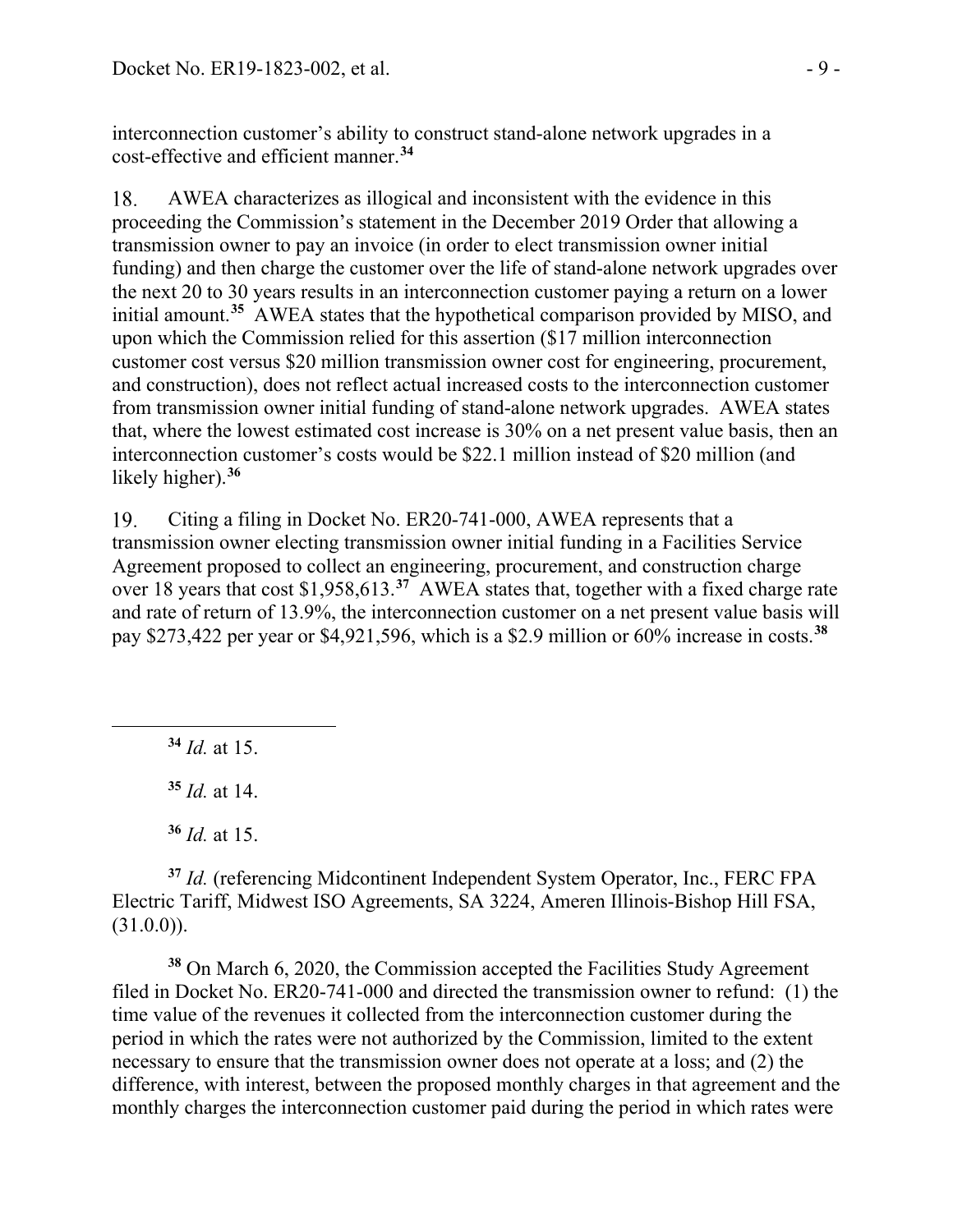interconnection customer's ability to construct stand-alone network upgrades in a cost-effective and efficient manner.[34]

18. AWEA characterizes as illogical and inconsistent with the evidence in this proceeding the Commission's statement in the December 2019 Order that allowing a transmission owner to pay an invoice (in order to elect transmission owner initial funding) and then charge the customer over the life of stand-alone network upgrades over the next 20 to 30 years results in an interconnection customer paying a return on a lower initial amount.[35] AWEA states that the hypothetical comparison provided by MISO, and upon which the Commission relied for this assertion ($17 million interconnection customer cost versus $20 million transmission owner cost for engineering, procurement, and construction), does not reflect actual increased costs to the interconnection customer from transmission owner initial funding of stand-alone network upgrades. AWEA states that, where the lowest estimated cost increase is 30% on a net present value basis, then an interconnection customer's costs would be $22.1 million instead of $20 million (and likely higher).[36]

19. Citing a filing in Docket No. ER20-741-000, AWEA represents that a transmission owner electing transmission owner initial funding in a Facilities Service Agreement proposed to collect an engineering, procurement, and construction charge over 18 years that cost $1,958,613.[37] AWEA states that, together with a fixed charge rate and rate of return of 13.9%, the interconnection customer on a net present value basis will pay $273,422 per year or $4,921,596, which is a $2.9 million or 60% increase in costs.[38]

---

[34] *Id.* at 15.

[35] *Id.* at 14.

[36] *Id.* at 15.

[37] *Id.* (referencing Midcontinent Independent System Operator, Inc., FERC FPA Electric Tariff, Midwest ISO Agreements, SA 3224, Ameren Illinois-Bishop Hill FSA, (31.0.0)).

[38] On March 6, 2020, the Commission accepted the Facilities Study Agreement filed in Docket No. ER20-741-000 and directed the transmission owner to refund: (1) the time value of the revenues it collected from the interconnection customer during the period in which the rates were not authorized by the Commission, limited to the extent necessary to ensure that the transmission owner does not operate at a loss; and (2) the difference, with interest, between the proposed monthly charges in that agreement and the monthly charges the interconnection customer paid during the period in which rates were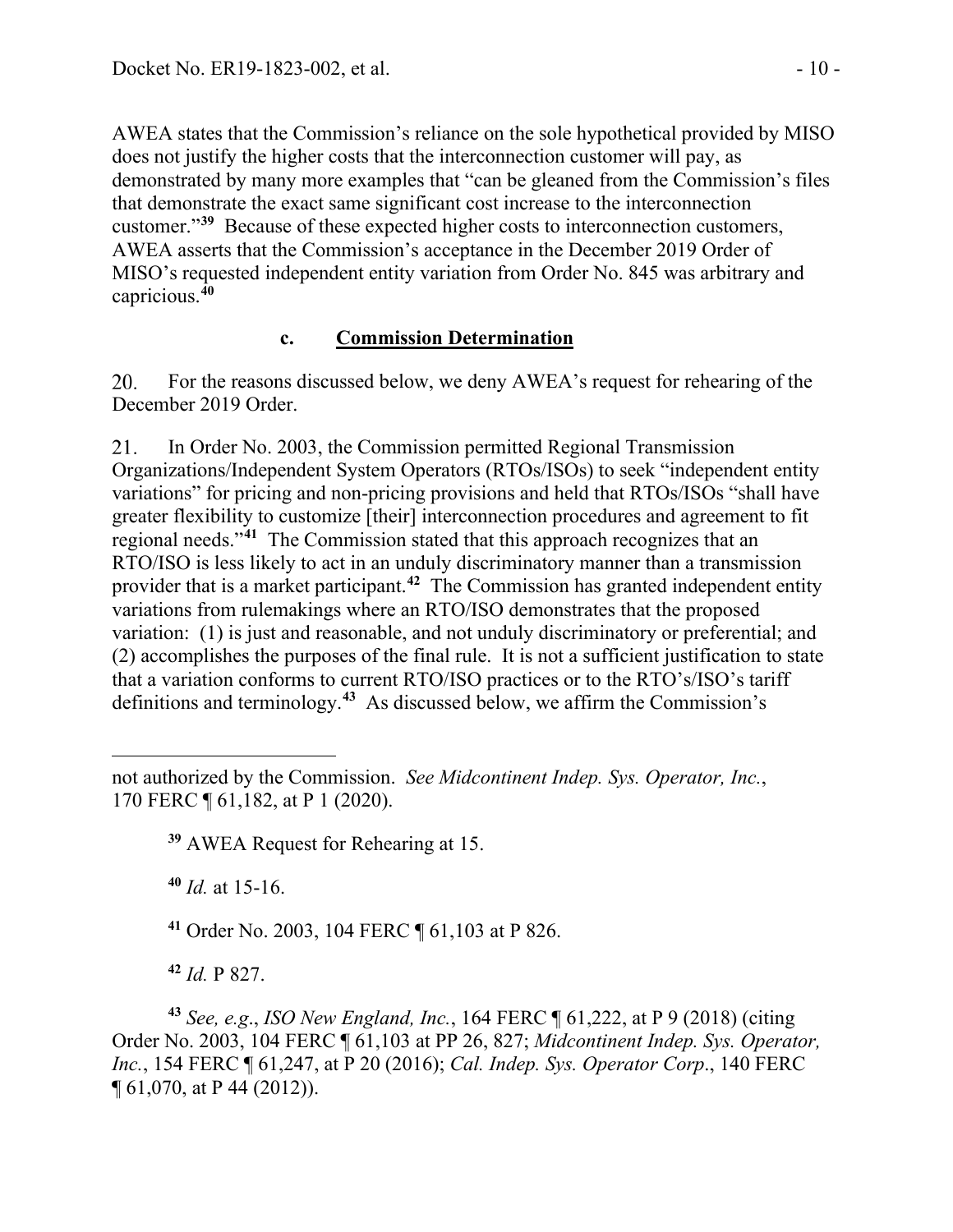AWEA states that the Commission's reliance on the sole hypothetical provided by MISO does not justify the higher costs that the interconnection customer will pay, as demonstrated by many more examples that "can be gleaned from the Commission's files that demonstrate the exact same significant cost increase to the interconnection customer."[39] Because of these expected higher costs to interconnection customers, AWEA asserts that the Commission's acceptance in the December 2019 Order of MISO's requested independent entity variation from Order No. 845 was arbitrary and capricious.[40]

### c. **Commission Determination**

20. For the reasons discussed below, we deny AWEA's request for rehearing of the December 2019 Order.

21. In Order No. 2003, the Commission permitted Regional Transmission Organizations/Independent System Operators (RTOs/ISOs) to seek "independent entity variations" for pricing and non-pricing provisions and held that RTOs/ISOs "shall have greater flexibility to customize [their] interconnection procedures and agreement to fit regional needs."[41] The Commission stated that this approach recognizes that an RTO/ISO is less likely to act in an unduly discriminatory manner than a transmission provider that is a market participant.[42] The Commission has granted independent entity variations from rulemakings where an RTO/ISO demonstrates that the proposed variation: (1) is just and reasonable, and not unduly discriminatory or preferential; and (2) accomplishes the purposes of the final rule. It is not a sufficient justification to state that a variation conforms to current RTO/ISO practices or to the RTO's/ISO's tariff definitions and terminology.[43] As discussed below, we affirm the Commission's

---

not authorized by the Commission. *See Midcontinent Indep. Sys. Operator, Inc.*, 170 FERC ¶ 61,182, at P 1 (2020).

[39] AWEA Request for Rehearing at 15.

[40] *Id.* at 15-16.

[41] Order No. 2003, 104 FERC ¶ 61,103 at P 826.

[42] *Id.* P 827.

[43] *See, e.g.*, *ISO New England, Inc.*, 164 FERC ¶ 61,222, at P 9 (2018) (citing Order No. 2003, 104 FERC ¶ 61,103 at PP 26, 827; *Midcontinent Indep. Sys. Operator, Inc.*, 154 FERC ¶ 61,247, at P 20 (2016); *Cal. Indep. Sys. Operator Corp.*, 140 FERC ¶ 61,070, at P 44 (2012)).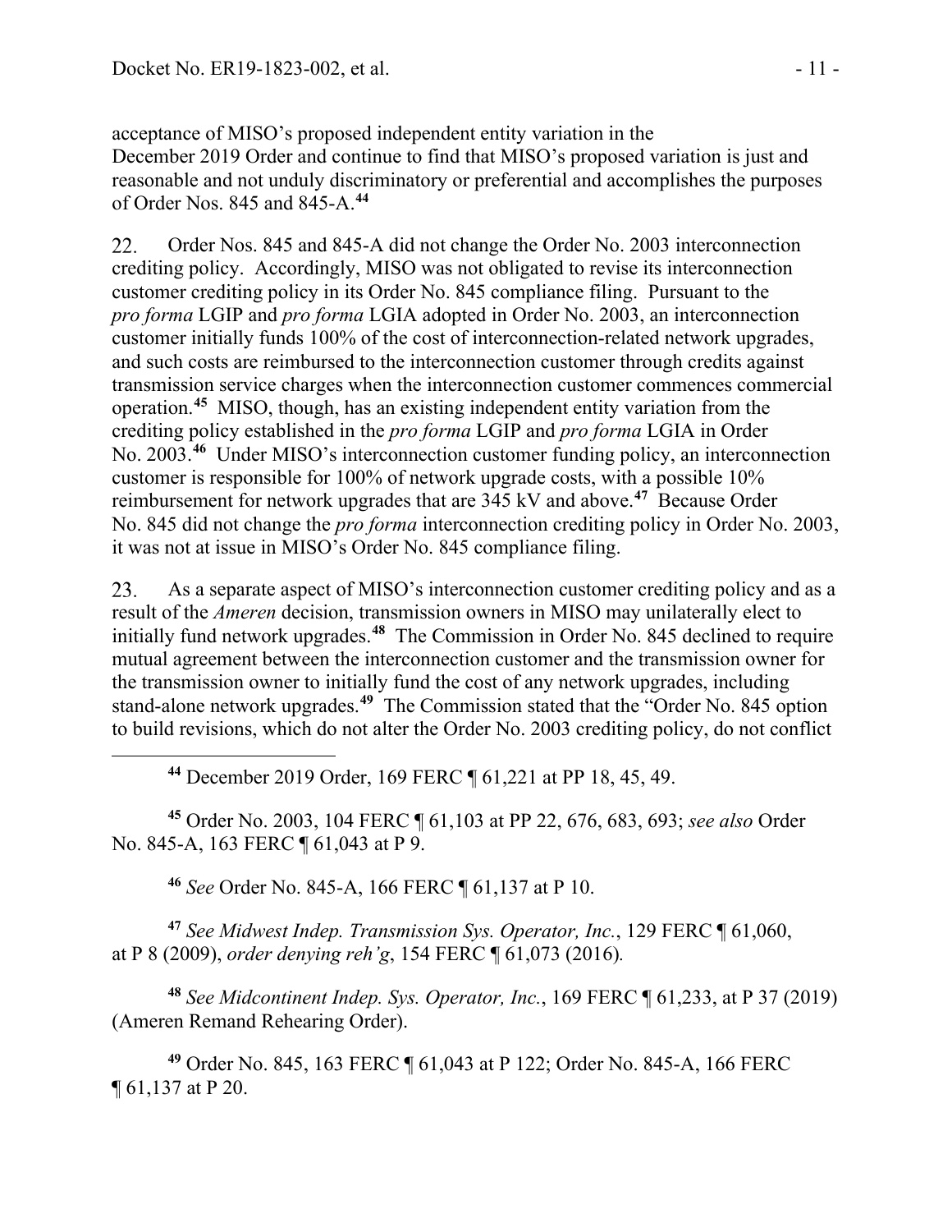acceptance of MISO's proposed independent entity variation in the December 2019 Order and continue to find that MISO's proposed variation is just and reasonable and not unduly discriminatory or preferential and accomplishes the purposes of Order Nos. 845 and 845-A.[44]

22. Order Nos. 845 and 845-A did not change the Order No. 2003 interconnection crediting policy. Accordingly, MISO was not obligated to revise its interconnection customer crediting policy in its Order No. 845 compliance filing. Pursuant to the *pro forma* LGIP and *pro forma* LGIA adopted in Order No. 2003, an interconnection customer initially funds 100% of the cost of interconnection-related network upgrades, and such costs are reimbursed to the interconnection customer through credits against transmission service charges when the interconnection customer commences commercial operation.[45] MISO, though, has an existing independent entity variation from the crediting policy established in the *pro forma* LGIP and *pro forma* LGIA in Order No. 2003.[46] Under MISO's interconnection customer funding policy, an interconnection customer is responsible for 100% of network upgrade costs, with a possible 10% reimbursement for network upgrades that are 345 kV and above.[47] Because Order No. 845 did not change the *pro forma* interconnection crediting policy in Order No. 2003, it was not at issue in MISO's Order No. 845 compliance filing.

23. As a separate aspect of MISO's interconnection customer crediting policy and as a result of the *Ameren* decision, transmission owners in MISO may unilaterally elect to initially fund network upgrades.[48] The Commission in Order No. 845 declined to require mutual agreement between the interconnection customer and the transmission owner for the transmission owner to initially fund the cost of any network upgrades, including stand-alone network upgrades.[49] The Commission stated that the "Order No. 845 option to build revisions, which do not alter the Order No. 2003 crediting policy, do not conflict

---

[44] December 2019 Order, 169 FERC ¶ 61,221 at PP 18, 45, 49.

[45] Order No. 2003, 104 FERC ¶ 61,103 at PP 22, 676, 683, 693; *see also* Order No. 845-A, 163 FERC ¶ 61,043 at P 9.

[46] *See* Order No. 845-A, 166 FERC ¶ 61,137 at P 10.

[47] *See Midwest Indep. Transmission Sys. Operator, Inc.*, 129 FERC ¶ 61,060, at P 8 (2009), *order denying reh'g*, 154 FERC ¶ 61,073 (2016).

[48] *See Midcontinent Indep. Sys. Operator, Inc.*, 169 FERC ¶ 61,233, at P 37 (2019) (Ameren Remand Rehearing Order).

[49] Order No. 845, 163 FERC ¶ 61,043 at P 122; Order No. 845-A, 166 FERC ¶ 61,137 at P 20.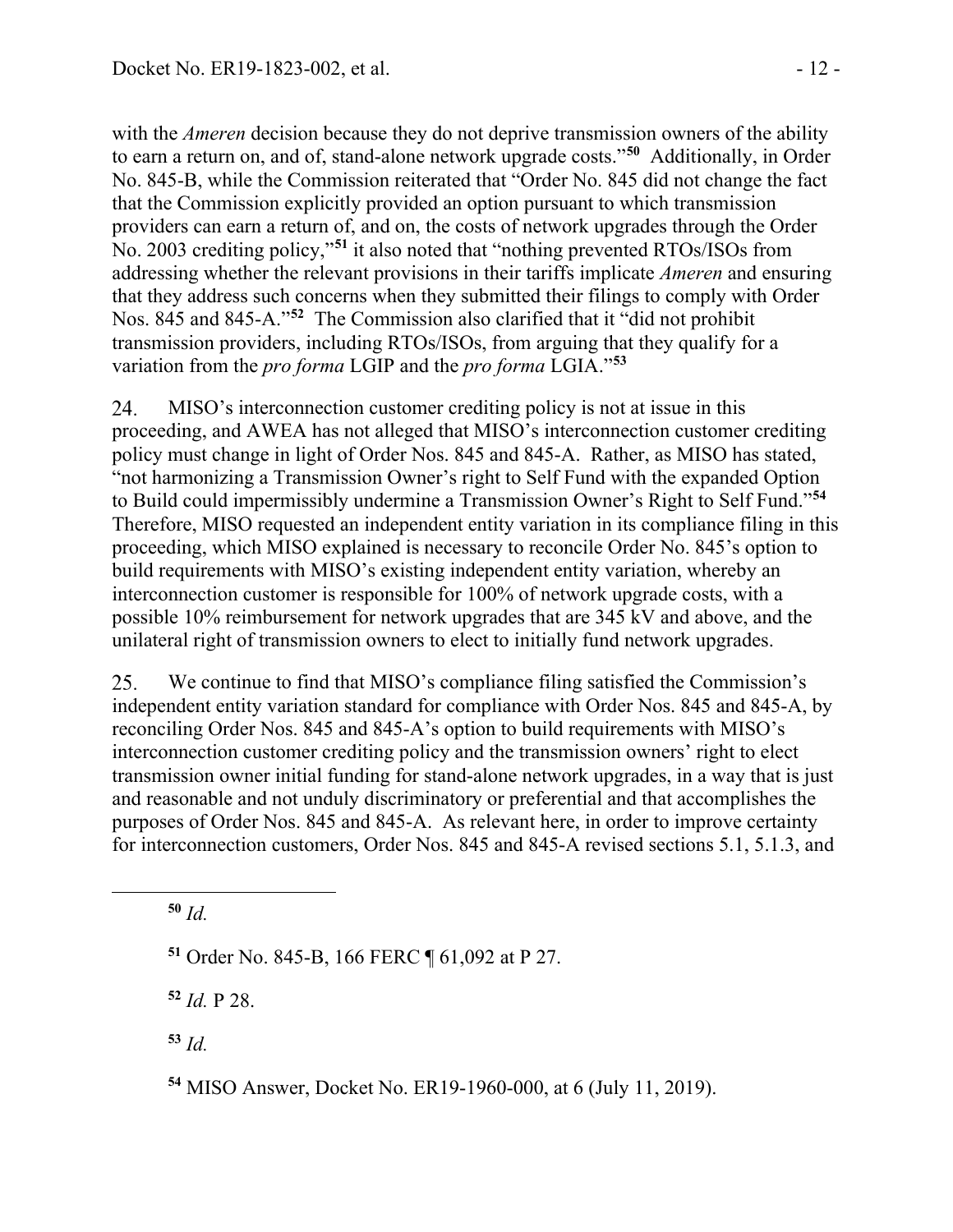with the *Ameren* decision because they do not deprive transmission owners of the ability to earn a return on, and of, stand-alone network upgrade costs."[50] Additionally, in Order No. 845-B, while the Commission reiterated that "Order No. 845 did not change the fact that the Commission explicitly provided an option pursuant to which transmission providers can earn a return of, and on, the costs of network upgrades through the Order No. 2003 crediting policy,"[51] it also noted that "nothing prevented RTOs/ISOs from addressing whether the relevant provisions in their tariffs implicate *Ameren* and ensuring that they address such concerns when they submitted their filings to comply with Order Nos. 845 and 845-A."[52] The Commission also clarified that it "did not prohibit transmission providers, including RTOs/ISOs, from arguing that they qualify for a variation from the *pro forma* LGIP and the *pro forma* LGIA."[53]

24. MISO's interconnection customer crediting policy is not at issue in this proceeding, and AWEA has not alleged that MISO's interconnection customer crediting policy must change in light of Order Nos. 845 and 845-A. Rather, as MISO has stated, "not harmonizing a Transmission Owner's right to Self Fund with the expanded Option to Build could impermissibly undermine a Transmission Owner's Right to Self Fund."[54] Therefore, MISO requested an independent entity variation in its compliance filing in this proceeding, which MISO explained is necessary to reconcile Order No. 845's option to build requirements with MISO's existing independent entity variation, whereby an interconnection customer is responsible for 100% of network upgrade costs, with a possible 10% reimbursement for network upgrades that are 345 kV and above, and the unilateral right of transmission owners to elect to initially fund network upgrades.

25. We continue to find that MISO's compliance filing satisfied the Commission's independent entity variation standard for compliance with Order Nos. 845 and 845-A, by reconciling Order Nos. 845 and 845-A's option to build requirements with MISO's interconnection customer crediting policy and the transmission owners' right to elect transmission owner initial funding for stand-alone network upgrades, in a way that is just and reasonable and not unduly discriminatory or preferential and that accomplishes the purposes of Order Nos. 845 and 845-A. As relevant here, in order to improve certainty for interconnection customers, Order Nos. 845 and 845-A revised sections 5.1, 5.1.3, and

---

[50] *Id.*

[51] Order No. 845-B, 166 FERC ¶ 61,092 at P 27.

[52] *Id.* P 28.

[53] *Id.*

[54] MISO Answer, Docket No. ER19-1960-000, at 6 (July 11, 2019).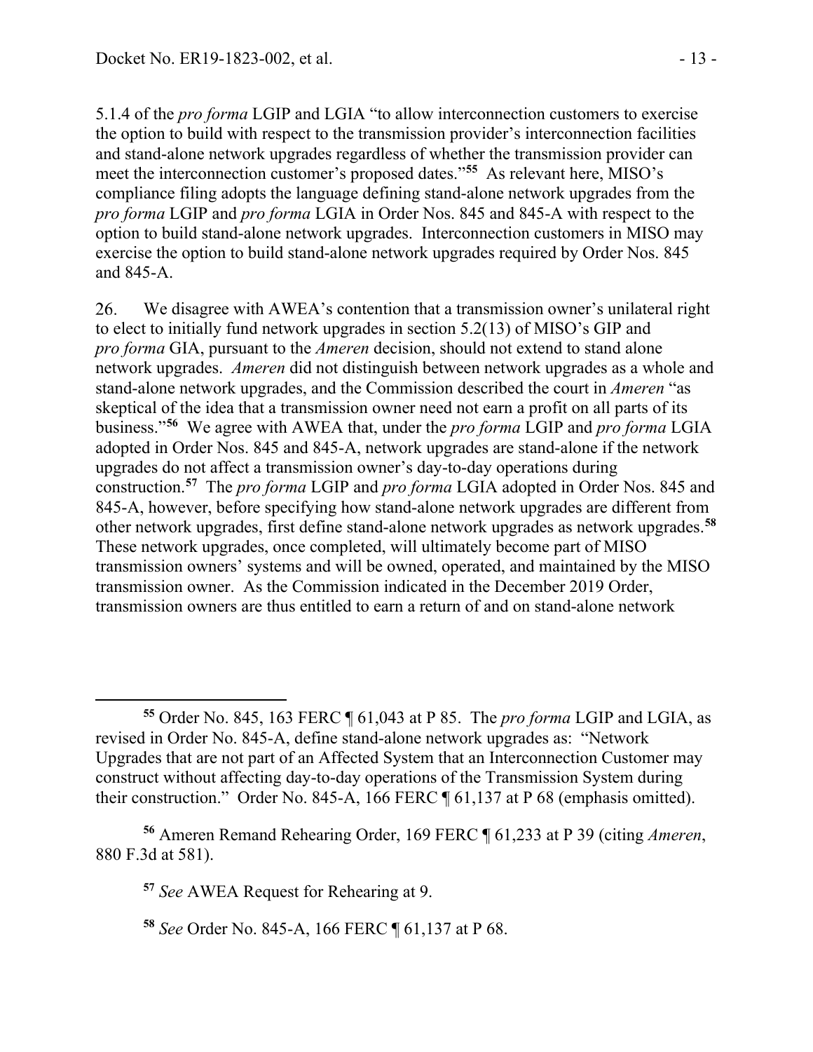5.1.4 of the *pro forma* LGIP and LGIA "to allow interconnection customers to exercise the option to build with respect to the transmission provider's interconnection facilities and stand-alone network upgrades regardless of whether the transmission provider can meet the interconnection customer's proposed dates."[55] As relevant here, MISO's compliance filing adopts the language defining stand-alone network upgrades from the *pro forma* LGIP and *pro forma* LGIA in Order Nos. 845 and 845-A with respect to the option to build stand-alone network upgrades. Interconnection customers in MISO may exercise the option to build stand-alone network upgrades required by Order Nos. 845 and 845-A.

26. We disagree with AWEA's contention that a transmission owner's unilateral right to elect to initially fund network upgrades in section 5.2(13) of MISO's GIP and *pro forma* GIA, pursuant to the *Ameren* decision, should not extend to stand alone network upgrades. *Ameren* did not distinguish between network upgrades as a whole and stand-alone network upgrades, and the Commission described the court in *Ameren* "as skeptical of the idea that a transmission owner need not earn a profit on all parts of its business."[56] We agree with AWEA that, under the *pro forma* LGIP and *pro forma* LGIA adopted in Order Nos. 845 and 845-A, network upgrades are stand-alone if the network upgrades do not affect a transmission owner's day-to-day operations during construction.[57] The *pro forma* LGIP and *pro forma* LGIA adopted in Order Nos. 845 and 845-A, however, before specifying how stand-alone network upgrades are different from other network upgrades, first define stand-alone network upgrades as network upgrades.[58] These network upgrades, once completed, will ultimately become part of MISO transmission owners' systems and will be owned, operated, and maintained by the MISO transmission owner. As the Commission indicated in the December 2019 Order, transmission owners are thus entitled to earn a return of and on stand-alone network

---

[55] Order No. 845, 163 FERC ¶ 61,043 at P 85. The *pro forma* LGIP and LGIA, as revised in Order No. 845-A, define stand-alone network upgrades as: "Network Upgrades that are not part of an Affected System that an Interconnection Customer may construct without affecting day-to-day operations of the Transmission System during their construction." Order No. 845-A, 166 FERC ¶ 61,137 at P 68 (emphasis omitted).

[56] Ameren Remand Rehearing Order, 169 FERC ¶ 61,233 at P 39 (citing *Ameren*, 880 F.3d at 581).

[57] *See* AWEA Request for Rehearing at 9.

[58] *See* Order No. 845-A, 166 FERC ¶ 61,137 at P 68.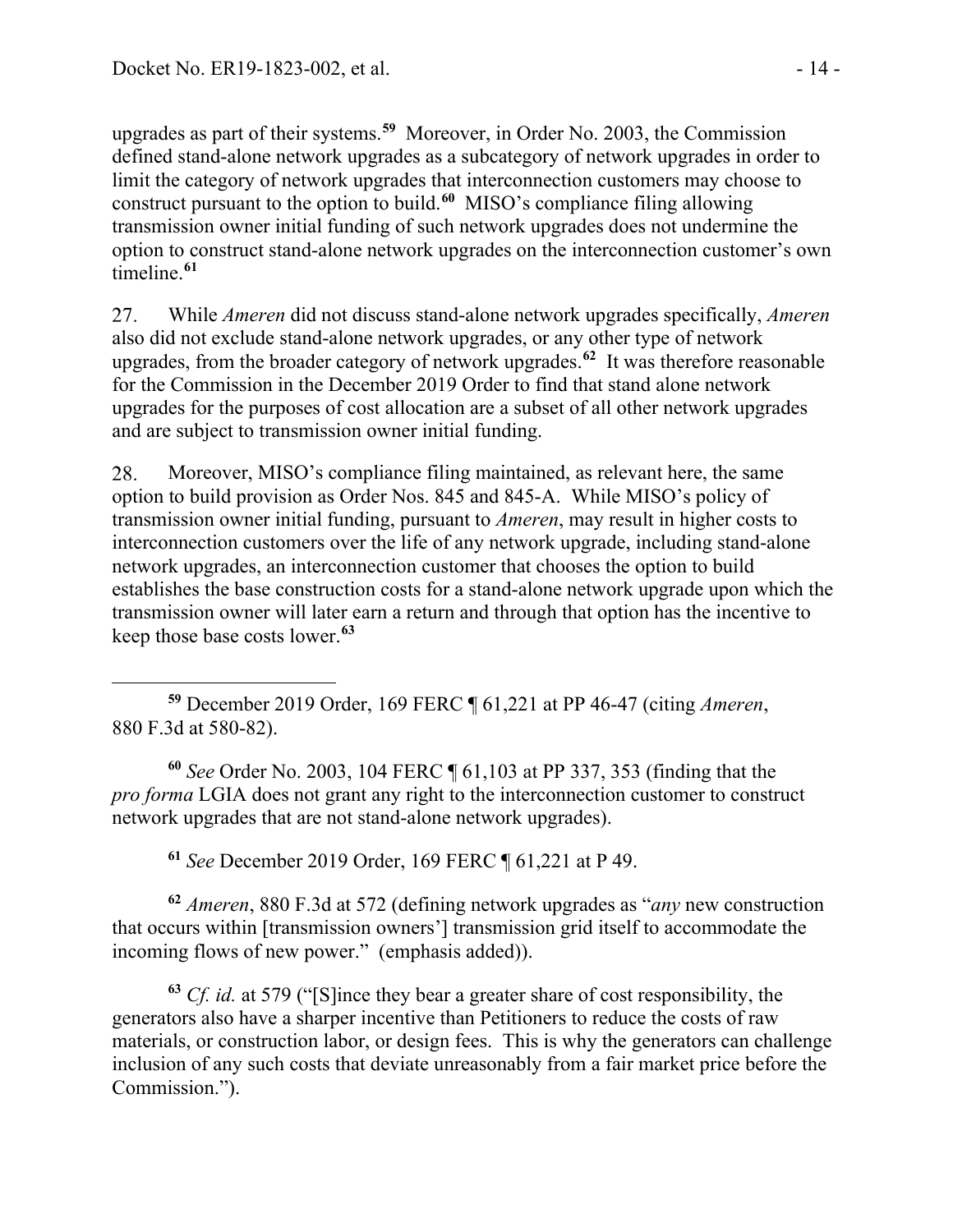upgrades as part of their systems.[59] Moreover, in Order No. 2003, the Commission defined stand-alone network upgrades as a subcategory of network upgrades in order to limit the category of network upgrades that interconnection customers may choose to construct pursuant to the option to build.[60] MISO's compliance filing allowing transmission owner initial funding of such network upgrades does not undermine the option to construct stand-alone network upgrades on the interconnection customer's own timeline.[61]

27. While *Ameren* did not discuss stand-alone network upgrades specifically, *Ameren* also did not exclude stand-alone network upgrades, or any other type of network upgrades, from the broader category of network upgrades.[62] It was therefore reasonable for the Commission in the December 2019 Order to find that stand alone network upgrades for the purposes of cost allocation are a subset of all other network upgrades and are subject to transmission owner initial funding.

28. Moreover, MISO's compliance filing maintained, as relevant here, the same option to build provision as Order Nos. 845 and 845-A. While MISO's policy of transmission owner initial funding, pursuant to *Ameren*, may result in higher costs to interconnection customers over the life of any network upgrade, including stand-alone network upgrades, an interconnection customer that chooses the option to build establishes the base construction costs for a stand-alone network upgrade upon which the transmission owner will later earn a return and through that option has the incentive to keep those base costs lower.[63]

---

[59] December 2019 Order, 169 FERC ¶ 61,221 at PP 46-47 (citing *Ameren*, 880 F.3d at 580-82).

[60] *See* Order No. 2003, 104 FERC ¶ 61,103 at PP 337, 353 (finding that the *pro forma* LGIA does not grant any right to the interconnection customer to construct network upgrades that are not stand-alone network upgrades).

[61] *See* December 2019 Order, 169 FERC ¶ 61,221 at P 49.

[62] *Ameren*, 880 F.3d at 572 (defining network upgrades as "*any* new construction that occurs within [transmission owners'] transmission grid itself to accommodate the incoming flows of new power." (emphasis added)).

[63] *Cf. id.* at 579 ("[S]ince they bear a greater share of cost responsibility, the generators also have a sharper incentive than Petitioners to reduce the costs of raw materials, or construction labor, or design fees. This is why the generators can challenge inclusion of any such costs that deviate unreasonably from a fair market price before the Commission.").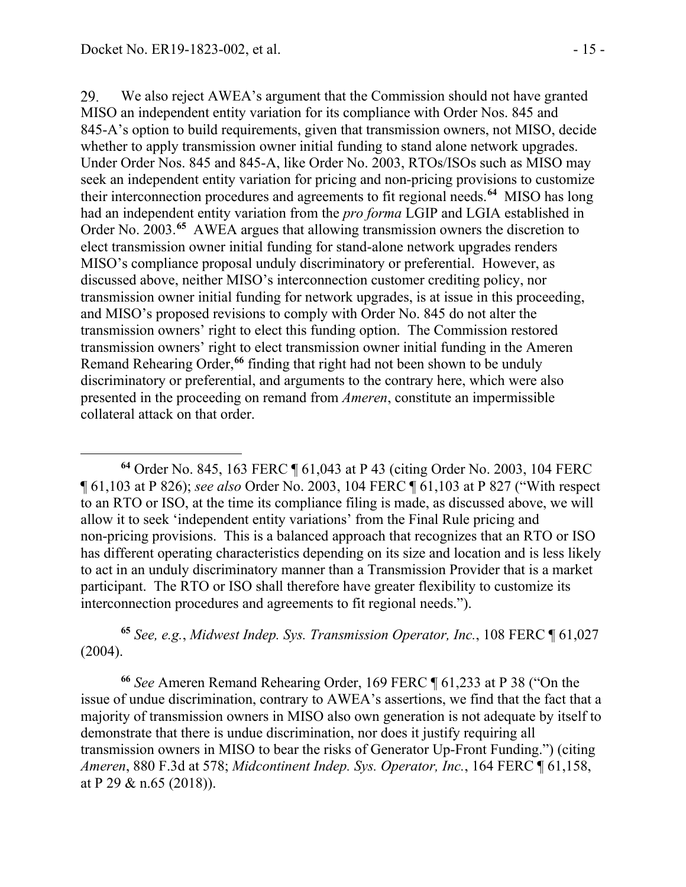29. We also reject AWEA's argument that the Commission should not have granted MISO an independent entity variation for its compliance with Order Nos. 845 and 845-A's option to build requirements, given that transmission owners, not MISO, decide whether to apply transmission owner initial funding to stand alone network upgrades. Under Order Nos. 845 and 845-A, like Order No. 2003, RTOs/ISOs such as MISO may seek an independent entity variation for pricing and non-pricing provisions to customize their interconnection procedures and agreements to fit regional needs.[64] MISO has long had an independent entity variation from the *pro forma* LGIP and LGIA established in Order No. 2003.[65] AWEA argues that allowing transmission owners the discretion to elect transmission owner initial funding for stand-alone network upgrades renders MISO's compliance proposal unduly discriminatory or preferential. However, as discussed above, neither MISO's interconnection customer crediting policy, nor transmission owner initial funding for network upgrades, is at issue in this proceeding, and MISO's proposed revisions to comply with Order No. 845 do not alter the transmission owners' right to elect this funding option. The Commission restored transmission owners' right to elect transmission owner initial funding in the Ameren Remand Rehearing Order,[66] finding that right had not been shown to be unduly discriminatory or preferential, and arguments to the contrary here, which were also presented in the proceeding on remand from *Ameren*, constitute an impermissible collateral attack on that order.

---

[64] Order No. 845, 163 FERC ¶ 61,043 at P 43 (citing Order No. 2003, 104 FERC ¶ 61,103 at P 826); *see also* Order No. 2003, 104 FERC ¶ 61,103 at P 827 ("With respect to an RTO or ISO, at the time its compliance filing is made, as discussed above, we will allow it to seek 'independent entity variations' from the Final Rule pricing and non-pricing provisions. This is a balanced approach that recognizes that an RTO or ISO has different operating characteristics depending on its size and location and is less likely to act in an unduly discriminatory manner than a Transmission Provider that is a market participant. The RTO or ISO shall therefore have greater flexibility to customize its interconnection procedures and agreements to fit regional needs.").

[65] *See, e.g.*, *Midwest Indep. Sys. Transmission Operator, Inc.*, 108 FERC ¶ 61,027 (2004).

[66] *See* Ameren Remand Rehearing Order, 169 FERC ¶ 61,233 at P 38 ("On the issue of undue discrimination, contrary to AWEA's assertions, we find that the fact that a majority of transmission owners in MISO also own generation is not adequate by itself to demonstrate that there is undue discrimination, nor does it justify requiring all transmission owners in MISO to bear the risks of Generator Up-Front Funding.") (citing *Ameren*, 880 F.3d at 578; *Midcontinent Indep. Sys. Operator, Inc.*, 164 FERC ¶ 61,158, at P 29 & n.65 (2018)).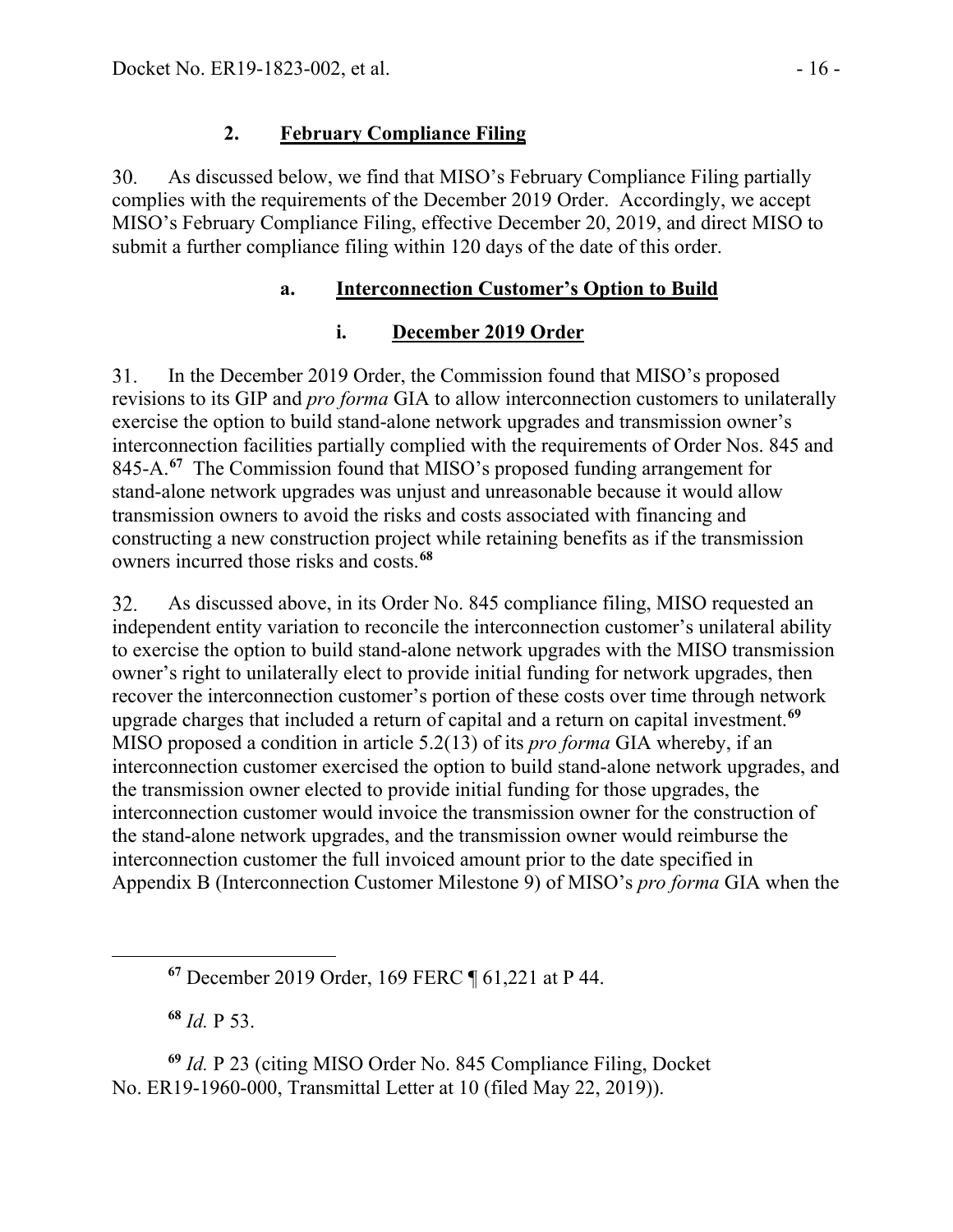## 2. February Compliance Filing

30. As discussed below, we find that MISO's February Compliance Filing partially complies with the requirements of the December 2019 Order. Accordingly, we accept MISO's February Compliance Filing, effective December 20, 2019, and direct MISO to submit a further compliance filing within 120 days of the date of this order.

### a. Interconnection Customer's Option to Build

#### i. December 2019 Order

31. In the December 2019 Order, the Commission found that MISO's proposed revisions to its GIP and *pro forma* GIA to allow interconnection customers to unilaterally exercise the option to build stand-alone network upgrades and transmission owner's interconnection facilities partially complied with the requirements of Order Nos. 845 and 845-A.[67] The Commission found that MISO's proposed funding arrangement for stand-alone network upgrades was unjust and unreasonable because it would allow transmission owners to avoid the risks and costs associated with financing and constructing a new construction project while retaining benefits as if the transmission owners incurred those risks and costs.[68]

32. As discussed above, in its Order No. 845 compliance filing, MISO requested an independent entity variation to reconcile the interconnection customer's unilateral ability to exercise the option to build stand-alone network upgrades with the MISO transmission owner's right to unilaterally elect to provide initial funding for network upgrades, then recover the interconnection customer's portion of these costs over time through network upgrade charges that included a return of capital and a return on capital investment.[69] MISO proposed a condition in article 5.2(13) of its *pro forma* GIA whereby, if an interconnection customer exercised the option to build stand-alone network upgrades, and the transmission owner elected to provide initial funding for those upgrades, the interconnection customer would invoice the transmission owner for the construction of the stand-alone network upgrades, and the transmission owner would reimburse the interconnection customer the full invoiced amount prior to the date specified in Appendix B (Interconnection Customer Milestone 9) of MISO's *pro forma* GIA when the

---

[67] December 2019 Order, 169 FERC ¶ 61,221 at P 44.

[68] *Id.* P 53.

[69] *Id.* P 23 (citing MISO Order No. 845 Compliance Filing, Docket No. ER19-1960-000, Transmittal Letter at 10 (filed May 22, 2019)).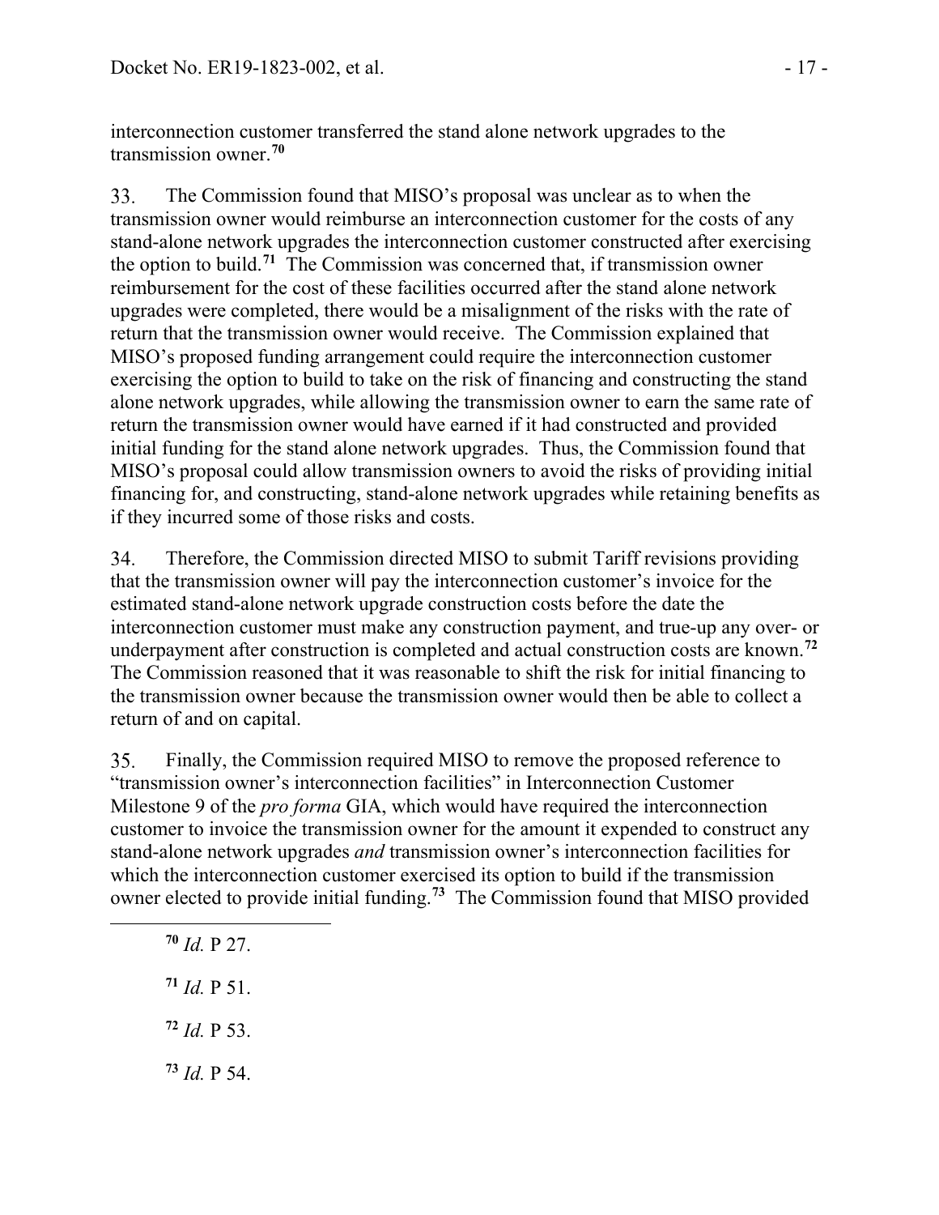interconnection customer transferred the stand alone network upgrades to the transmission owner.[70]

33. The Commission found that MISO's proposal was unclear as to when the transmission owner would reimburse an interconnection customer for the costs of any stand-alone network upgrades the interconnection customer constructed after exercising the option to build.[71] The Commission was concerned that, if transmission owner reimbursement for the cost of these facilities occurred after the stand alone network upgrades were completed, there would be a misalignment of the risks with the rate of return that the transmission owner would receive. The Commission explained that MISO's proposed funding arrangement could require the interconnection customer exercising the option to build to take on the risk of financing and constructing the stand alone network upgrades, while allowing the transmission owner to earn the same rate of return the transmission owner would have earned if it had constructed and provided initial funding for the stand alone network upgrades. Thus, the Commission found that MISO's proposal could allow transmission owners to avoid the risks of providing initial financing for, and constructing, stand-alone network upgrades while retaining benefits as if they incurred some of those risks and costs.

34. Therefore, the Commission directed MISO to submit Tariff revisions providing that the transmission owner will pay the interconnection customer's invoice for the estimated stand-alone network upgrade construction costs before the date the interconnection customer must make any construction payment, and true-up any over- or underpayment after construction is completed and actual construction costs are known.[72] The Commission reasoned that it was reasonable to shift the risk for initial financing to the transmission owner because the transmission owner would then be able to collect a return of and on capital.

35. Finally, the Commission required MISO to remove the proposed reference to "transmission owner's interconnection facilities" in Interconnection Customer Milestone 9 of the *pro forma* GIA, which would have required the interconnection customer to invoice the transmission owner for the amount it expended to construct any stand-alone network upgrades *and* transmission owner's interconnection facilities for which the interconnection customer exercised its option to build if the transmission owner elected to provide initial funding.[73] The Commission found that MISO provided

---

[70] *Id.* P 27.

[71] *Id.* P 51.

[72] *Id.* P 53.

[73] *Id.* P 54.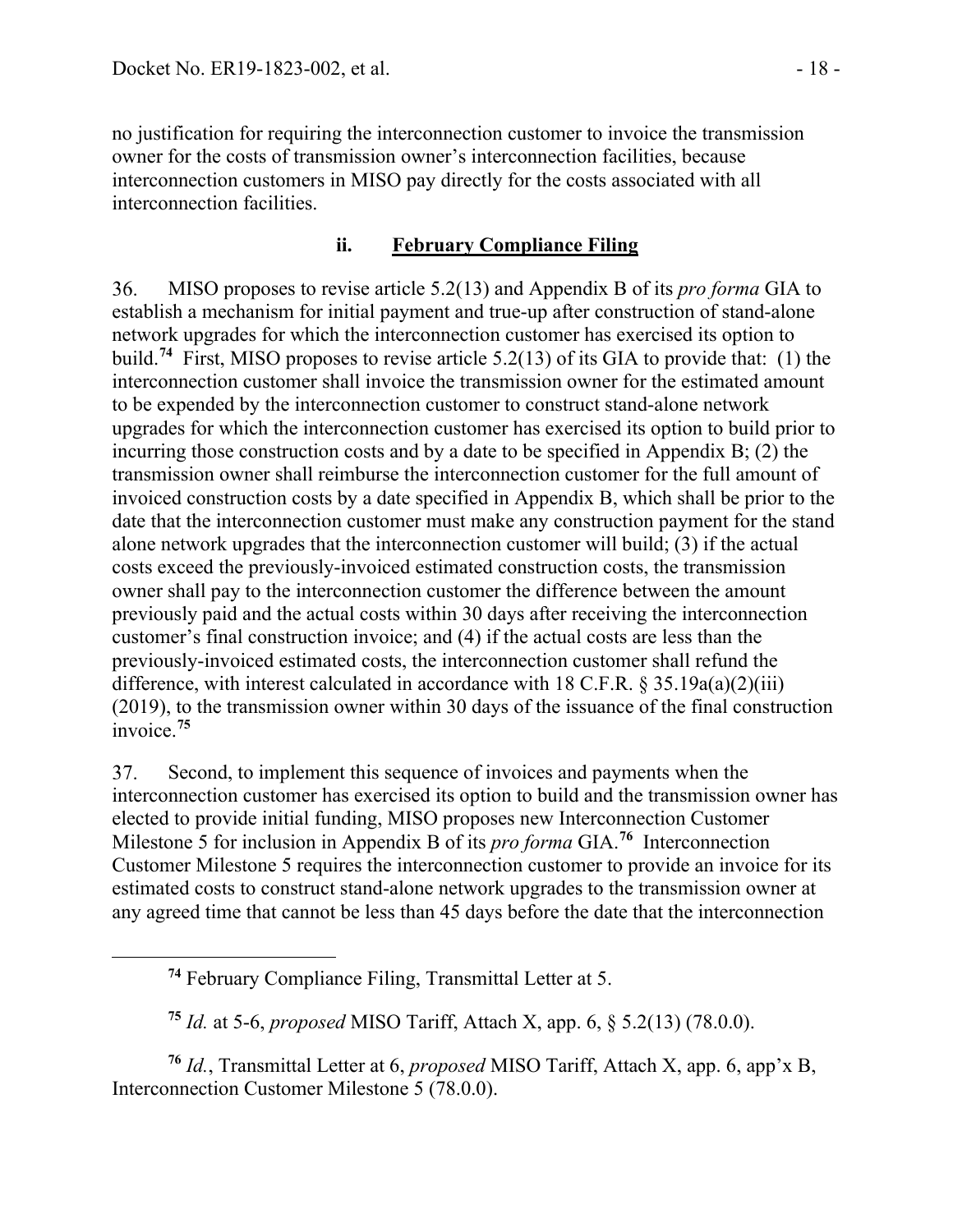no justification for requiring the interconnection customer to invoice the transmission owner for the costs of transmission owner's interconnection facilities, because interconnection customers in MISO pay directly for the costs associated with all interconnection facilities.

### ii. February Compliance Filing

36. MISO proposes to revise article 5.2(13) and Appendix B of its *pro forma* GIA to establish a mechanism for initial payment and true-up after construction of stand-alone network upgrades for which the interconnection customer has exercised its option to build.[74] First, MISO proposes to revise article 5.2(13) of its GIA to provide that: (1) the interconnection customer shall invoice the transmission owner for the estimated amount to be expended by the interconnection customer to construct stand-alone network upgrades for which the interconnection customer has exercised its option to build prior to incurring those construction costs and by a date to be specified in Appendix B; (2) the transmission owner shall reimburse the interconnection customer for the full amount of invoiced construction costs by a date specified in Appendix B, which shall be prior to the date that the interconnection customer must make any construction payment for the stand alone network upgrades that the interconnection customer will build; (3) if the actual costs exceed the previously-invoiced estimated construction costs, the transmission owner shall pay to the interconnection customer the difference between the amount previously paid and the actual costs within 30 days after receiving the interconnection customer's final construction invoice; and (4) if the actual costs are less than the previously-invoiced estimated costs, the interconnection customer shall refund the difference, with interest calculated in accordance with 18 C.F.R. § 35.19a(a)(2)(iii) (2019), to the transmission owner within 30 days of the issuance of the final construction invoice.[75]

37. Second, to implement this sequence of invoices and payments when the interconnection customer has exercised its option to build and the transmission owner has elected to provide initial funding, MISO proposes new Interconnection Customer Milestone 5 for inclusion in Appendix B of its *pro forma* GIA.[76] Interconnection Customer Milestone 5 requires the interconnection customer to provide an invoice for its estimated costs to construct stand-alone network upgrades to the transmission owner at any agreed time that cannot be less than 45 days before the date that the interconnection

---

[74] February Compliance Filing, Transmittal Letter at 5.

[75] *Id.* at 5-6, *proposed* MISO Tariff, Attach X, app. 6, § 5.2(13) (78.0.0).

[76] *Id.*, Transmittal Letter at 6, *proposed* MISO Tariff, Attach X, app. 6, app'x B, Interconnection Customer Milestone 5 (78.0.0).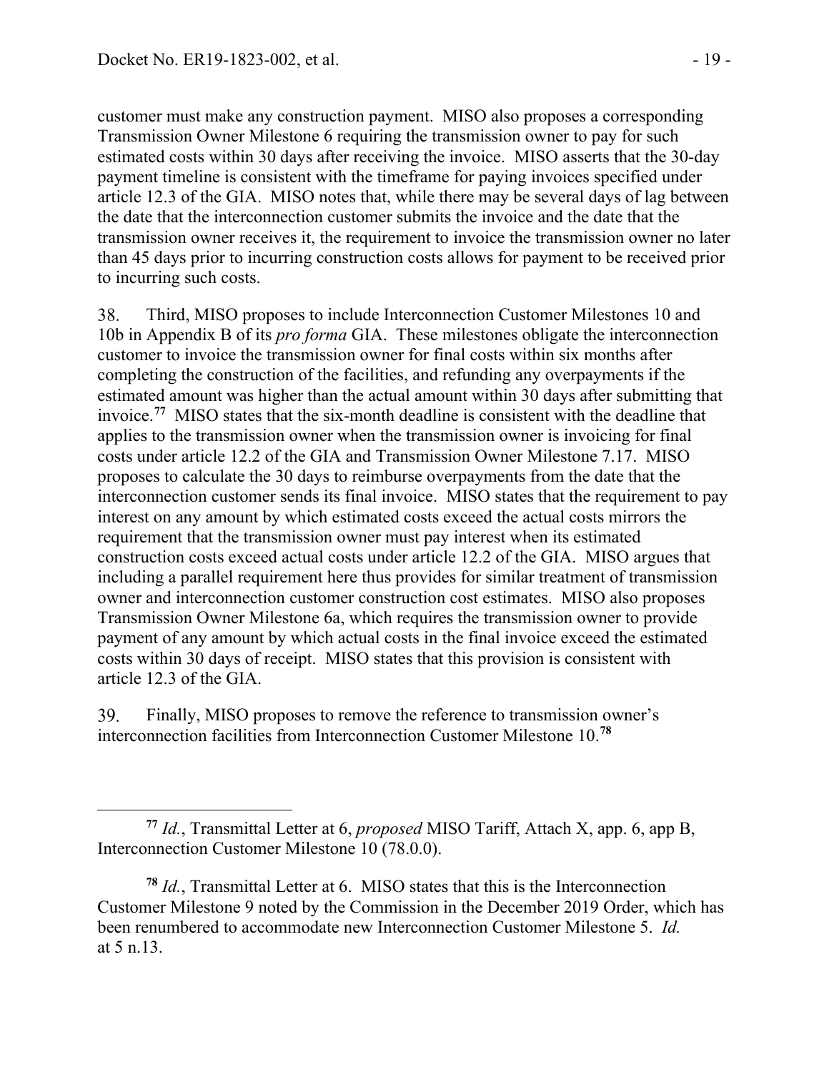customer must make any construction payment. MISO also proposes a corresponding Transmission Owner Milestone 6 requiring the transmission owner to pay for such estimated costs within 30 days after receiving the invoice. MISO asserts that the 30-day payment timeline is consistent with the timeframe for paying invoices specified under article 12.3 of the GIA. MISO notes that, while there may be several days of lag between the date that the interconnection customer submits the invoice and the date that the transmission owner receives it, the requirement to invoice the transmission owner no later than 45 days prior to incurring construction costs allows for payment to be received prior to incurring such costs.

38. Third, MISO proposes to include Interconnection Customer Milestones 10 and 10b in Appendix B of its *pro forma* GIA. These milestones obligate the interconnection customer to invoice the transmission owner for final costs within six months after completing the construction of the facilities, and refunding any overpayments if the estimated amount was higher than the actual amount within 30 days after submitting that invoice.[77] MISO states that the six-month deadline is consistent with the deadline that applies to the transmission owner when the transmission owner is invoicing for final costs under article 12.2 of the GIA and Transmission Owner Milestone 7.17. MISO proposes to calculate the 30 days to reimburse overpayments from the date that the interconnection customer sends its final invoice. MISO states that the requirement to pay interest on any amount by which estimated costs exceed the actual costs mirrors the requirement that the transmission owner must pay interest when its estimated construction costs exceed actual costs under article 12.2 of the GIA. MISO argues that including a parallel requirement here thus provides for similar treatment of transmission owner and interconnection customer construction cost estimates. MISO also proposes Transmission Owner Milestone 6a, which requires the transmission owner to provide payment of any amount by which actual costs in the final invoice exceed the estimated costs within 30 days of receipt. MISO states that this provision is consistent with article 12.3 of the GIA.

39. Finally, MISO proposes to remove the reference to transmission owner's interconnection facilities from Interconnection Customer Milestone 10.[78]

---

[77] *Id.*, Transmittal Letter at 6, *proposed* MISO Tariff, Attach X, app. 6, app B, Interconnection Customer Milestone 10 (78.0.0).

[78] *Id.*, Transmittal Letter at 6. MISO states that this is the Interconnection Customer Milestone 9 noted by the Commission in the December 2019 Order, which has been renumbered to accommodate new Interconnection Customer Milestone 5. *Id.* at 5 n.13.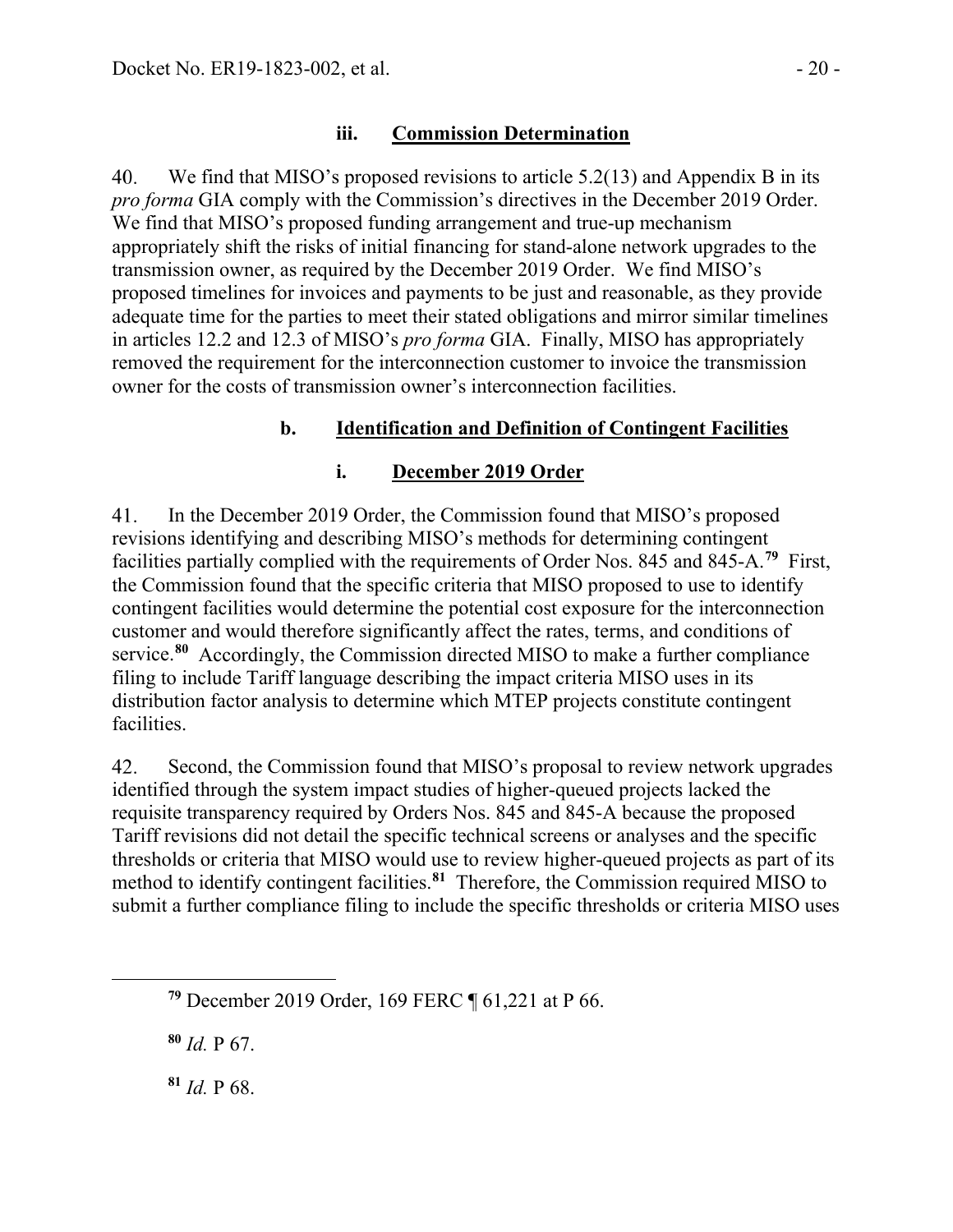### iii. Commission Determination

40. We find that MISO's proposed revisions to article 5.2(13) and Appendix B in its *pro forma* GIA comply with the Commission's directives in the December 2019 Order. We find that MISO's proposed funding arrangement and true-up mechanism appropriately shift the risks of initial financing for stand-alone network upgrades to the transmission owner, as required by the December 2019 Order. We find MISO's proposed timelines for invoices and payments to be just and reasonable, as they provide adequate time for the parties to meet their stated obligations and mirror similar timelines in articles 12.2 and 12.3 of MISO's *pro forma* GIA. Finally, MISO has appropriately removed the requirement for the interconnection customer to invoice the transmission owner for the costs of transmission owner's interconnection facilities.

## b. Identification and Definition of Contingent Facilities

### i. December 2019 Order

41. In the December 2019 Order, the Commission found that MISO's proposed revisions identifying and describing MISO's methods for determining contingent facilities partially complied with the requirements of Order Nos. 845 and 845-A.[79] First, the Commission found that the specific criteria that MISO proposed to use to identify contingent facilities would determine the potential cost exposure for the interconnection customer and would therefore significantly affect the rates, terms, and conditions of service.[80] Accordingly, the Commission directed MISO to make a further compliance filing to include Tariff language describing the impact criteria MISO uses in its distribution factor analysis to determine which MTEP projects constitute contingent facilities.

42. Second, the Commission found that MISO's proposal to review network upgrades identified through the system impact studies of higher-queued projects lacked the requisite transparency required by Orders Nos. 845 and 845-A because the proposed Tariff revisions did not detail the specific technical screens or analyses and the specific thresholds or criteria that MISO would use to review higher-queued projects as part of its method to identify contingent facilities.[81] Therefore, the Commission required MISO to submit a further compliance filing to include the specific thresholds or criteria MISO uses

---

[79] December 2019 Order, 169 FERC ¶ 61,221 at P 66.

[80] *Id.* P 67.

[81] *Id.* P 68.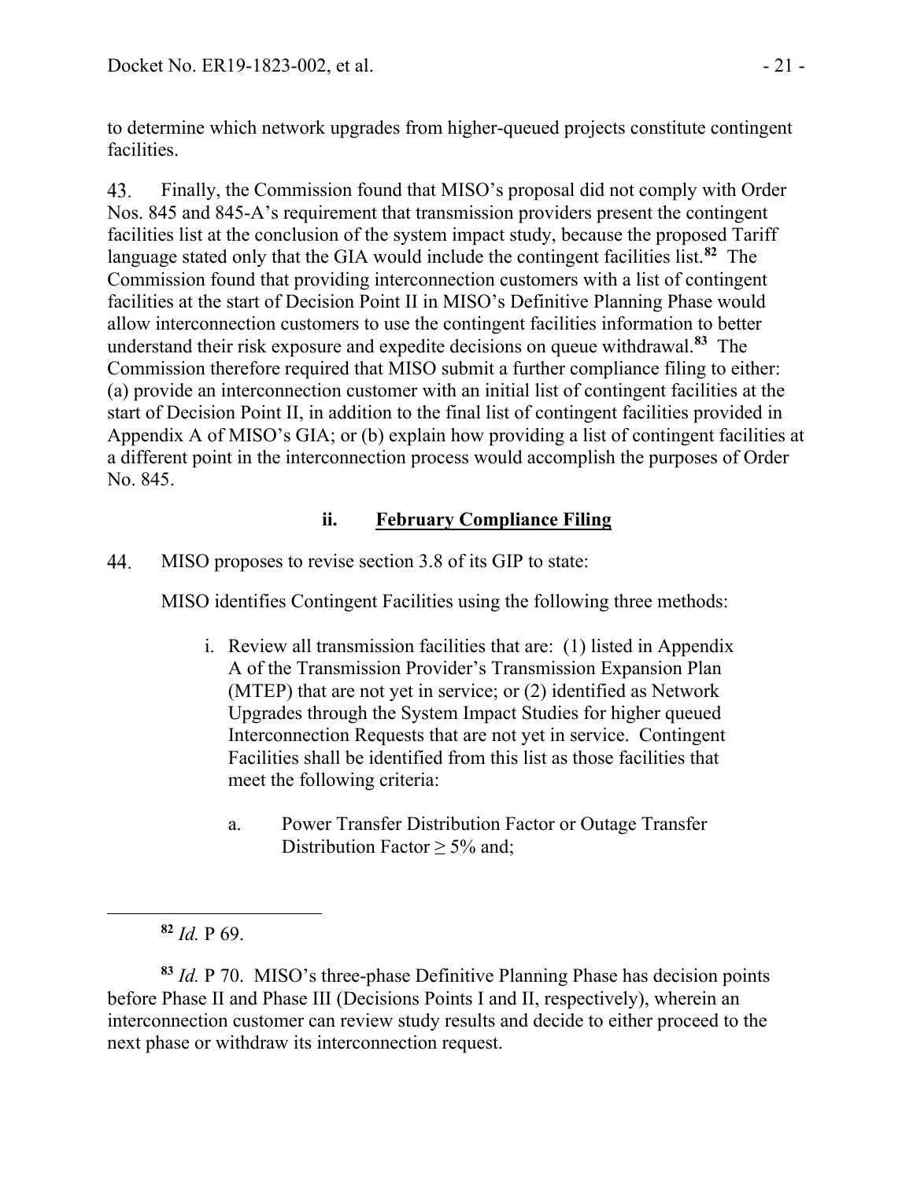to determine which network upgrades from higher-queued projects constitute contingent facilities.

43. Finally, the Commission found that MISO's proposal did not comply with Order Nos. 845 and 845-A's requirement that transmission providers present the contingent facilities list at the conclusion of the system impact study, because the proposed Tariff language stated only that the GIA would include the contingent facilities list.[82] The Commission found that providing interconnection customers with a list of contingent facilities at the start of Decision Point II in MISO's Definitive Planning Phase would allow interconnection customers to use the contingent facilities information to better understand their risk exposure and expedite decisions on queue withdrawal.[83] The Commission therefore required that MISO submit a further compliance filing to either: (a) provide an interconnection customer with an initial list of contingent facilities at the start of Decision Point II, in addition to the final list of contingent facilities provided in Appendix A of MISO's GIA; or (b) explain how providing a list of contingent facilities at a different point in the interconnection process would accomplish the purposes of Order No. 845.

### ii. February Compliance Filing

44. MISO proposes to revise section 3.8 of its GIP to state:

> MISO identifies Contingent Facilities using the following three methods:
>
> i. Review all transmission facilities that are: (1) listed in Appendix A of the Transmission Provider's Transmission Expansion Plan (MTEP) that are not yet in service; or (2) identified as Network Upgrades through the System Impact Studies for higher queued Interconnection Requests that are not yet in service. Contingent Facilities shall be identified from this list as those facilities that meet the following criteria:
>
> a. Power Transfer Distribution Factor or Outage Transfer Distribution Factor ≥ 5% and;

---

[82] *Id.* P 69.

[83] *Id.* P 70. MISO's three-phase Definitive Planning Phase has decision points before Phase II and Phase III (Decisions Points I and II, respectively), wherein an interconnection customer can review study results and decide to either proceed to the next phase or withdraw its interconnection request.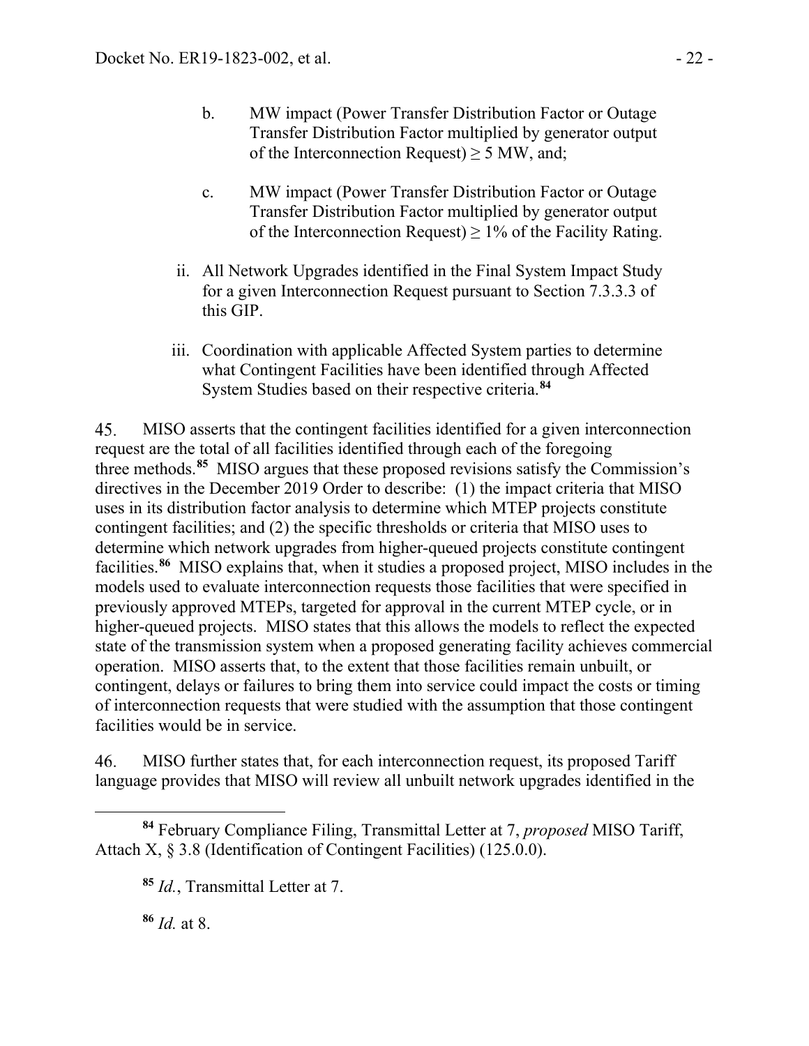b. MW impact (Power Transfer Distribution Factor or Outage Transfer Distribution Factor multiplied by generator output of the Interconnection Request) ≥ 5 MW, and;

c. MW impact (Power Transfer Distribution Factor or Outage Transfer Distribution Factor multiplied by generator output of the Interconnection Request) ≥ 1% of the Facility Rating.

ii. All Network Upgrades identified in the Final System Impact Study for a given Interconnection Request pursuant to Section 7.3.3.3 of this GIP.

iii. Coordination with applicable Affected System parties to determine what Contingent Facilities have been identified through Affected System Studies based on their respective criteria.[84]

45. MISO asserts that the contingent facilities identified for a given interconnection request are the total of all facilities identified through each of the foregoing three methods.[85] MISO argues that these proposed revisions satisfy the Commission's directives in the December 2019 Order to describe: (1) the impact criteria that MISO uses in its distribution factor analysis to determine which MTEP projects constitute contingent facilities; and (2) the specific thresholds or criteria that MISO uses to determine which network upgrades from higher-queued projects constitute contingent facilities.[86] MISO explains that, when it studies a proposed project, MISO includes in the models used to evaluate interconnection requests those facilities that were specified in previously approved MTEPs, targeted for approval in the current MTEP cycle, or in higher-queued projects. MISO states that this allows the models to reflect the expected state of the transmission system when a proposed generating facility achieves commercial operation. MISO asserts that, to the extent that those facilities remain unbuilt, or contingent, delays or failures to bring them into service could impact the costs or timing of interconnection requests that were studied with the assumption that those contingent facilities would be in service.

46. MISO further states that, for each interconnection request, its proposed Tariff language provides that MISO will review all unbuilt network upgrades identified in the

[84] February Compliance Filing, Transmittal Letter at 7, *proposed* MISO Tariff, Attach X, § 3.8 (Identification of Contingent Facilities) (125.0.0).

[85] *Id.*, Transmittal Letter at 7.

[86] *Id.* at 8.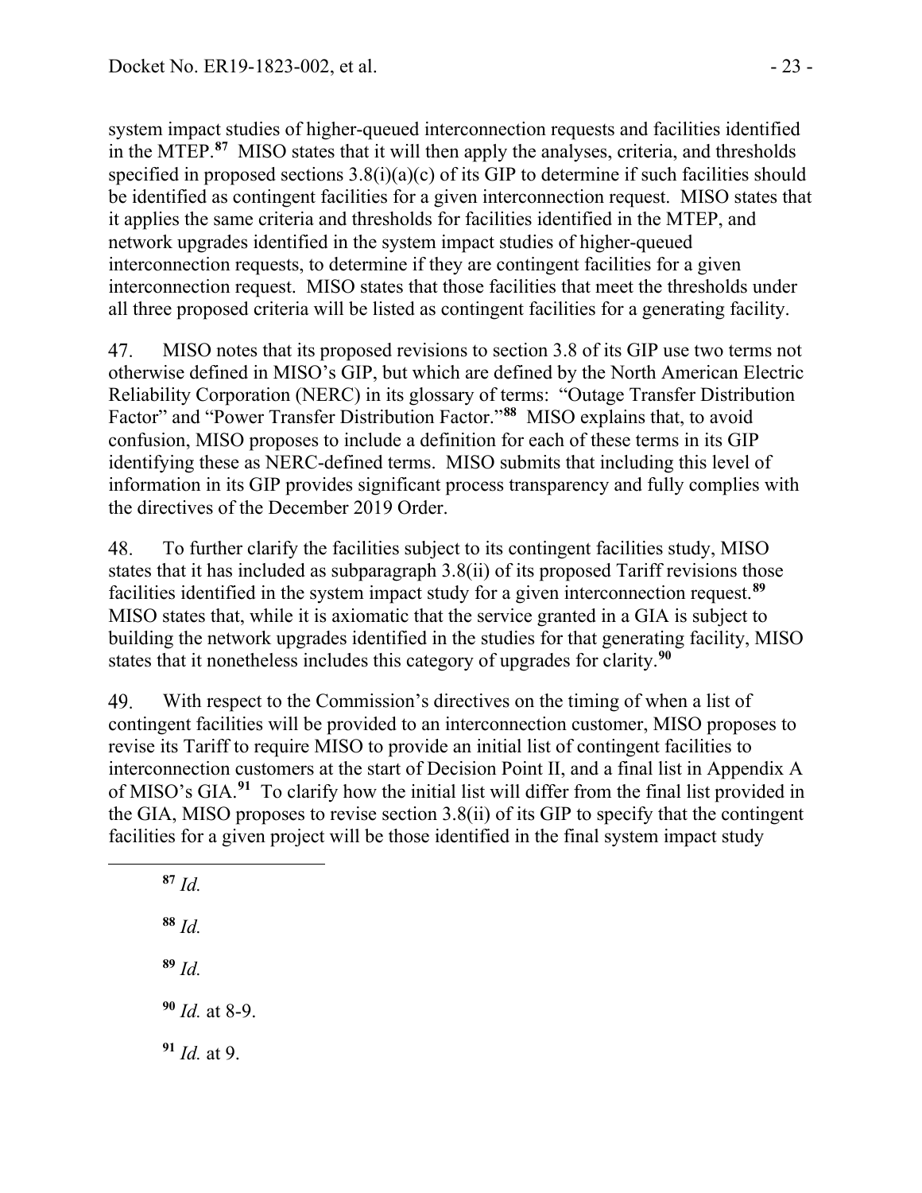system impact studies of higher-queued interconnection requests and facilities identified in the MTEP.[87] MISO states that it will then apply the analyses, criteria, and thresholds specified in proposed sections 3.8(i)(a)(c) of its GIP to determine if such facilities should be identified as contingent facilities for a given interconnection request. MISO states that it applies the same criteria and thresholds for facilities identified in the MTEP, and network upgrades identified in the system impact studies of higher-queued interconnection requests, to determine if they are contingent facilities for a given interconnection request. MISO states that those facilities that meet the thresholds under all three proposed criteria will be listed as contingent facilities for a generating facility.

47. MISO notes that its proposed revisions to section 3.8 of its GIP use two terms not otherwise defined in MISO's GIP, but which are defined by the North American Electric Reliability Corporation (NERC) in its glossary of terms: "Outage Transfer Distribution Factor" and "Power Transfer Distribution Factor."[88] MISO explains that, to avoid confusion, MISO proposes to include a definition for each of these terms in its GIP identifying these as NERC-defined terms. MISO submits that including this level of information in its GIP provides significant process transparency and fully complies with the directives of the December 2019 Order.

48. To further clarify the facilities subject to its contingent facilities study, MISO states that it has included as subparagraph 3.8(ii) of its proposed Tariff revisions those facilities identified in the system impact study for a given interconnection request.[89] MISO states that, while it is axiomatic that the service granted in a GIA is subject to building the network upgrades identified in the studies for that generating facility, MISO states that it nonetheless includes this category of upgrades for clarity.[90]

49. With respect to the Commission's directives on the timing of when a list of contingent facilities will be provided to an interconnection customer, MISO proposes to revise its Tariff to require MISO to provide an initial list of contingent facilities to interconnection customers at the start of Decision Point II, and a final list in Appendix A of MISO's GIA.[91] To clarify how the initial list will differ from the final list provided in the GIA, MISO proposes to revise section 3.8(ii) of its GIP to specify that the contingent facilities for a given project will be those identified in the final system impact study

---

[87] *Id.*

[88] *Id.*

[89] *Id.*

[90] *Id.* at 8-9.

[91] *Id.* at 9.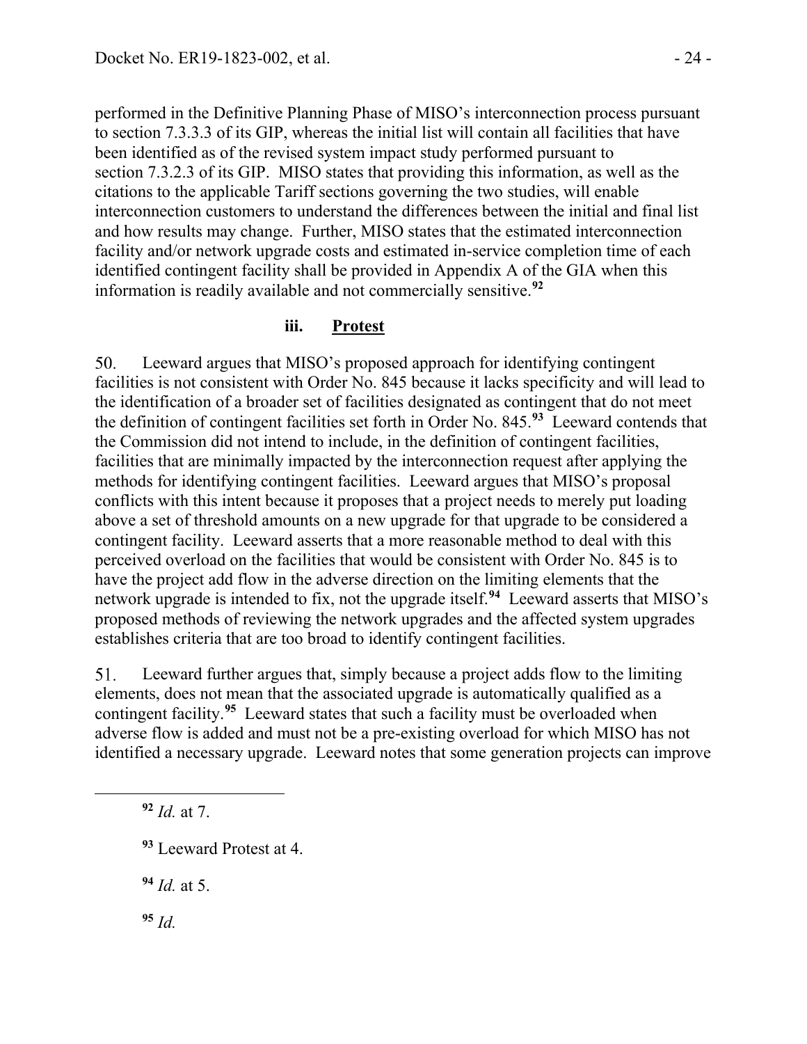performed in the Definitive Planning Phase of MISO's interconnection process pursuant to section 7.3.3.3 of its GIP, whereas the initial list will contain all facilities that have been identified as of the revised system impact study performed pursuant to section 7.3.2.3 of its GIP. MISO states that providing this information, as well as the citations to the applicable Tariff sections governing the two studies, will enable interconnection customers to understand the differences between the initial and final list and how results may change. Further, MISO states that the estimated interconnection facility and/or network upgrade costs and estimated in-service completion time of each identified contingent facility shall be provided in Appendix A of the GIA when this information is readily available and not commercially sensitive.[92]

### iii. **Protest**

50. Leeward argues that MISO's proposed approach for identifying contingent facilities is not consistent with Order No. 845 because it lacks specificity and will lead to the identification of a broader set of facilities designated as contingent that do not meet the definition of contingent facilities set forth in Order No. 845.[93] Leeward contends that the Commission did not intend to include, in the definition of contingent facilities, facilities that are minimally impacted by the interconnection request after applying the methods for identifying contingent facilities. Leeward argues that MISO's proposal conflicts with this intent because it proposes that a project needs to merely put loading above a set of threshold amounts on a new upgrade for that upgrade to be considered a contingent facility. Leeward asserts that a more reasonable method to deal with this perceived overload on the facilities that would be consistent with Order No. 845 is to have the project add flow in the adverse direction on the limiting elements that the network upgrade is intended to fix, not the upgrade itself.[94] Leeward asserts that MISO's proposed methods of reviewing the network upgrades and the affected system upgrades establishes criteria that are too broad to identify contingent facilities.

51. Leeward further argues that, simply because a project adds flow to the limiting elements, does not mean that the associated upgrade is automatically qualified as a contingent facility.[95] Leeward states that such a facility must be overloaded when adverse flow is added and must not be a pre-existing overload for which MISO has not identified a necessary upgrade. Leeward notes that some generation projects can improve

---

[92] *Id.* at 7.

[93] Leeward Protest at 4.

[94] *Id.* at 5.

[95] *Id.*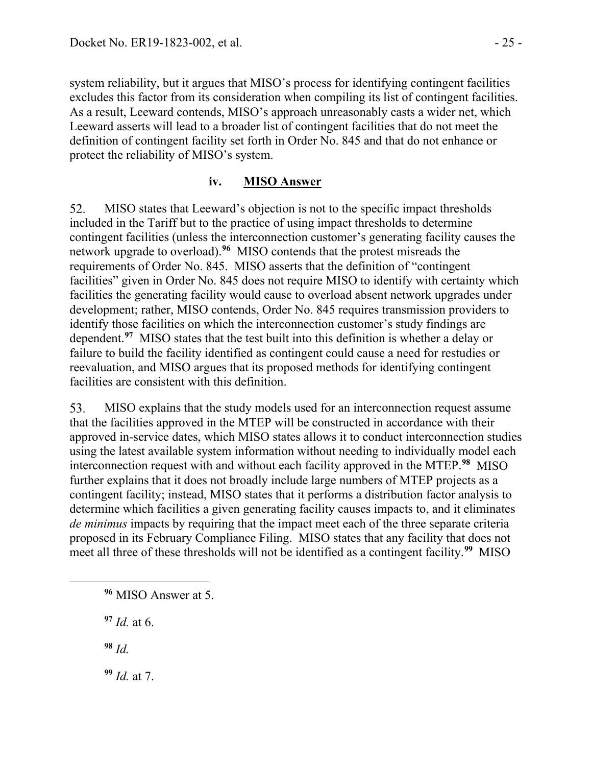system reliability, but it argues that MISO's process for identifying contingent facilities excludes this factor from its consideration when compiling its list of contingent facilities. As a result, Leeward contends, MISO's approach unreasonably casts a wider net, which Leeward asserts will lead to a broader list of contingent facilities that do not meet the definition of contingent facility set forth in Order No. 845 and that do not enhance or protect the reliability of MISO's system.

#### iv. **MISO Answer**

52. MISO states that Leeward's objection is not to the specific impact thresholds included in the Tariff but to the practice of using impact thresholds to determine contingent facilities (unless the interconnection customer's generating facility causes the network upgrade to overload).[96] MISO contends that the protest misreads the requirements of Order No. 845. MISO asserts that the definition of "contingent facilities" given in Order No. 845 does not require MISO to identify with certainty which facilities the generating facility would cause to overload absent network upgrades under development; rather, MISO contends, Order No. 845 requires transmission providers to identify those facilities on which the interconnection customer's study findings are dependent.[97] MISO states that the test built into this definition is whether a delay or failure to build the facility identified as contingent could cause a need for restudies or reevaluation, and MISO argues that its proposed methods for identifying contingent facilities are consistent with this definition.

53. MISO explains that the study models used for an interconnection request assume that the facilities approved in the MTEP will be constructed in accordance with their approved in-service dates, which MISO states allows it to conduct interconnection studies using the latest available system information without needing to individually model each interconnection request with and without each facility approved in the MTEP.[98] MISO further explains that it does not broadly include large numbers of MTEP projects as a contingent facility; instead, MISO states that it performs a distribution factor analysis to determine which facilities a given generating facility causes impacts to, and it eliminates *de minimus* impacts by requiring that the impact meet each of the three separate criteria proposed in its February Compliance Filing. MISO states that any facility that does not meet all three of these thresholds will not be identified as a contingent facility.[99] MISO

[96] MISO Answer at 5.

[97] *Id.* at 6.

[98] *Id.*

[99] *Id.* at 7.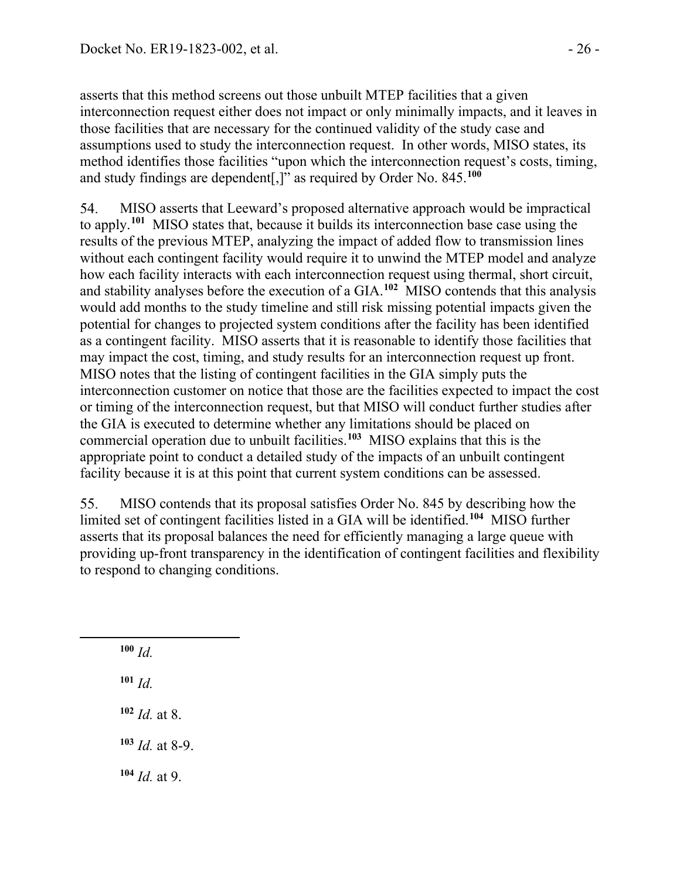asserts that this method screens out those unbuilt MTEP facilities that a given interconnection request either does not impact or only minimally impacts, and it leaves in those facilities that are necessary for the continued validity of the study case and assumptions used to study the interconnection request. In other words, MISO states, its method identifies those facilities "upon which the interconnection request's costs, timing, and study findings are dependent[,]" as required by Order No. 845.[100]

54. MISO asserts that Leeward's proposed alternative approach would be impractical to apply.[101] MISO states that, because it builds its interconnection base case using the results of the previous MTEP, analyzing the impact of added flow to transmission lines without each contingent facility would require it to unwind the MTEP model and analyze how each facility interacts with each interconnection request using thermal, short circuit, and stability analyses before the execution of a GIA.[102] MISO contends that this analysis would add months to the study timeline and still risk missing potential impacts given the potential for changes to projected system conditions after the facility has been identified as a contingent facility. MISO asserts that it is reasonable to identify those facilities that may impact the cost, timing, and study results for an interconnection request up front. MISO notes that the listing of contingent facilities in the GIA simply puts the interconnection customer on notice that those are the facilities expected to impact the cost or timing of the interconnection request, but that MISO will conduct further studies after the GIA is executed to determine whether any limitations should be placed on commercial operation due to unbuilt facilities.[103] MISO explains that this is the appropriate point to conduct a detailed study of the impacts of an unbuilt contingent facility because it is at this point that current system conditions can be assessed.

55. MISO contends that its proposal satisfies Order No. 845 by describing how the limited set of contingent facilities listed in a GIA will be identified.[104] MISO further asserts that its proposal balances the need for efficiently managing a large queue with providing up-front transparency in the identification of contingent facilities and flexibility to respond to changing conditions.

---

[100] *Id.*

[101] *Id.*

[102] *Id.* at 8.

[103] *Id.* at 8-9.

[104] *Id.* at 9.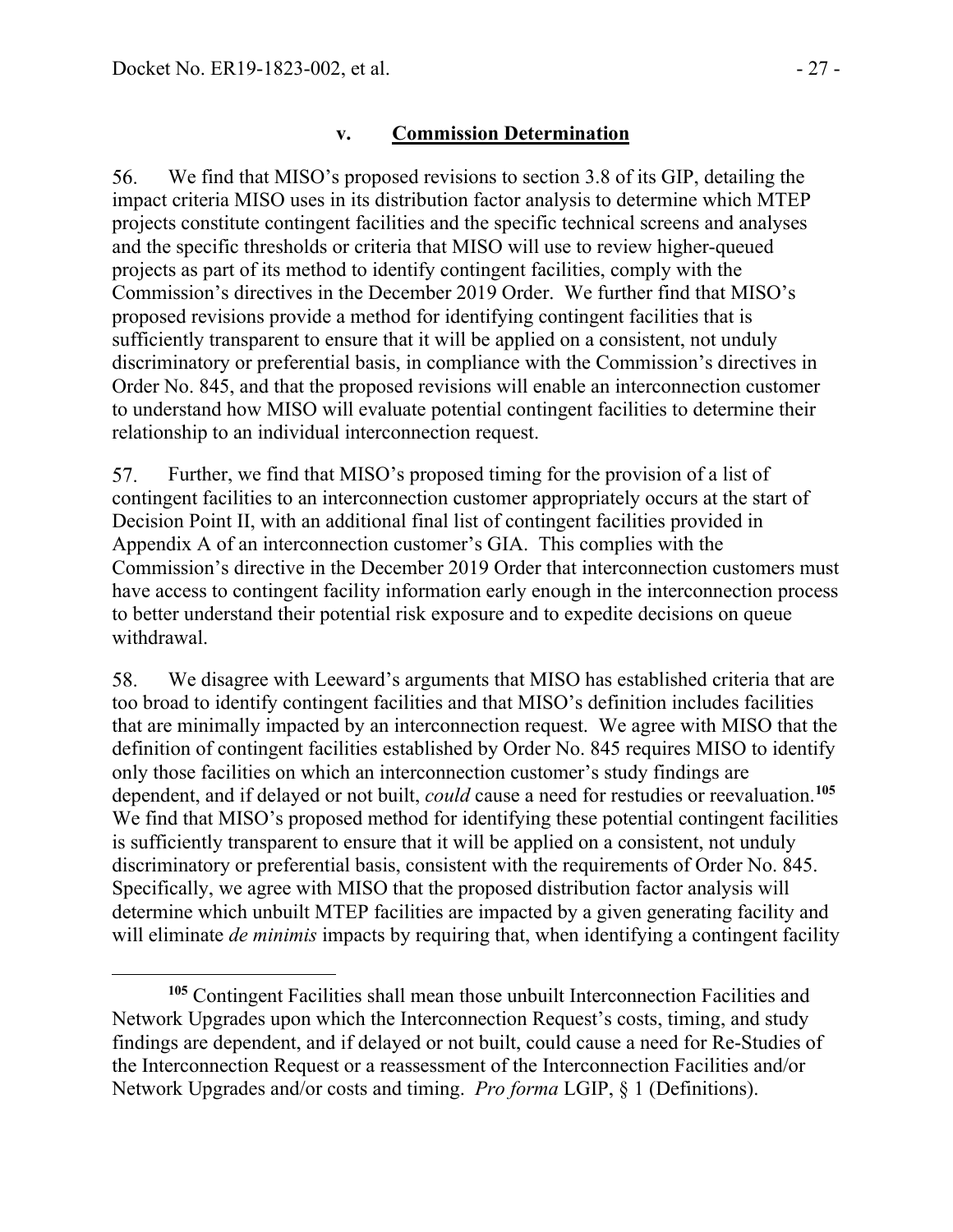### v. **Commission Determination**

56. We find that MISO's proposed revisions to section 3.8 of its GIP, detailing the impact criteria MISO uses in its distribution factor analysis to determine which MTEP projects constitute contingent facilities and the specific technical screens and analyses and the specific thresholds or criteria that MISO will use to review higher-queued projects as part of its method to identify contingent facilities, comply with the Commission's directives in the December 2019 Order. We further find that MISO's proposed revisions provide a method for identifying contingent facilities that is sufficiently transparent to ensure that it will be applied on a consistent, not unduly discriminatory or preferential basis, in compliance with the Commission's directives in Order No. 845, and that the proposed revisions will enable an interconnection customer to understand how MISO will evaluate potential contingent facilities to determine their relationship to an individual interconnection request.

57. Further, we find that MISO's proposed timing for the provision of a list of contingent facilities to an interconnection customer appropriately occurs at the start of Decision Point II, with an additional final list of contingent facilities provided in Appendix A of an interconnection customer's GIA. This complies with the Commission's directive in the December 2019 Order that interconnection customers must have access to contingent facility information early enough in the interconnection process to better understand their potential risk exposure and to expedite decisions on queue withdrawal.

58. We disagree with Leeward's arguments that MISO has established criteria that are too broad to identify contingent facilities and that MISO's definition includes facilities that are minimally impacted by an interconnection request. We agree with MISO that the definition of contingent facilities established by Order No. 845 requires MISO to identify only those facilities on which an interconnection customer's study findings are dependent, and if delayed or not built, *could* cause a need for restudies or reevaluation.[105] We find that MISO's proposed method for identifying these potential contingent facilities is sufficiently transparent to ensure that it will be applied on a consistent, not unduly discriminatory or preferential basis, consistent with the requirements of Order No. 845. Specifically, we agree with MISO that the proposed distribution factor analysis will determine which unbuilt MTEP facilities are impacted by a given generating facility and will eliminate *de minimis* impacts by requiring that, when identifying a contingent facility

---

[105] Contingent Facilities shall mean those unbuilt Interconnection Facilities and Network Upgrades upon which the Interconnection Request's costs, timing, and study findings are dependent, and if delayed or not built, could cause a need for Re-Studies of the Interconnection Request or a reassessment of the Interconnection Facilities and/or Network Upgrades and/or costs and timing. *Pro forma* LGIP, § 1 (Definitions).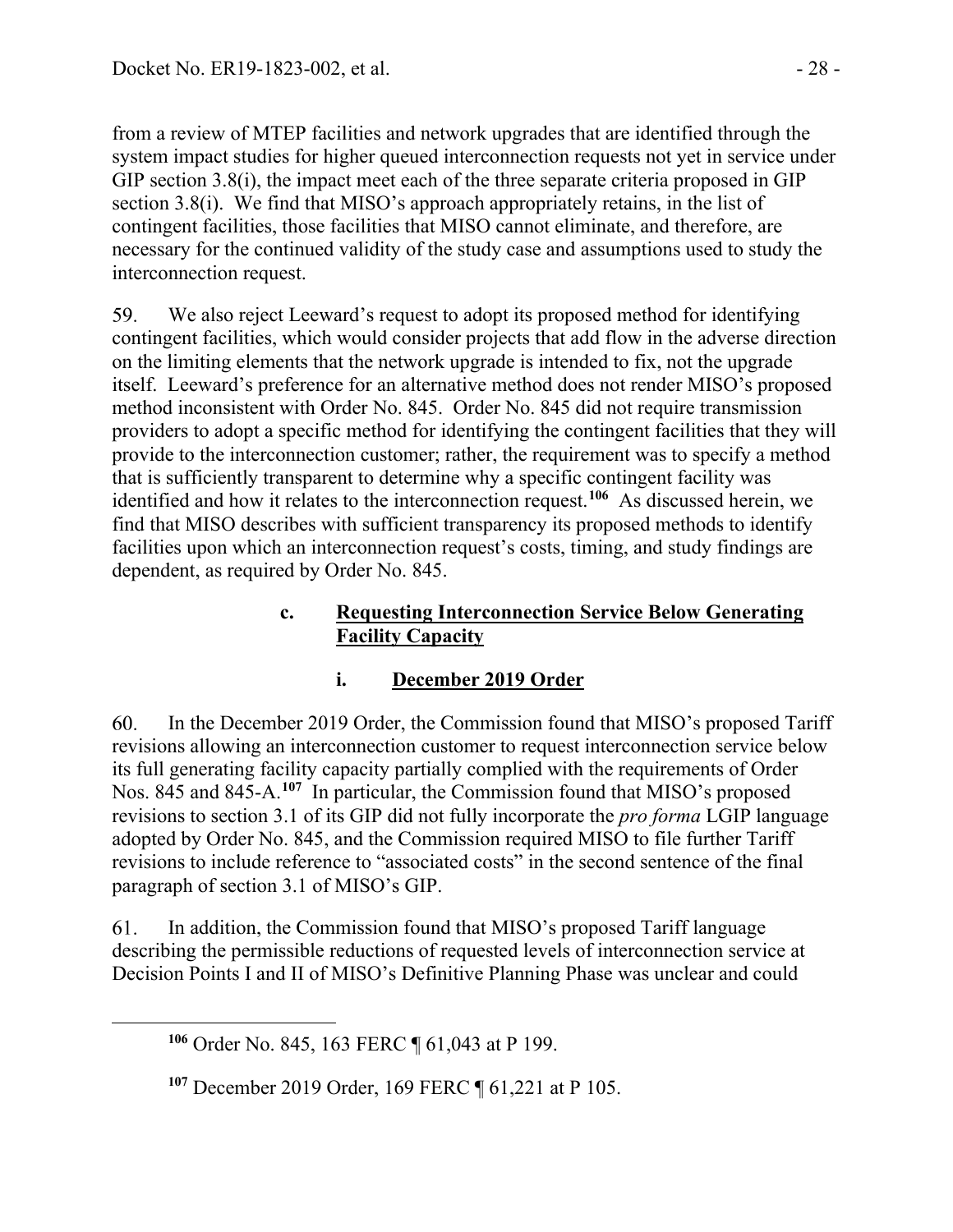from a review of MTEP facilities and network upgrades that are identified through the system impact studies for higher queued interconnection requests not yet in service under GIP section 3.8(i), the impact meet each of the three separate criteria proposed in GIP section 3.8(i). We find that MISO's approach appropriately retains, in the list of contingent facilities, those facilities that MISO cannot eliminate, and therefore, are necessary for the continued validity of the study case and assumptions used to study the interconnection request.

59. We also reject Leeward's request to adopt its proposed method for identifying contingent facilities, which would consider projects that add flow in the adverse direction on the limiting elements that the network upgrade is intended to fix, not the upgrade itself. Leeward's preference for an alternative method does not render MISO's proposed method inconsistent with Order No. 845. Order No. 845 did not require transmission providers to adopt a specific method for identifying the contingent facilities that they will provide to the interconnection customer; rather, the requirement was to specify a method that is sufficiently transparent to determine why a specific contingent facility was identified and how it relates to the interconnection request.[106] As discussed herein, we find that MISO describes with sufficient transparency its proposed methods to identify facilities upon which an interconnection request's costs, timing, and study findings are dependent, as required by Order No. 845.

### c. Requesting Interconnection Service Below Generating Facility Capacity

#### i. December 2019 Order

60. In the December 2019 Order, the Commission found that MISO's proposed Tariff revisions allowing an interconnection customer to request interconnection service below its full generating facility capacity partially complied with the requirements of Order Nos. 845 and 845-A.[107] In particular, the Commission found that MISO's proposed revisions to section 3.1 of its GIP did not fully incorporate the *pro forma* LGIP language adopted by Order No. 845, and the Commission required MISO to file further Tariff revisions to include reference to "associated costs" in the second sentence of the final paragraph of section 3.1 of MISO's GIP.

61. In addition, the Commission found that MISO's proposed Tariff language describing the permissible reductions of requested levels of interconnection service at Decision Points I and II of MISO's Definitive Planning Phase was unclear and could

---

[106] Order No. 845, 163 FERC ¶ 61,043 at P 199.

[107] December 2019 Order, 169 FERC ¶ 61,221 at P 105.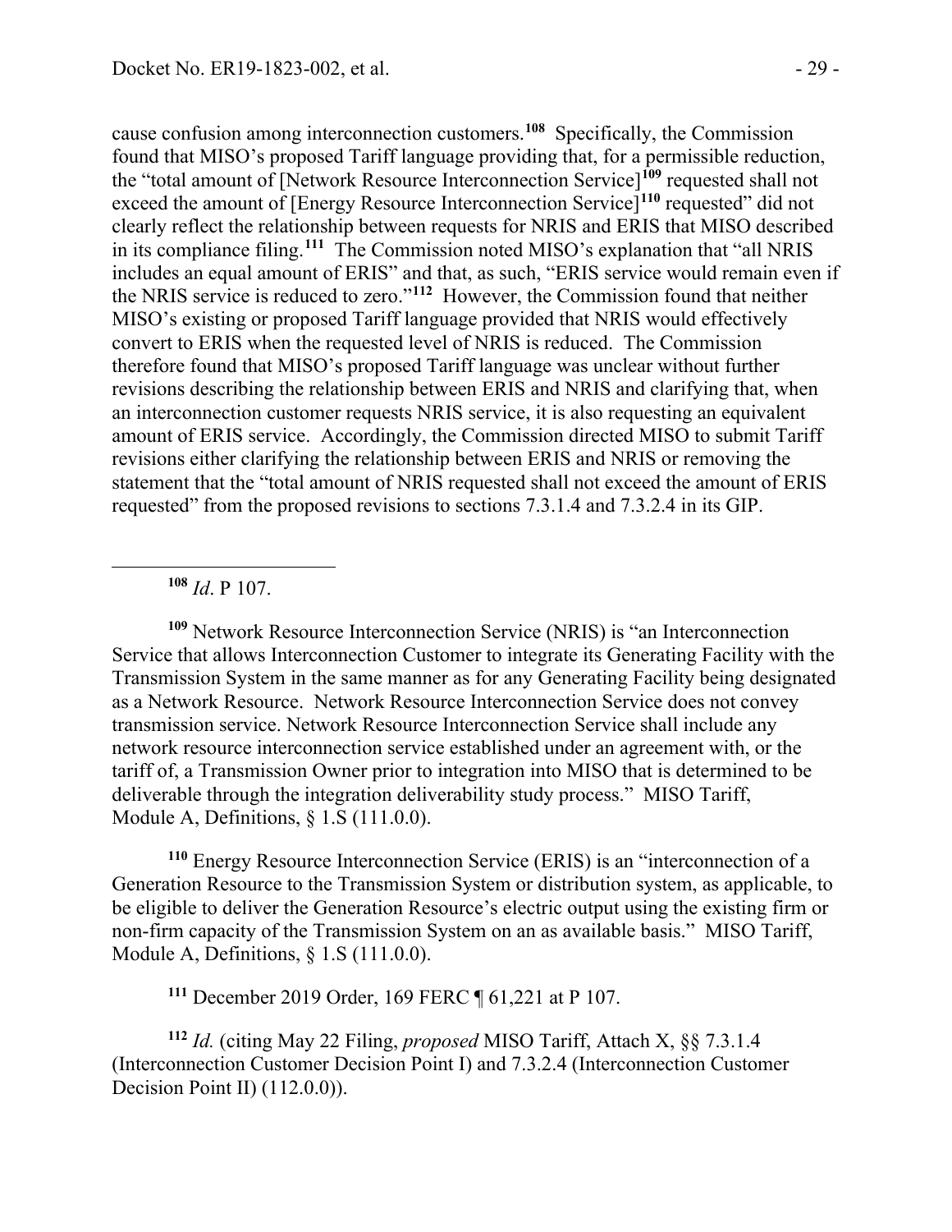cause confusion among interconnection customers.[108] Specifically, the Commission found that MISO's proposed Tariff language providing that, for a permissible reduction, the "total amount of [Network Resource Interconnection Service][109] requested shall not exceed the amount of [Energy Resource Interconnection Service][110] requested" did not clearly reflect the relationship between requests for NRIS and ERIS that MISO described in its compliance filing.[111] The Commission noted MISO's explanation that "all NRIS includes an equal amount of ERIS" and that, as such, "ERIS service would remain even if the NRIS service is reduced to zero."[112] However, the Commission found that neither MISO's existing or proposed Tariff language provided that NRIS would effectively convert to ERIS when the requested level of NRIS is reduced. The Commission therefore found that MISO's proposed Tariff language was unclear without further revisions describing the relationship between ERIS and NRIS and clarifying that, when an interconnection customer requests NRIS service, it is also requesting an equivalent amount of ERIS service. Accordingly, the Commission directed MISO to submit Tariff revisions either clarifying the relationship between ERIS and NRIS or removing the statement that the "total amount of NRIS requested shall not exceed the amount of ERIS requested" from the proposed revisions to sections 7.3.1.4 and 7.3.2.4 in its GIP.

---

[108] *Id*. P 107.

[109] Network Resource Interconnection Service (NRIS) is "an Interconnection Service that allows Interconnection Customer to integrate its Generating Facility with the Transmission System in the same manner as for any Generating Facility being designated as a Network Resource. Network Resource Interconnection Service does not convey transmission service. Network Resource Interconnection Service shall include any network resource interconnection service established under an agreement with, or the tariff of, a Transmission Owner prior to integration into MISO that is determined to be deliverable through the integration deliverability study process." MISO Tariff, Module A, Definitions, § 1.S (111.0.0).

[110] Energy Resource Interconnection Service (ERIS) is an "interconnection of a Generation Resource to the Transmission System or distribution system, as applicable, to be eligible to deliver the Generation Resource's electric output using the existing firm or non-firm capacity of the Transmission System on an as available basis." MISO Tariff, Module A, Definitions, § 1.S (111.0.0).

[111] December 2019 Order, 169 FERC ¶ 61,221 at P 107.

[112] *Id.* (citing May 22 Filing, *proposed* MISO Tariff, Attach X, §§ 7.3.1.4 (Interconnection Customer Decision Point I) and 7.3.2.4 (Interconnection Customer Decision Point II) (112.0.0)).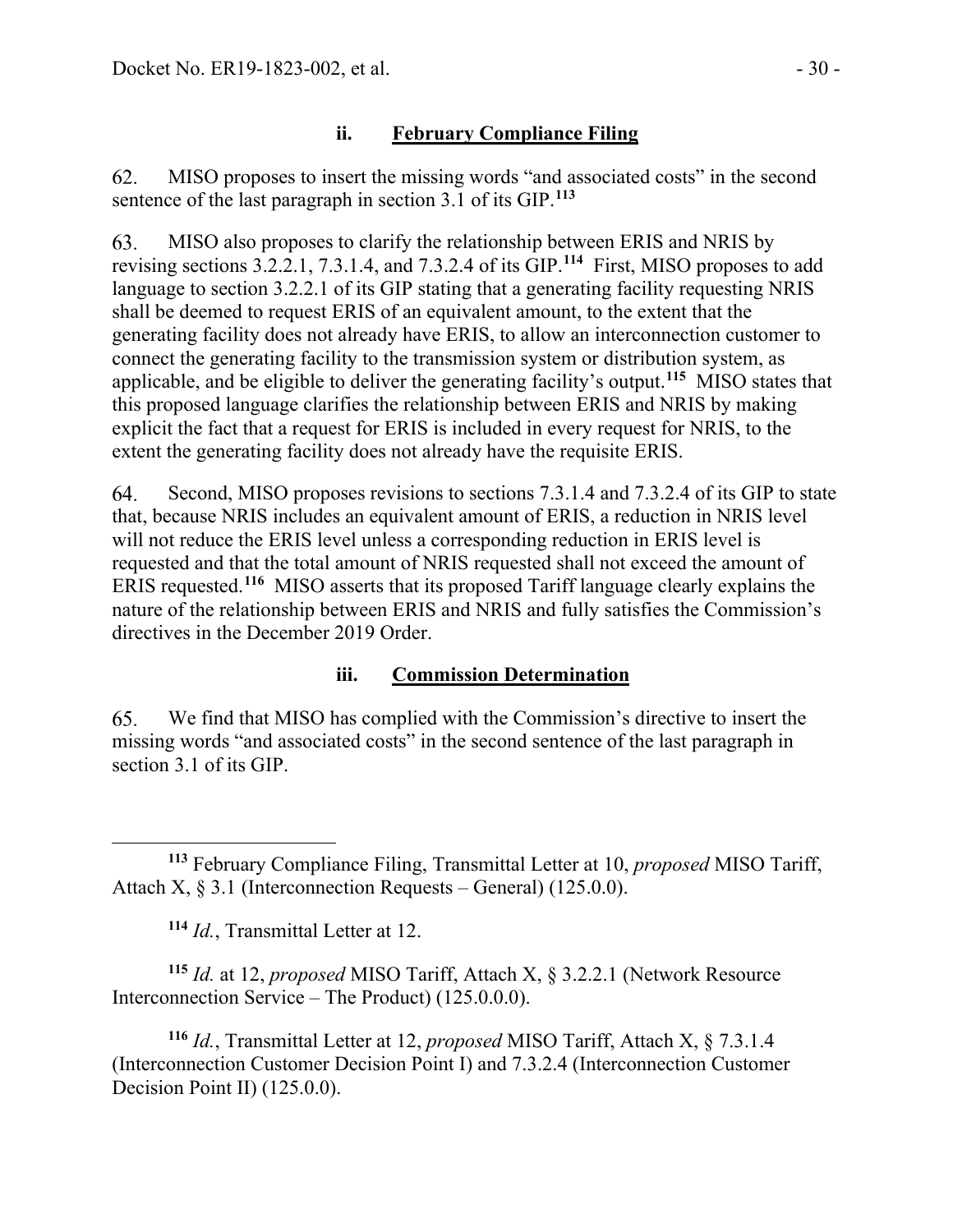### ii. February Compliance Filing

62. MISO proposes to insert the missing words "and associated costs" in the second sentence of the last paragraph in section 3.1 of its GIP.[113]

63. MISO also proposes to clarify the relationship between ERIS and NRIS by revising sections 3.2.2.1, 7.3.1.4, and 7.3.2.4 of its GIP.[114] First, MISO proposes to add language to section 3.2.2.1 of its GIP stating that a generating facility requesting NRIS shall be deemed to request ERIS of an equivalent amount, to the extent that the generating facility does not already have ERIS, to allow an interconnection customer to connect the generating facility to the transmission system or distribution system, as applicable, and be eligible to deliver the generating facility's output.[115] MISO states that this proposed language clarifies the relationship between ERIS and NRIS by making explicit the fact that a request for ERIS is included in every request for NRIS, to the extent the generating facility does not already have the requisite ERIS.

64. Second, MISO proposes revisions to sections 7.3.1.4 and 7.3.2.4 of its GIP to state that, because NRIS includes an equivalent amount of ERIS, a reduction in NRIS level will not reduce the ERIS level unless a corresponding reduction in ERIS level is requested and that the total amount of NRIS requested shall not exceed the amount of ERIS requested.[116] MISO asserts that its proposed Tariff language clearly explains the nature of the relationship between ERIS and NRIS and fully satisfies the Commission's directives in the December 2019 Order.

### iii. Commission Determination

65. We find that MISO has complied with the Commission's directive to insert the missing words "and associated costs" in the second sentence of the last paragraph in section 3.1 of its GIP.

---

[113] February Compliance Filing, Transmittal Letter at 10, *proposed* MISO Tariff, Attach X, § 3.1 (Interconnection Requests – General) (125.0.0).

[114] *Id.*, Transmittal Letter at 12.

[115] *Id.* at 12, *proposed* MISO Tariff, Attach X, § 3.2.2.1 (Network Resource Interconnection Service – The Product) (125.0.0.0).

[116] *Id.*, Transmittal Letter at 12, *proposed* MISO Tariff, Attach X, § 7.3.1.4 (Interconnection Customer Decision Point I) and 7.3.2.4 (Interconnection Customer Decision Point II) (125.0.0).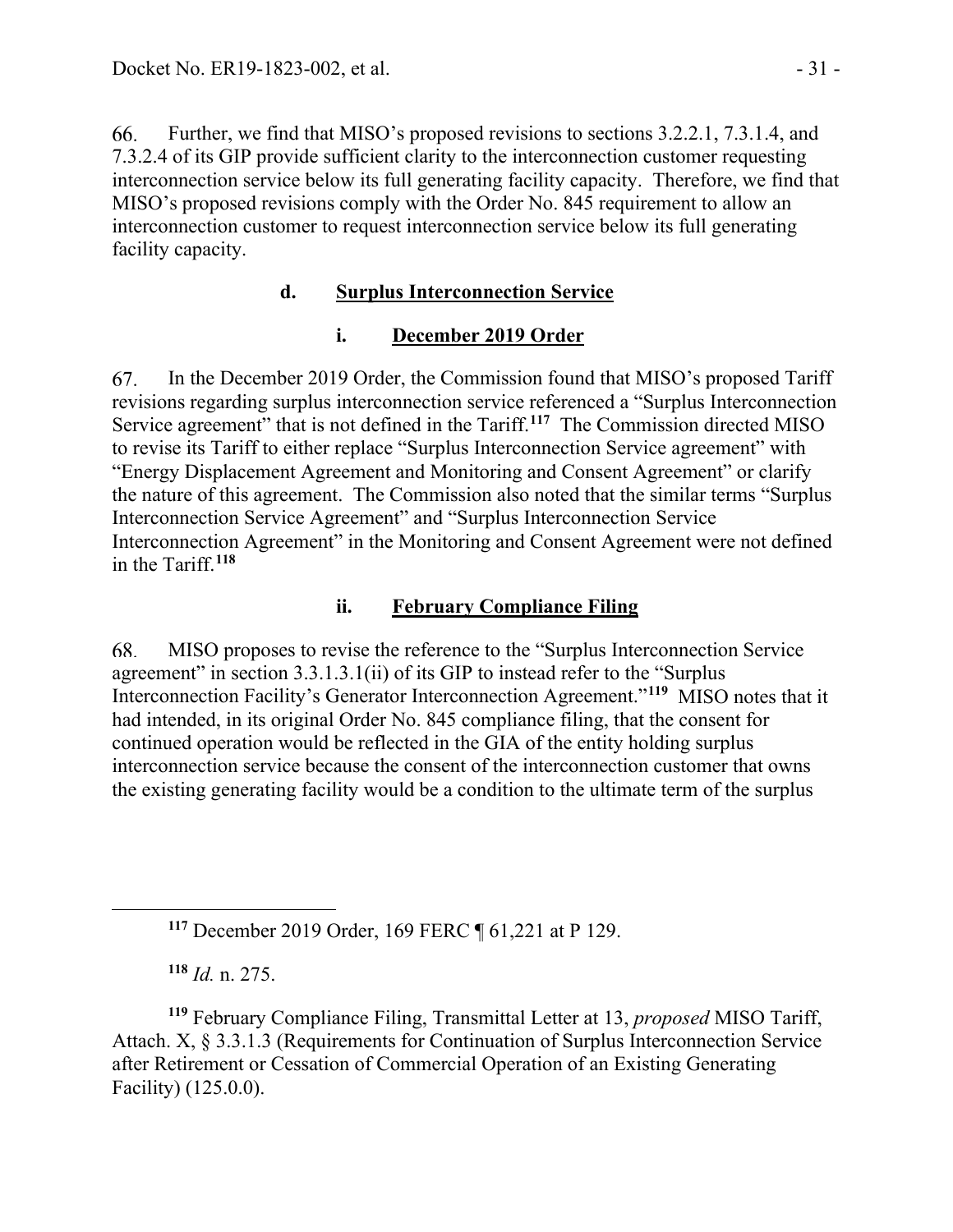66. Further, we find that MISO's proposed revisions to sections 3.2.2.1, 7.3.1.4, and 7.3.2.4 of its GIP provide sufficient clarity to the interconnection customer requesting interconnection service below its full generating facility capacity. Therefore, we find that MISO's proposed revisions comply with the Order No. 845 requirement to allow an interconnection customer to request interconnection service below its full generating facility capacity.

### d. Surplus Interconnection Service

#### i. December 2019 Order

67. In the December 2019 Order, the Commission found that MISO's proposed Tariff revisions regarding surplus interconnection service referenced a "Surplus Interconnection Service agreement" that is not defined in the Tariff.[117] The Commission directed MISO to revise its Tariff to either replace "Surplus Interconnection Service agreement" with "Energy Displacement Agreement and Monitoring and Consent Agreement" or clarify the nature of this agreement. The Commission also noted that the similar terms "Surplus Interconnection Service Agreement" and "Surplus Interconnection Service Interconnection Agreement" in the Monitoring and Consent Agreement were not defined in the Tariff.[118]

#### ii. February Compliance Filing

68. MISO proposes to revise the reference to the "Surplus Interconnection Service agreement" in section 3.3.1.3.1(ii) of its GIP to instead refer to the "Surplus Interconnection Facility's Generator Interconnection Agreement."[119] MISO notes that it had intended, in its original Order No. 845 compliance filing, that the consent for continued operation would be reflected in the GIA of the entity holding surplus interconnection service because the consent of the interconnection customer that owns the existing generating facility would be a condition to the ultimate term of the surplus

---

[117] December 2019 Order, 169 FERC ¶ 61,221 at P 129.

[118] *Id.* n. 275.

[119] February Compliance Filing, Transmittal Letter at 13, *proposed* MISO Tariff, Attach. X, § 3.3.1.3 (Requirements for Continuation of Surplus Interconnection Service after Retirement or Cessation of Commercial Operation of an Existing Generating Facility) (125.0.0).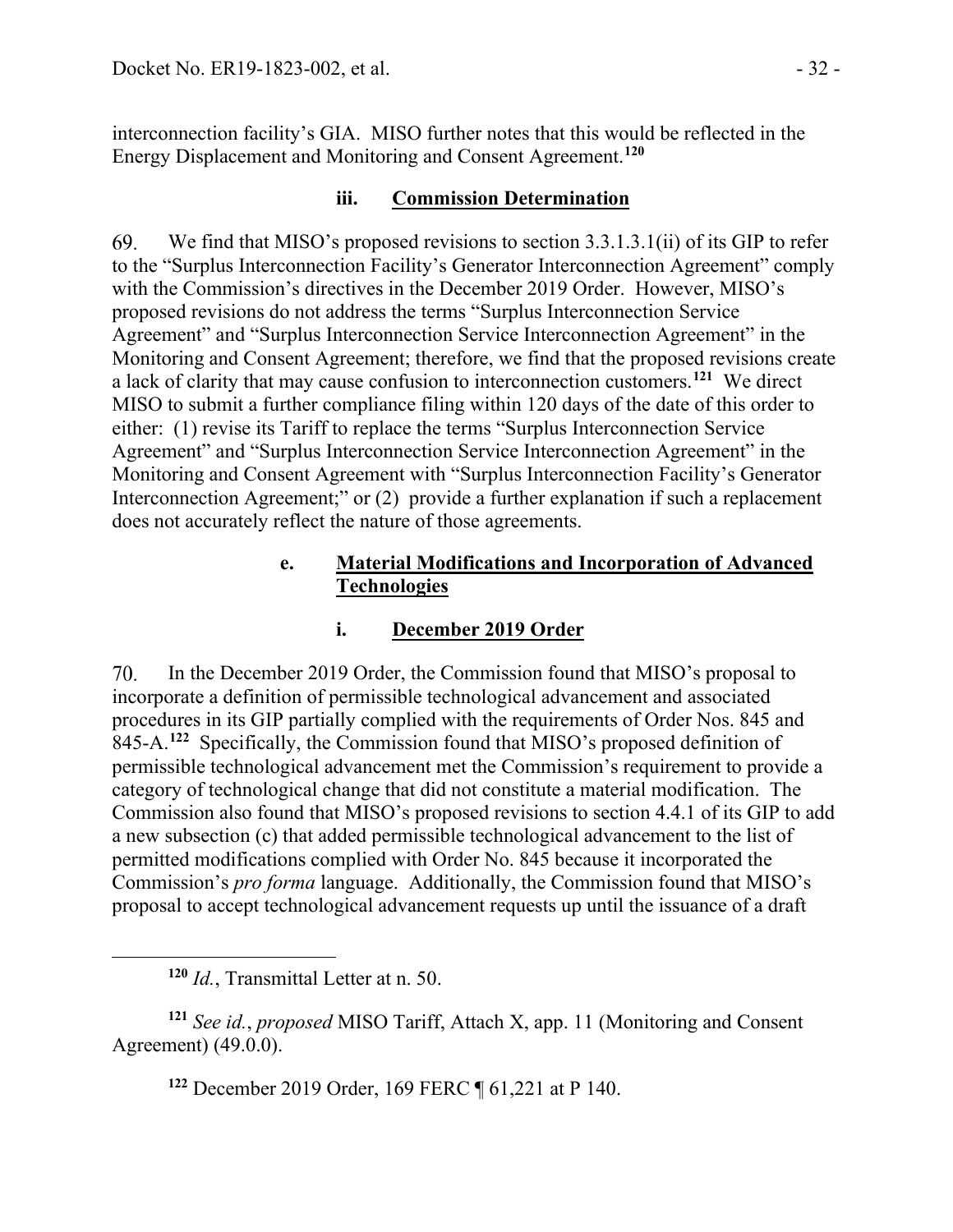interconnection facility's GIA. MISO further notes that this would be reflected in the Energy Displacement and Monitoring and Consent Agreement.[120]

### iii. Commission Determination

69. We find that MISO's proposed revisions to section 3.3.1.3.1(ii) of its GIP to refer to the "Surplus Interconnection Facility's Generator Interconnection Agreement" comply with the Commission's directives in the December 2019 Order. However, MISO's proposed revisions do not address the terms "Surplus Interconnection Service Agreement" and "Surplus Interconnection Service Interconnection Agreement" in the Monitoring and Consent Agreement; therefore, we find that the proposed revisions create a lack of clarity that may cause confusion to interconnection customers.[121] We direct MISO to submit a further compliance filing within 120 days of the date of this order to either: (1) revise its Tariff to replace the terms "Surplus Interconnection Service Agreement" and "Surplus Interconnection Service Interconnection Agreement" in the Monitoring and Consent Agreement with "Surplus Interconnection Facility's Generator Interconnection Agreement;" or (2) provide a further explanation if such a replacement does not accurately reflect the nature of those agreements.

## e. Material Modifications and Incorporation of Advanced Technologies

### i. December 2019 Order

70. In the December 2019 Order, the Commission found that MISO's proposal to incorporate a definition of permissible technological advancement and associated procedures in its GIP partially complied with the requirements of Order Nos. 845 and 845-A.[122] Specifically, the Commission found that MISO's proposed definition of permissible technological advancement met the Commission's requirement to provide a category of technological change that did not constitute a material modification. The Commission also found that MISO's proposed revisions to section 4.4.1 of its GIP to add a new subsection (c) that added permissible technological advancement to the list of permitted modifications complied with Order No. 845 because it incorporated the Commission's *pro forma* language. Additionally, the Commission found that MISO's proposal to accept technological advancement requests up until the issuance of a draft

---

[120] *Id.*, Transmittal Letter at n. 50.

[121] *See id.*, *proposed* MISO Tariff, Attach X, app. 11 (Monitoring and Consent Agreement) (49.0.0).

[122] December 2019 Order, 169 FERC ¶ 61,221 at P 140.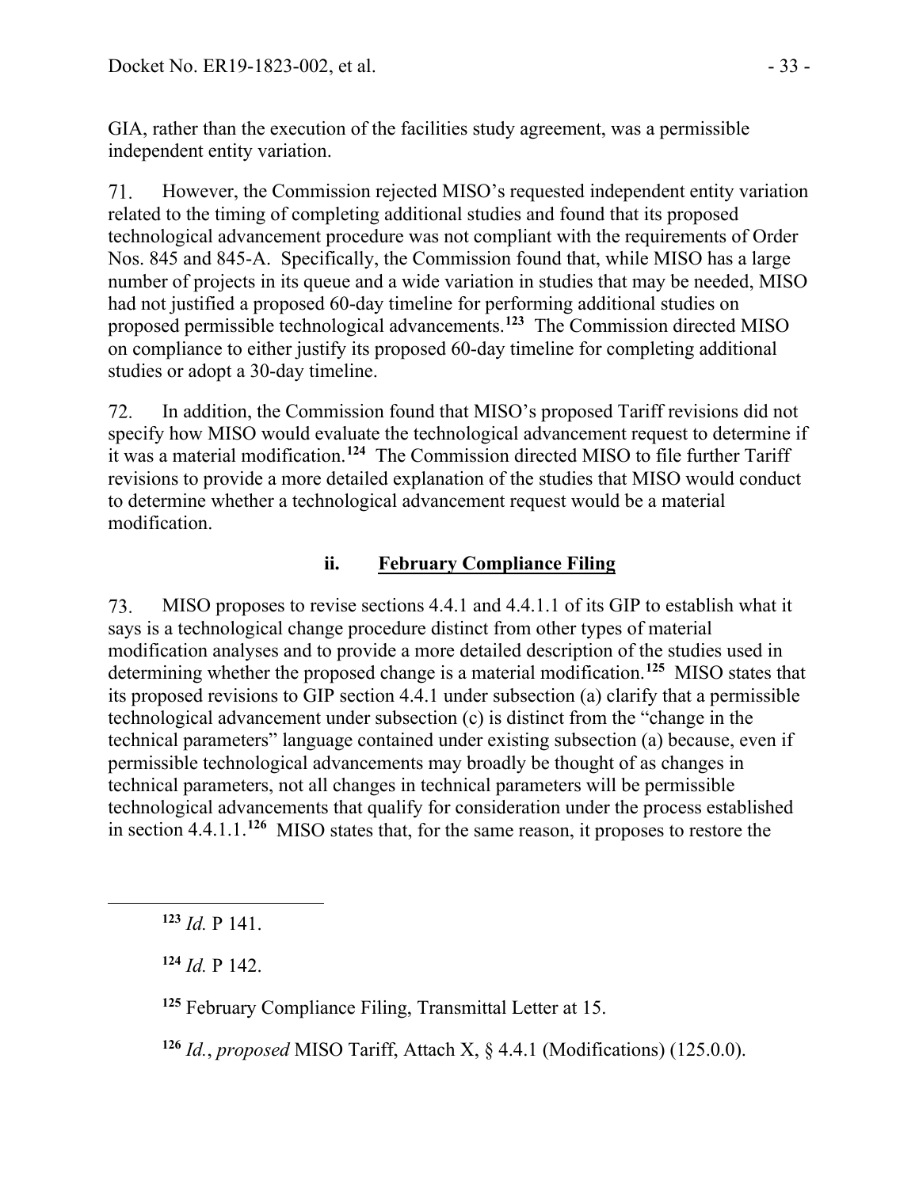GIA, rather than the execution of the facilities study agreement, was a permissible independent entity variation.

71. However, the Commission rejected MISO's requested independent entity variation related to the timing of completing additional studies and found that its proposed technological advancement procedure was not compliant with the requirements of Order Nos. 845 and 845-A. Specifically, the Commission found that, while MISO has a large number of projects in its queue and a wide variation in studies that may be needed, MISO had not justified a proposed 60-day timeline for performing additional studies on proposed permissible technological advancements.[123] The Commission directed MISO on compliance to either justify its proposed 60-day timeline for completing additional studies or adopt a 30-day timeline.

72. In addition, the Commission found that MISO's proposed Tariff revisions did not specify how MISO would evaluate the technological advancement request to determine if it was a material modification.[124] The Commission directed MISO to file further Tariff revisions to provide a more detailed explanation of the studies that MISO would conduct to determine whether a technological advancement request would be a material modification.

### ii. <u>February Compliance Filing</u>

73. MISO proposes to revise sections 4.4.1 and 4.4.1.1 of its GIP to establish what it says is a technological change procedure distinct from other types of material modification analyses and to provide a more detailed description of the studies used in determining whether the proposed change is a material modification.[125] MISO states that its proposed revisions to GIP section 4.4.1 under subsection (a) clarify that a permissible technological advancement under subsection (c) is distinct from the "change in the technical parameters" language contained under existing subsection (a) because, even if permissible technological advancements may broadly be thought of as changes in technical parameters, not all changes in technical parameters will be permissible technological advancements that qualify for consideration under the process established in section 4.4.1.1.[126] MISO states that, for the same reason, it proposes to restore the

---

[123] *Id.* P 141.

[124] *Id.* P 142.

[125] February Compliance Filing, Transmittal Letter at 15.

[126] *Id.*, *proposed* MISO Tariff, Attach X, § 4.4.1 (Modifications) (125.0.0).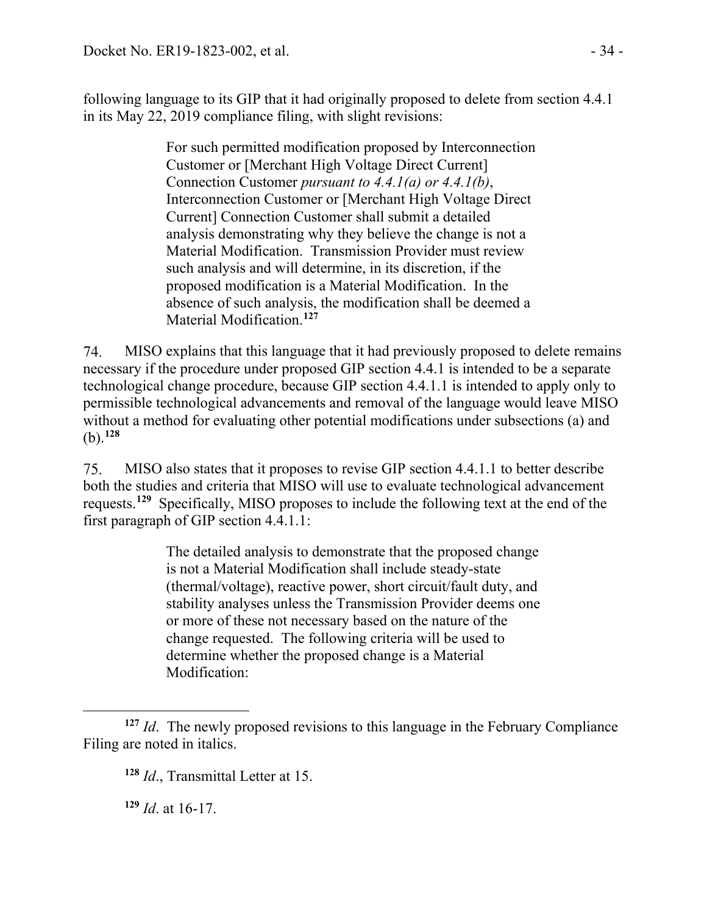following language to its GIP that it had originally proposed to delete from section 4.4.1 in its May 22, 2019 compliance filing, with slight revisions:

> For such permitted modification proposed by Interconnection Customer or [Merchant High Voltage Direct Current] Connection Customer *pursuant to 4.4.1(a) or 4.4.1(b)*, Interconnection Customer or [Merchant High Voltage Direct Current] Connection Customer shall submit a detailed analysis demonstrating why they believe the change is not a Material Modification. Transmission Provider must review such analysis and will determine, in its discretion, if the proposed modification is a Material Modification. In the absence of such analysis, the modification shall be deemed a Material Modification.[127]

74. MISO explains that this language that it had previously proposed to delete remains necessary if the procedure under proposed GIP section 4.4.1 is intended to be a separate technological change procedure, because GIP section 4.4.1.1 is intended to apply only to permissible technological advancements and removal of the language would leave MISO without a method for evaluating other potential modifications under subsections (a) and (b).[128]

75. MISO also states that it proposes to revise GIP section 4.4.1.1 to better describe both the studies and criteria that MISO will use to evaluate technological advancement requests.[129] Specifically, MISO proposes to include the following text at the end of the first paragraph of GIP section 4.4.1.1:

> The detailed analysis to demonstrate that the proposed change is not a Material Modification shall include steady-state (thermal/voltage), reactive power, short circuit/fault duty, and stability analyses unless the Transmission Provider deems one or more of these not necessary based on the nature of the change requested. The following criteria will be used to determine whether the proposed change is a Material Modification:

---

[127] *Id*. The newly proposed revisions to this language in the February Compliance Filing are noted in italics.

[128] *Id*., Transmittal Letter at 15.

[129] *Id*. at 16-17.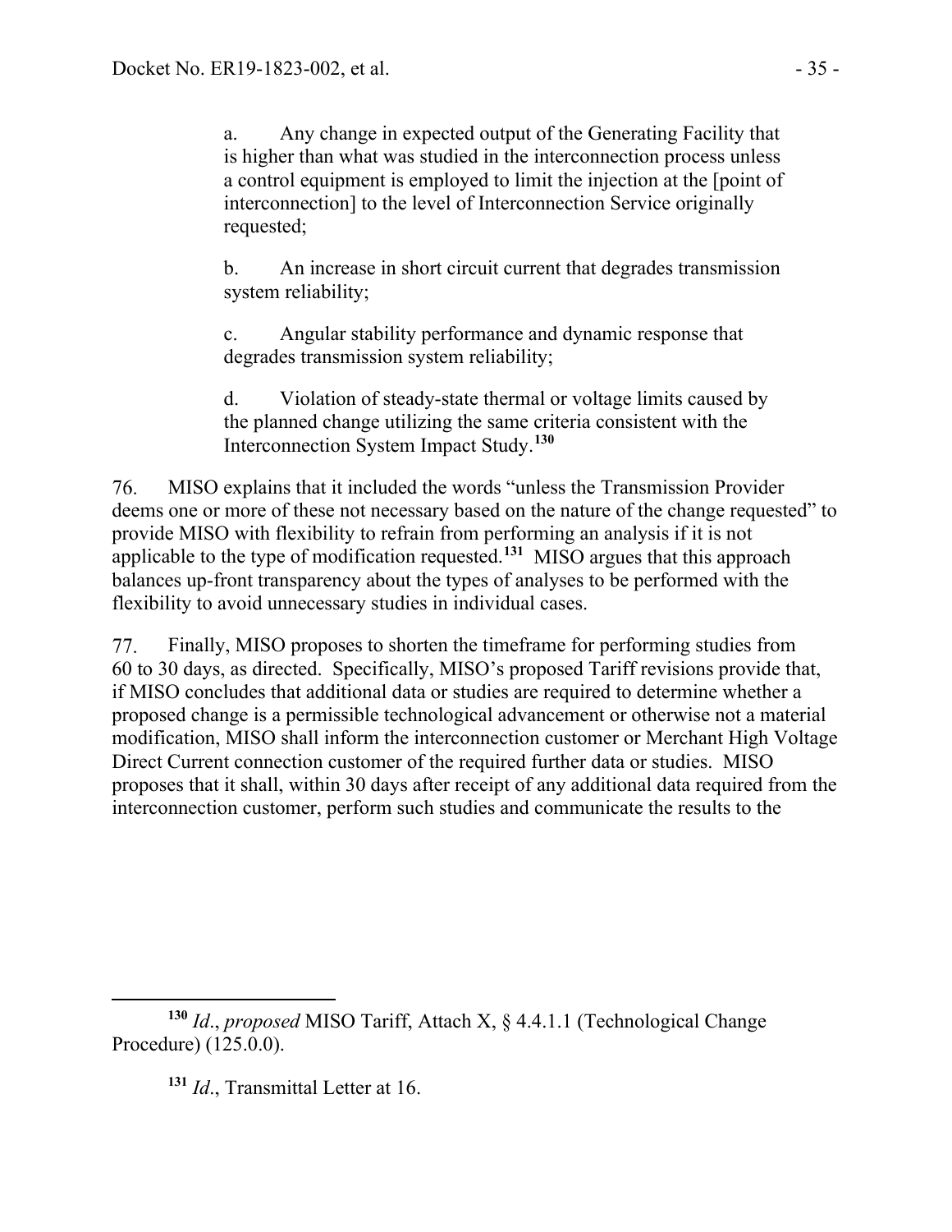a. Any change in expected output of the Generating Facility that is higher than what was studied in the interconnection process unless a control equipment is employed to limit the injection at the [point of interconnection] to the level of Interconnection Service originally requested;

b. An increase in short circuit current that degrades transmission system reliability;

c. Angular stability performance and dynamic response that degrades transmission system reliability;

d. Violation of steady-state thermal or voltage limits caused by the planned change utilizing the same criteria consistent with the Interconnection System Impact Study.[130]

76. MISO explains that it included the words "unless the Transmission Provider deems one or more of these not necessary based on the nature of the change requested" to provide MISO with flexibility to refrain from performing an analysis if it is not applicable to the type of modification requested.[131] MISO argues that this approach balances up-front transparency about the types of analyses to be performed with the flexibility to avoid unnecessary studies in individual cases.

77. Finally, MISO proposes to shorten the timeframe for performing studies from 60 to 30 days, as directed. Specifically, MISO's proposed Tariff revisions provide that, if MISO concludes that additional data or studies are required to determine whether a proposed change is a permissible technological advancement or otherwise not a material modification, MISO shall inform the interconnection customer or Merchant High Voltage Direct Current connection customer of the required further data or studies. MISO proposes that it shall, within 30 days after receipt of any additional data required from the interconnection customer, perform such studies and communicate the results to the

---

[130] *Id*., *proposed* MISO Tariff, Attach X, § 4.4.1.1 (Technological Change Procedure) (125.0.0).

[131] *Id*., Transmittal Letter at 16.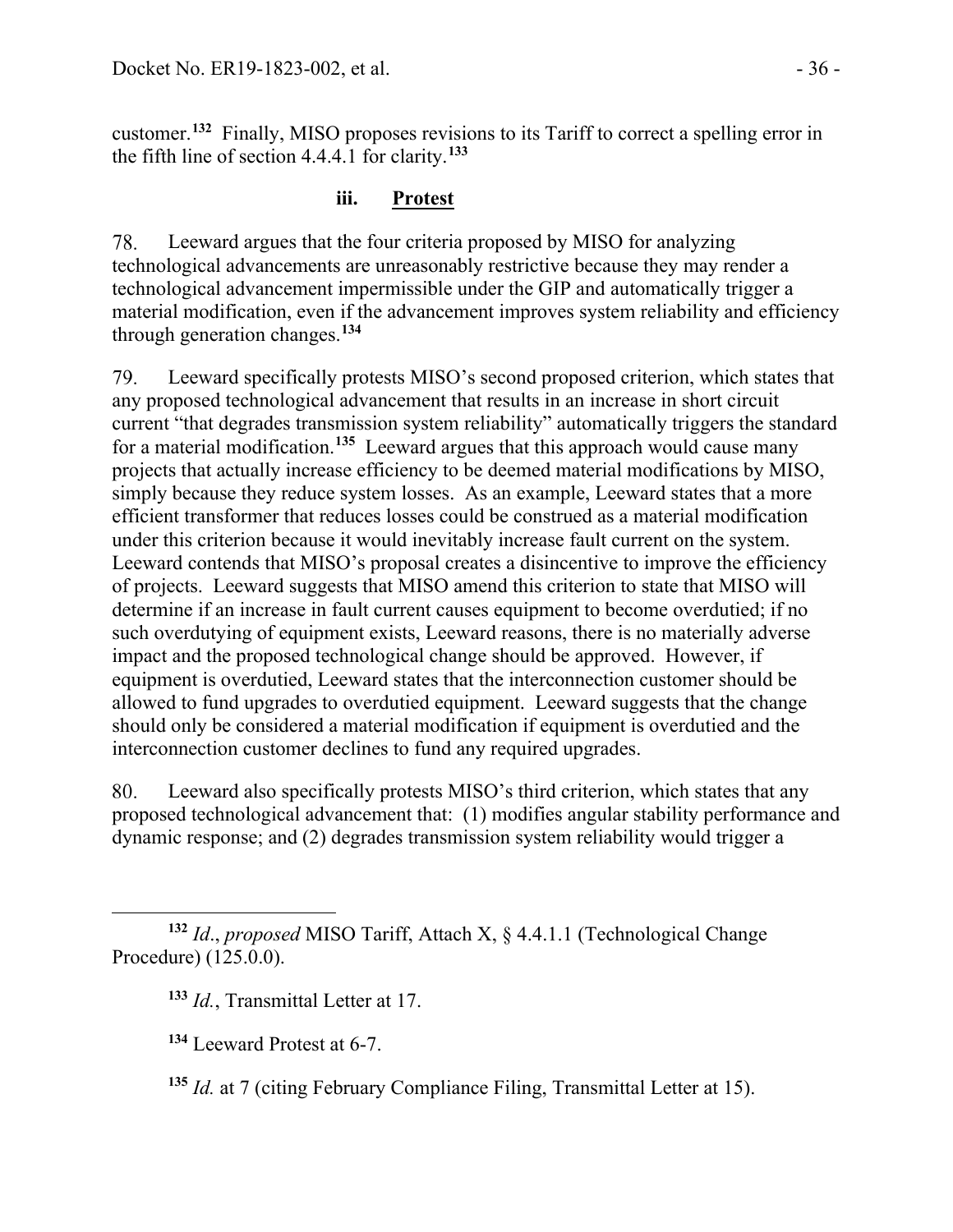customer.[132] Finally, MISO proposes revisions to its Tariff to correct a spelling error in the fifth line of section 4.4.4.1 for clarity.[133]

### iii. Protest

78. Leeward argues that the four criteria proposed by MISO for analyzing technological advancements are unreasonably restrictive because they may render a technological advancement impermissible under the GIP and automatically trigger a material modification, even if the advancement improves system reliability and efficiency through generation changes.[134]

79. Leeward specifically protests MISO's second proposed criterion, which states that any proposed technological advancement that results in an increase in short circuit current "that degrades transmission system reliability" automatically triggers the standard for a material modification.[135] Leeward argues that this approach would cause many projects that actually increase efficiency to be deemed material modifications by MISO, simply because they reduce system losses. As an example, Leeward states that a more efficient transformer that reduces losses could be construed as a material modification under this criterion because it would inevitably increase fault current on the system. Leeward contends that MISO's proposal creates a disincentive to improve the efficiency of projects. Leeward suggests that MISO amend this criterion to state that MISO will determine if an increase in fault current causes equipment to become overdutied; if no such overdutying of equipment exists, Leeward reasons, there is no materially adverse impact and the proposed technological change should be approved. However, if equipment is overdutied, Leeward states that the interconnection customer should be allowed to fund upgrades to overdutied equipment. Leeward suggests that the change should only be considered a material modification if equipment is overdutied and the interconnection customer declines to fund any required upgrades.

80. Leeward also specifically protests MISO's third criterion, which states that any proposed technological advancement that: (1) modifies angular stability performance and dynamic response; and (2) degrades transmission system reliability would trigger a

---

[132] *Id*., *proposed* MISO Tariff, Attach X, § 4.4.1.1 (Technological Change Procedure) (125.0.0).

[133] *Id.*, Transmittal Letter at 17.

[134] Leeward Protest at 6-7.

[135] *Id.* at 7 (citing February Compliance Filing, Transmittal Letter at 15).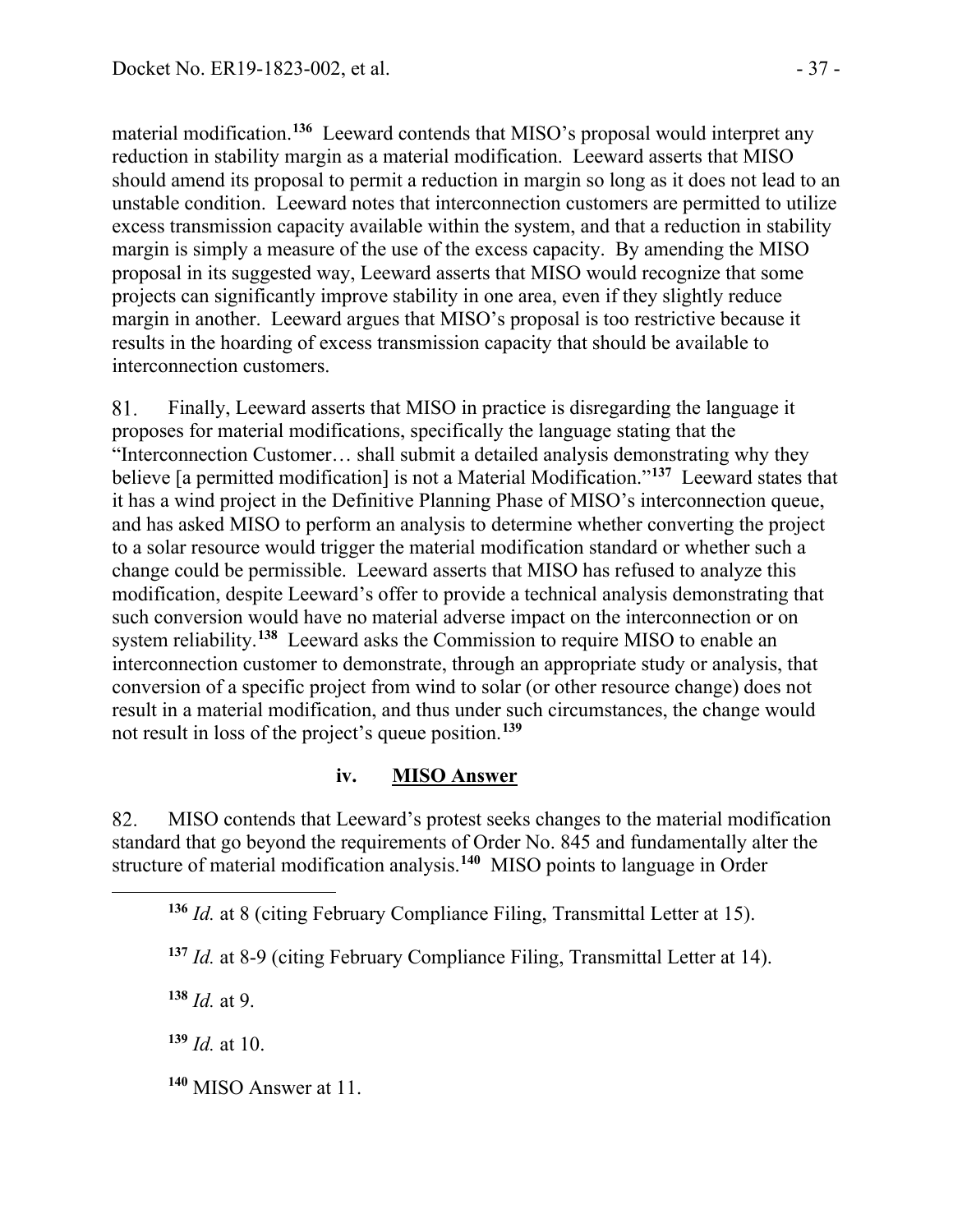material modification.[136] Leeward contends that MISO's proposal would interpret any reduction in stability margin as a material modification. Leeward asserts that MISO should amend its proposal to permit a reduction in margin so long as it does not lead to an unstable condition. Leeward notes that interconnection customers are permitted to utilize excess transmission capacity available within the system, and that a reduction in stability margin is simply a measure of the use of the excess capacity. By amending the MISO proposal in its suggested way, Leeward asserts that MISO would recognize that some projects can significantly improve stability in one area, even if they slightly reduce margin in another. Leeward argues that MISO's proposal is too restrictive because it results in the hoarding of excess transmission capacity that should be available to interconnection customers.

81. Finally, Leeward asserts that MISO in practice is disregarding the language it proposes for material modifications, specifically the language stating that the "Interconnection Customer… shall submit a detailed analysis demonstrating why they believe [a permitted modification] is not a Material Modification."[137] Leeward states that it has a wind project in the Definitive Planning Phase of MISO's interconnection queue, and has asked MISO to perform an analysis to determine whether converting the project to a solar resource would trigger the material modification standard or whether such a change could be permissible. Leeward asserts that MISO has refused to analyze this modification, despite Leeward's offer to provide a technical analysis demonstrating that such conversion would have no material adverse impact on the interconnection or on system reliability.[138] Leeward asks the Commission to require MISO to enable an interconnection customer to demonstrate, through an appropriate study or analysis, that conversion of a specific project from wind to solar (or other resource change) does not result in a material modification, and thus under such circumstances, the change would not result in loss of the project's queue position.[139]

### iv. MISO Answer

82. MISO contends that Leeward's protest seeks changes to the material modification standard that go beyond the requirements of Order No. 845 and fundamentally alter the structure of material modification analysis.[140] MISO points to language in Order

---

[136] *Id.* at 8 (citing February Compliance Filing, Transmittal Letter at 15).

[137] *Id.* at 8-9 (citing February Compliance Filing, Transmittal Letter at 14).

[138] *Id.* at 9.

[139] *Id.* at 10.

[140] MISO Answer at 11.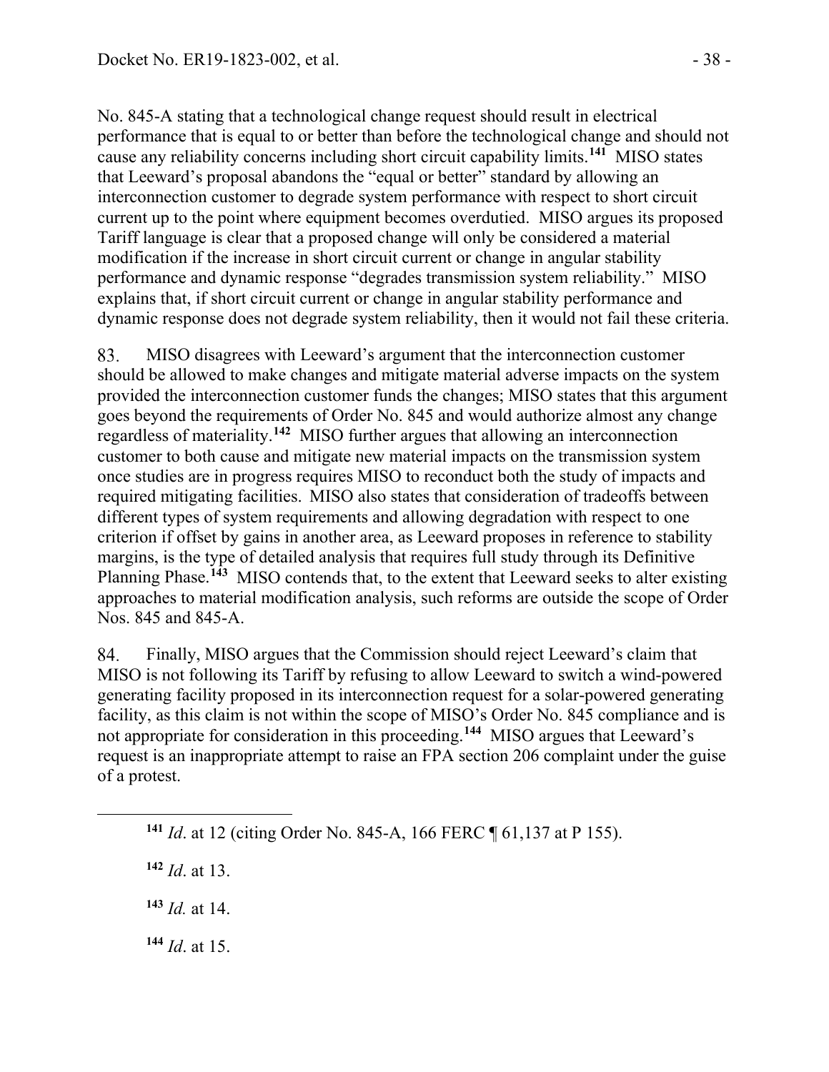No. 845-A stating that a technological change request should result in electrical performance that is equal to or better than before the technological change and should not cause any reliability concerns including short circuit capability limits.[141] MISO states that Leeward's proposal abandons the "equal or better" standard by allowing an interconnection customer to degrade system performance with respect to short circuit current up to the point where equipment becomes overdutied. MISO argues its proposed Tariff language is clear that a proposed change will only be considered a material modification if the increase in short circuit current or change in angular stability performance and dynamic response "degrades transmission system reliability." MISO explains that, if short circuit current or change in angular stability performance and dynamic response does not degrade system reliability, then it would not fail these criteria.

83. MISO disagrees with Leeward's argument that the interconnection customer should be allowed to make changes and mitigate material adverse impacts on the system provided the interconnection customer funds the changes; MISO states that this argument goes beyond the requirements of Order No. 845 and would authorize almost any change regardless of materiality.[142] MISO further argues that allowing an interconnection customer to both cause and mitigate new material impacts on the transmission system once studies are in progress requires MISO to reconduct both the study of impacts and required mitigating facilities. MISO also states that consideration of tradeoffs between different types of system requirements and allowing degradation with respect to one criterion if offset by gains in another area, as Leeward proposes in reference to stability margins, is the type of detailed analysis that requires full study through its Definitive Planning Phase.[143] MISO contends that, to the extent that Leeward seeks to alter existing approaches to material modification analysis, such reforms are outside the scope of Order Nos. 845 and 845-A.

84. Finally, MISO argues that the Commission should reject Leeward's claim that MISO is not following its Tariff by refusing to allow Leeward to switch a wind-powered generating facility proposed in its interconnection request for a solar-powered generating facility, as this claim is not within the scope of MISO's Order No. 845 compliance and is not appropriate for consideration in this proceeding.[144] MISO argues that Leeward's request is an inappropriate attempt to raise an FPA section 206 complaint under the guise of a protest.

---

[141] *Id*. at 12 (citing Order No. 845-A, 166 FERC ¶ 61,137 at P 155).

[142] *Id*. at 13.

[143] *Id.* at 14.

[144] *Id*. at 15.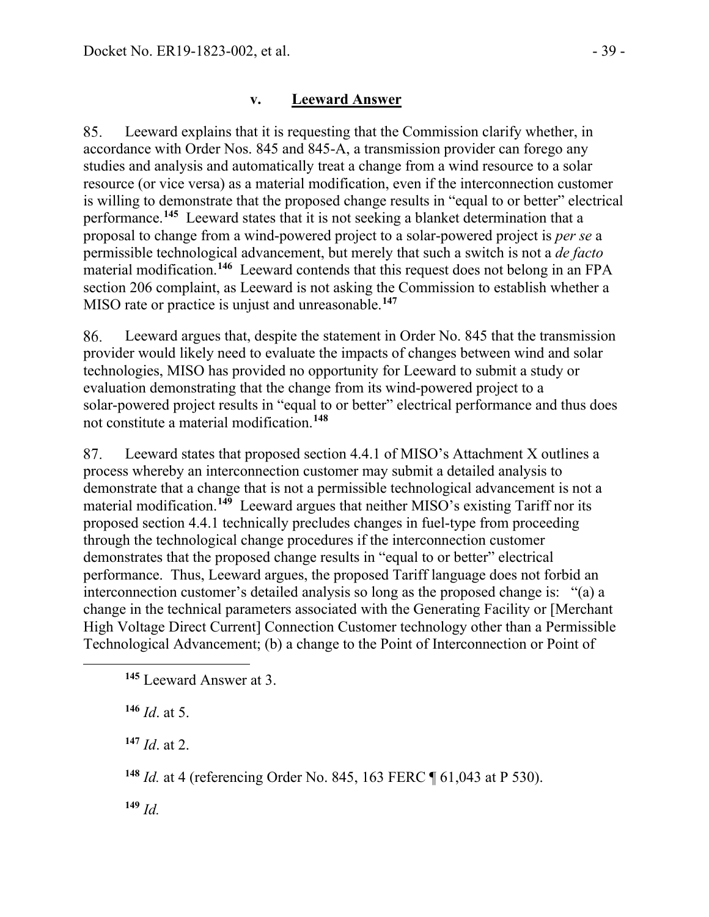### v. Leeward Answer

85. Leeward explains that it is requesting that the Commission clarify whether, in accordance with Order Nos. 845 and 845-A, a transmission provider can forego any studies and analysis and automatically treat a change from a wind resource to a solar resource (or vice versa) as a material modification, even if the interconnection customer is willing to demonstrate that the proposed change results in "equal to or better" electrical performance.[145] Leeward states that it is not seeking a blanket determination that a proposal to change from a wind-powered project to a solar-powered project is *per se* a permissible technological advancement, but merely that such a switch is not a *de facto* material modification.[146] Leeward contends that this request does not belong in an FPA section 206 complaint, as Leeward is not asking the Commission to establish whether a MISO rate or practice is unjust and unreasonable.[147]

86. Leeward argues that, despite the statement in Order No. 845 that the transmission provider would likely need to evaluate the impacts of changes between wind and solar technologies, MISO has provided no opportunity for Leeward to submit a study or evaluation demonstrating that the change from its wind-powered project to a solar-powered project results in "equal to or better" electrical performance and thus does not constitute a material modification.[148]

87. Leeward states that proposed section 4.4.1 of MISO's Attachment X outlines a process whereby an interconnection customer may submit a detailed analysis to demonstrate that a change that is not a permissible technological advancement is not a material modification.[149] Leeward argues that neither MISO's existing Tariff nor its proposed section 4.4.1 technically precludes changes in fuel-type from proceeding through the technological change procedures if the interconnection customer demonstrates that the proposed change results in "equal to or better" electrical performance. Thus, Leeward argues, the proposed Tariff language does not forbid an interconnection customer's detailed analysis so long as the proposed change is: "(a) a change in the technical parameters associated with the Generating Facility or [Merchant High Voltage Direct Current] Connection Customer technology other than a Permissible Technological Advancement; (b) a change to the Point of Interconnection or Point of

[145] Leeward Answer at 3.

[146] *Id*. at 5.

[147] *Id*. at 2.

[148] *Id.* at 4 (referencing Order No. 845, 163 FERC ¶ 61,043 at P 530).

[149] *Id.*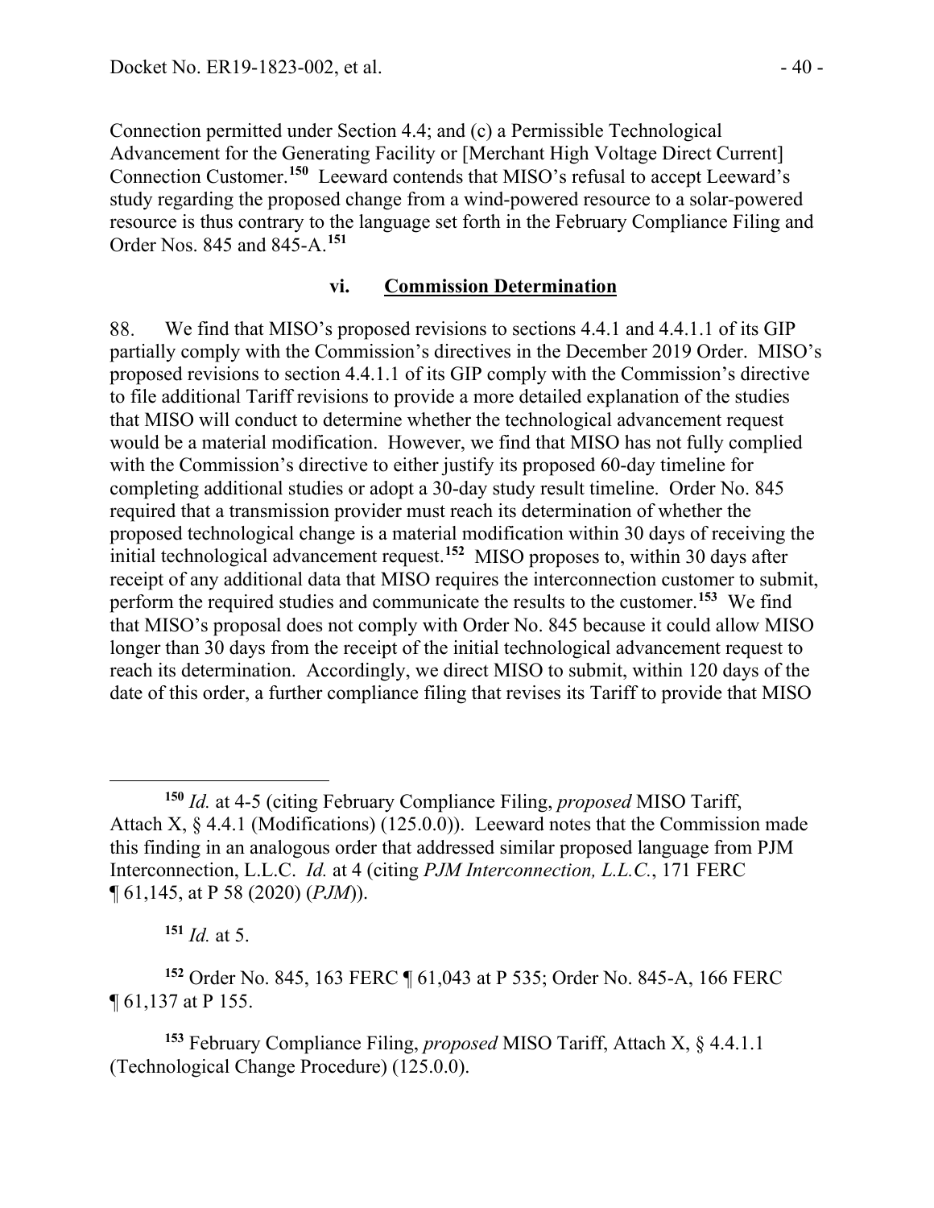Connection permitted under Section 4.4; and (c) a Permissible Technological Advancement for the Generating Facility or [Merchant High Voltage Direct Current] Connection Customer.[150] Leeward contends that MISO's refusal to accept Leeward's study regarding the proposed change from a wind-powered resource to a solar-powered resource is thus contrary to the language set forth in the February Compliance Filing and Order Nos. 845 and 845-A.[151]

### vi. Commission Determination

88. We find that MISO's proposed revisions to sections 4.4.1 and 4.4.1.1 of its GIP partially comply with the Commission's directives in the December 2019 Order. MISO's proposed revisions to section 4.4.1.1 of its GIP comply with the Commission's directive to file additional Tariff revisions to provide a more detailed explanation of the studies that MISO will conduct to determine whether the technological advancement request would be a material modification. However, we find that MISO has not fully complied with the Commission's directive to either justify its proposed 60-day timeline for completing additional studies or adopt a 30-day study result timeline. Order No. 845 required that a transmission provider must reach its determination of whether the proposed technological change is a material modification within 30 days of receiving the initial technological advancement request.[152] MISO proposes to, within 30 days after receipt of any additional data that MISO requires the interconnection customer to submit, perform the required studies and communicate the results to the customer.[153] We find that MISO's proposal does not comply with Order No. 845 because it could allow MISO longer than 30 days from the receipt of the initial technological advancement request to reach its determination. Accordingly, we direct MISO to submit, within 120 days of the date of this order, a further compliance filing that revises its Tariff to provide that MISO

---

[150] *Id.* at 4-5 (citing February Compliance Filing, *proposed* MISO Tariff, Attach X, § 4.4.1 (Modifications) (125.0.0)). Leeward notes that the Commission made this finding in an analogous order that addressed similar proposed language from PJM Interconnection, L.L.C. *Id.* at 4 (citing *PJM Interconnection, L.L.C.*, 171 FERC ¶ 61,145, at P 58 (2020) (*PJM*)).

[151] *Id.* at 5.

[152] Order No. 845, 163 FERC ¶ 61,043 at P 535; Order No. 845-A, 166 FERC ¶ 61,137 at P 155.

[153] February Compliance Filing, *proposed* MISO Tariff, Attach X, § 4.4.1.1 (Technological Change Procedure) (125.0.0).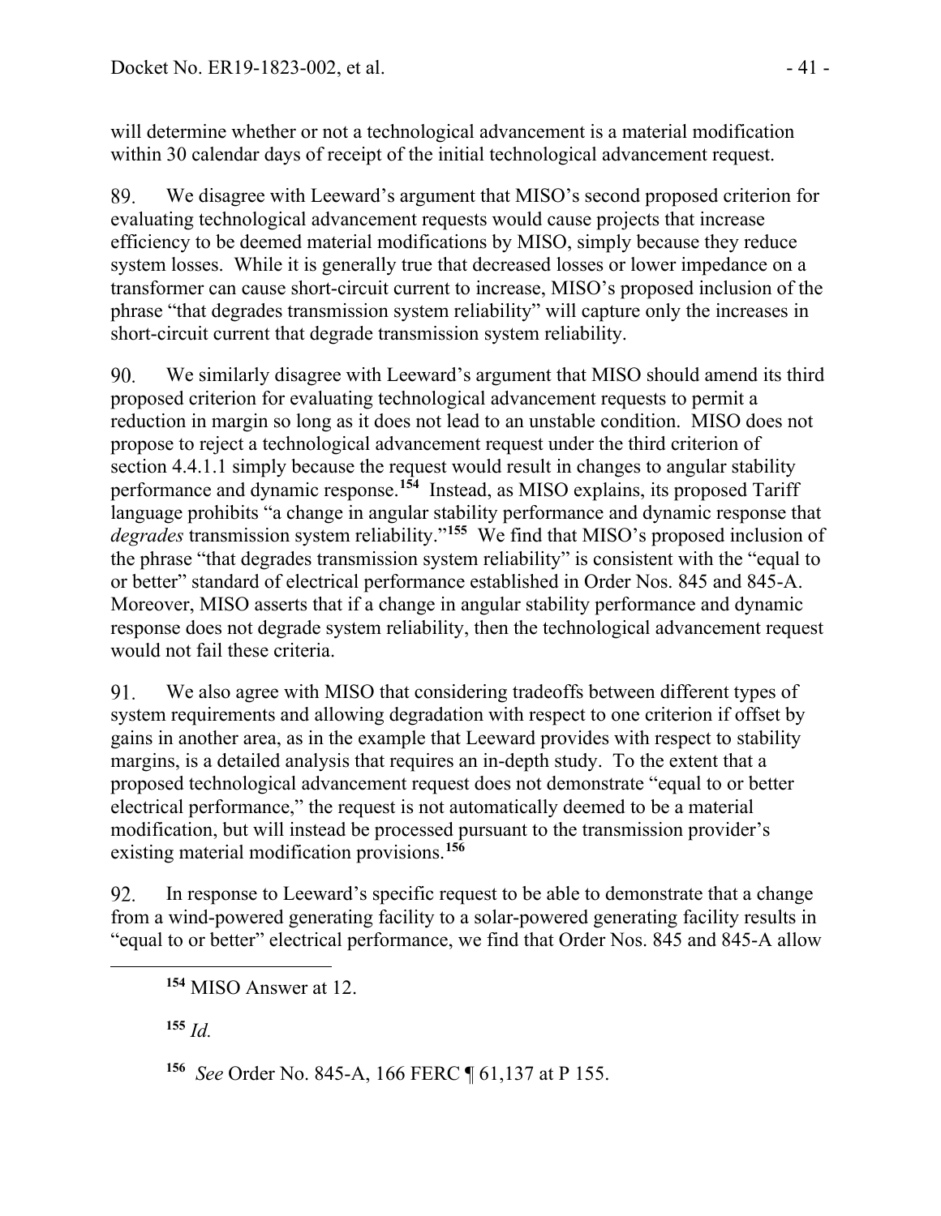will determine whether or not a technological advancement is a material modification within 30 calendar days of receipt of the initial technological advancement request.

89. We disagree with Leeward's argument that MISO's second proposed criterion for evaluating technological advancement requests would cause projects that increase efficiency to be deemed material modifications by MISO, simply because they reduce system losses. While it is generally true that decreased losses or lower impedance on a transformer can cause short-circuit current to increase, MISO's proposed inclusion of the phrase "that degrades transmission system reliability" will capture only the increases in short-circuit current that degrade transmission system reliability.

90. We similarly disagree with Leeward's argument that MISO should amend its third proposed criterion for evaluating technological advancement requests to permit a reduction in margin so long as it does not lead to an unstable condition. MISO does not propose to reject a technological advancement request under the third criterion of section 4.4.1.1 simply because the request would result in changes to angular stability performance and dynamic response.[154] Instead, as MISO explains, its proposed Tariff language prohibits "a change in angular stability performance and dynamic response that *degrades* transmission system reliability."[155] We find that MISO's proposed inclusion of the phrase "that degrades transmission system reliability" is consistent with the "equal to or better" standard of electrical performance established in Order Nos. 845 and 845-A. Moreover, MISO asserts that if a change in angular stability performance and dynamic response does not degrade system reliability, then the technological advancement request would not fail these criteria.

91. We also agree with MISO that considering tradeoffs between different types of system requirements and allowing degradation with respect to one criterion if offset by gains in another area, as in the example that Leeward provides with respect to stability margins, is a detailed analysis that requires an in-depth study. To the extent that a proposed technological advancement request does not demonstrate "equal to or better electrical performance," the request is not automatically deemed to be a material modification, but will instead be processed pursuant to the transmission provider's existing material modification provisions.[156]

92. In response to Leeward's specific request to be able to demonstrate that a change from a wind-powered generating facility to a solar-powered generating facility results in "equal to or better" electrical performance, we find that Order Nos. 845 and 845-A allow

---

[154] MISO Answer at 12.

[155] *Id.*

[156] *See* Order No. 845-A, 166 FERC ¶ 61,137 at P 155.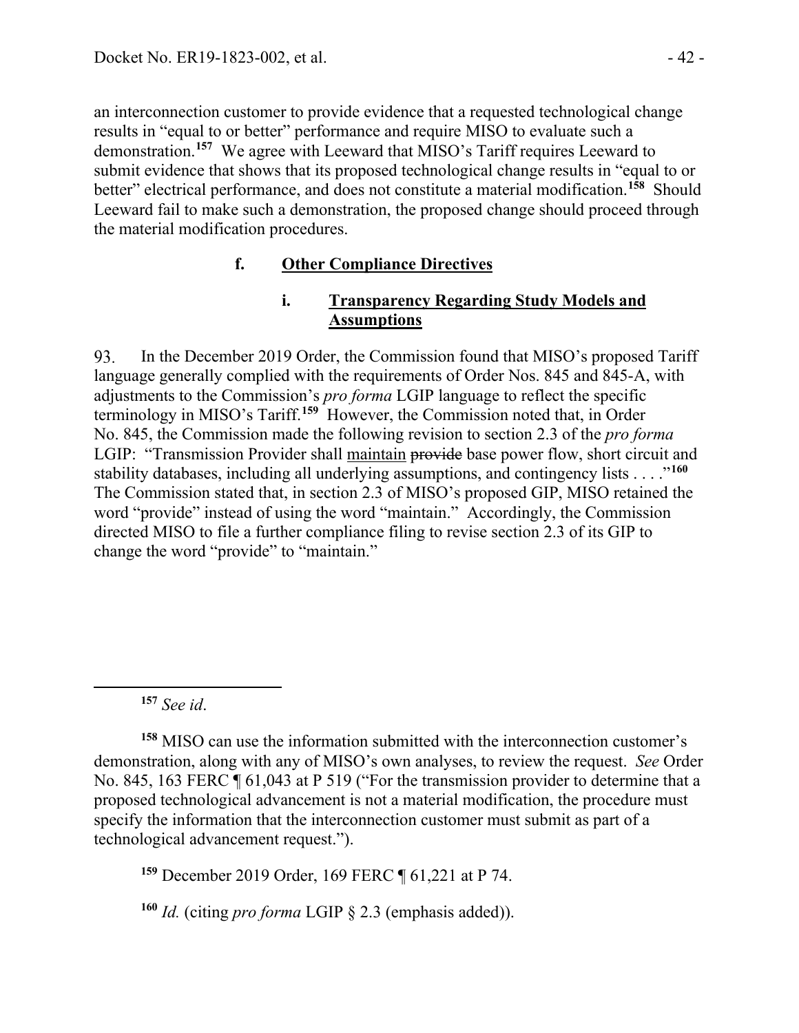an interconnection customer to provide evidence that a requested technological change results in "equal to or better" performance and require MISO to evaluate such a demonstration.[157] We agree with Leeward that MISO's Tariff requires Leeward to submit evidence that shows that its proposed technological change results in "equal to or better" electrical performance, and does not constitute a material modification.[158] Should Leeward fail to make such a demonstration, the proposed change should proceed through the material modifications procedures.

### f. **Other Compliance Directives**

#### i. **Transparency Regarding Study Models and Assumptions**

93. In the December 2019 Order, the Commission found that MISO's proposed Tariff language generally complied with the requirements of Order Nos. 845 and 845-A, with adjustments to the Commission's *pro forma* LGIP language to reflect the specific terminology in MISO's Tariff.[159] However, the Commission noted that, in Order No. 845, the Commission made the following revision to section 2.3 of the *pro forma* LGIP: "Transmission Provider shall <u>maintain</u> ~~provide~~ base power flow, short circuit and stability databases, including all underlying assumptions, and contingency lists . . . ."[160] The Commission stated that, in section 2.3 of MISO's proposed GIP, MISO retained the word "provide" instead of using the word "maintain." Accordingly, the Commission directed MISO to file a further compliance filing to revise section 2.3 of its GIP to change the word "provide" to "maintain."

---

[157] *See id*.

[158] MISO can use the information submitted with the interconnection customer's demonstration, along with any of MISO's own analyses, to review the request. *See* Order No. 845, 163 FERC ¶ 61,043 at P 519 ("For the transmission provider to determine that a proposed technological advancement is not a material modification, the procedure must specify the information that the interconnection customer must submit as part of a technological advancement request.").

[159] December 2019 Order, 169 FERC ¶ 61,221 at P 74.

[160] *Id.* (citing *pro forma* LGIP § 2.3 (emphasis added)).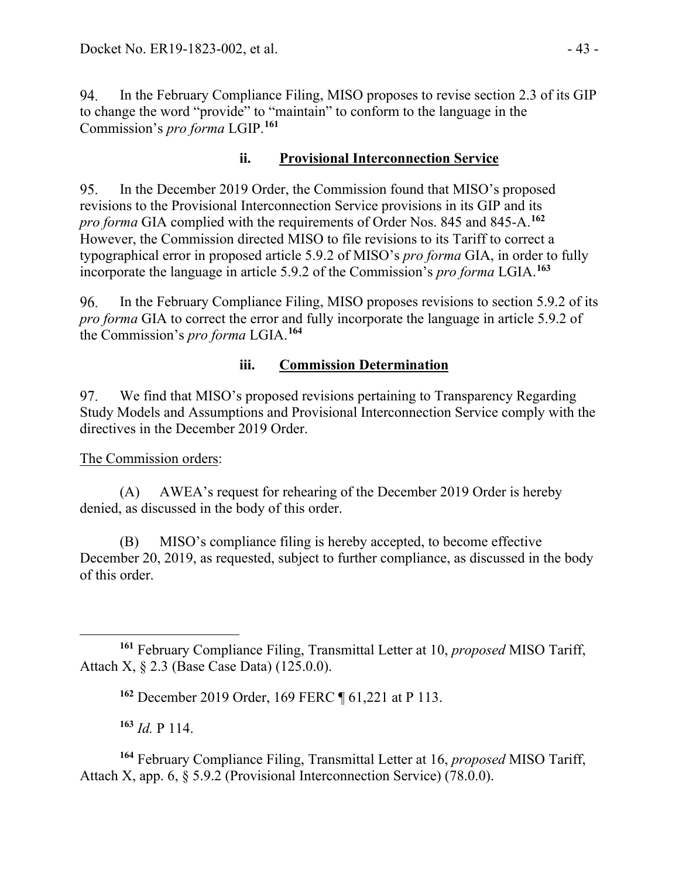94. In the February Compliance Filing, MISO proposes to revise section 2.3 of its GIP to change the word "provide" to "maintain" to conform to the language in the Commission's *pro forma* LGIP.[161]

### ii. Provisional Interconnection Service

95. In the December 2019 Order, the Commission found that MISO's proposed revisions to the Provisional Interconnection Service provisions in its GIP and its *pro forma* GIA complied with the requirements of Order Nos. 845 and 845-A.[162] However, the Commission directed MISO to file revisions to its Tariff to correct a typographical error in proposed article 5.9.2 of MISO's *pro forma* GIA, in order to fully incorporate the language in article 5.9.2 of the Commission's *pro forma* LGIA.[163]

96. In the February Compliance Filing, MISO proposes revisions to section 5.9.2 of its *pro forma* GIA to correct the error and fully incorporate the language in article 5.9.2 of the Commission's *pro forma* LGIA.[164]

### iii. Commission Determination

97. We find that MISO's proposed revisions pertaining to Transparency Regarding Study Models and Assumptions and Provisional Interconnection Service comply with the directives in the December 2019 Order.

The Commission orders:

(A) AWEA's request for rehearing of the December 2019 Order is hereby denied, as discussed in the body of this order.

(B) MISO's compliance filing is hereby accepted, to become effective December 20, 2019, as requested, subject to further compliance, as discussed in the body of this order.

---

[161] February Compliance Filing, Transmittal Letter at 10, *proposed* MISO Tariff, Attach X, § 2.3 (Base Case Data) (125.0.0).

[162] December 2019 Order, 169 FERC ¶ 61,221 at P 113.

[163] *Id.* P 114.

[164] February Compliance Filing, Transmittal Letter at 16, *proposed* MISO Tariff, Attach X, app. 6, § 5.9.2 (Provisional Interconnection Service) (78.0.0).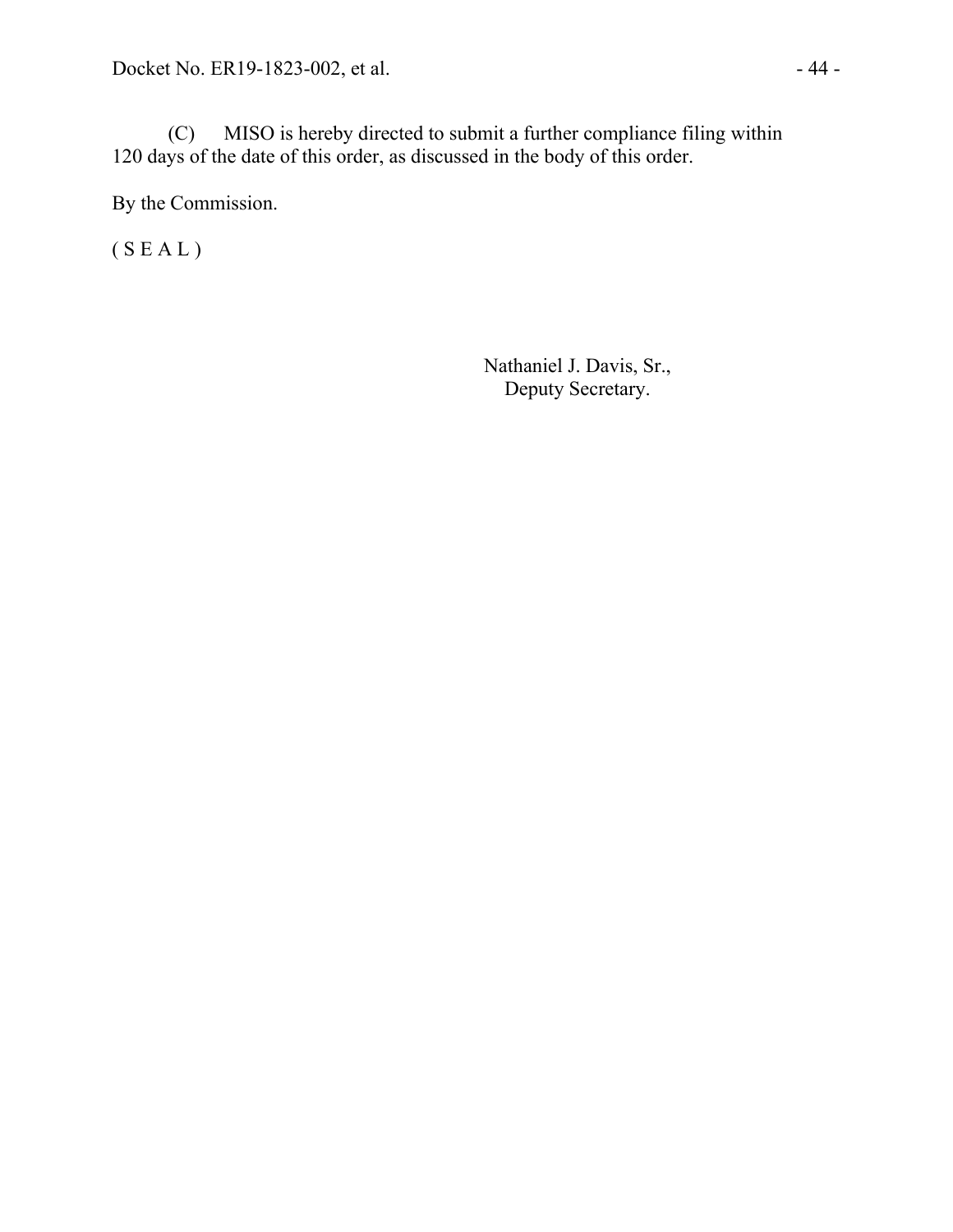(C) MISO is hereby directed to submit a further compliance filing within 120 days of the date of this order, as discussed in the body of this order.

By the Commission.

( S E A L )

Nathaniel J. Davis, Sr.,
Deputy Secretary.